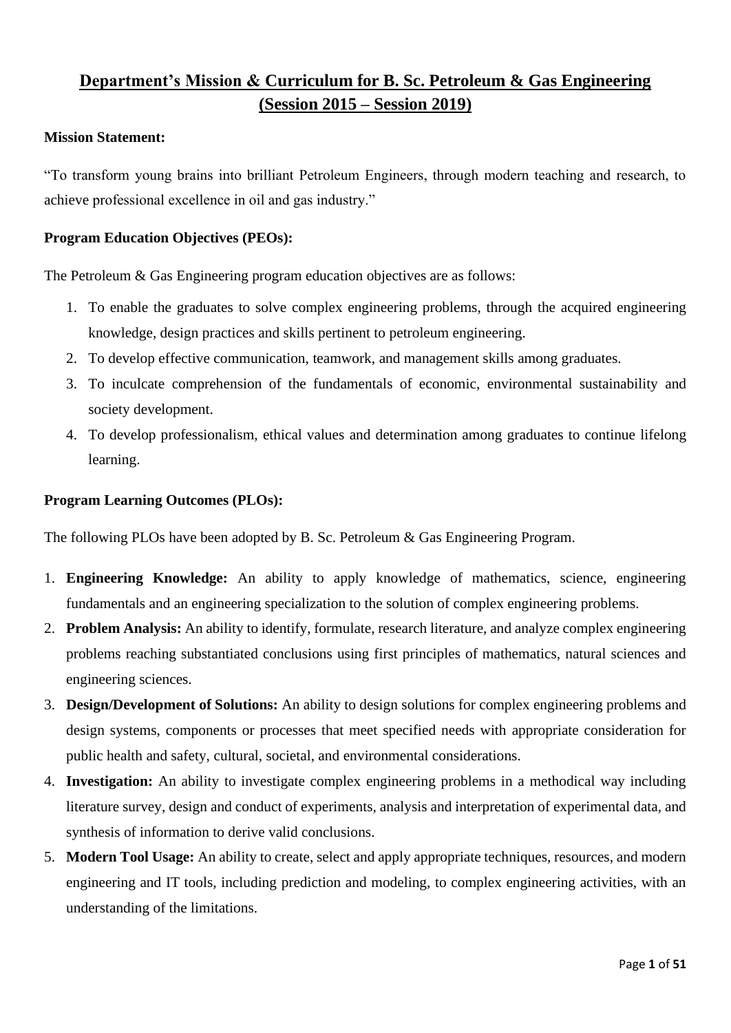# Department's Mission & Curriculum for B. Sc. Petroleum & Gas Engineering (Session 2015 – Session 2019)

**Mission Statement:**

"To transform young brains into brilliant Petroleum Engineers, through modern teaching and research, to achieve professional excellence in oil and gas industry."

**Program Education Objectives (PEOs):**

The Petroleum & Gas Engineering program education objectives are as follows:

1. To enable the graduates to solve complex engineering problems, through the acquired engineering knowledge, design practices and skills pertinent to petroleum engineering.
2. To develop effective communication, teamwork, and management skills among graduates.
3. To inculcate comprehension of the fundamentals of economic, environmental sustainability and society development.
4. To develop professionalism, ethical values and determination among graduates to continue lifelong learning.

**Program Learning Outcomes (PLOs):**

The following PLOs have been adopted by B. Sc. Petroleum & Gas Engineering Program.

1. **Engineering Knowledge:** An ability to apply knowledge of mathematics, science, engineering fundamentals and an engineering specialization to the solution of complex engineering problems.
2. **Problem Analysis:** An ability to identify, formulate, research literature, and analyze complex engineering problems reaching substantiated conclusions using first principles of mathematics, natural sciences and engineering sciences.
3. **Design/Development of Solutions:** An ability to design solutions for complex engineering problems and design systems, components or processes that meet specified needs with appropriate consideration for public health and safety, cultural, societal, and environmental considerations.
4. **Investigation:** An ability to investigate complex engineering problems in a methodical way including literature survey, design and conduct of experiments, analysis and interpretation of experimental data, and synthesis of information to derive valid conclusions.
5. **Modern Tool Usage:** An ability to create, select and apply appropriate techniques, resources, and modern engineering and IT tools, including prediction and modeling, to complex engineering activities, with an understanding of the limitations.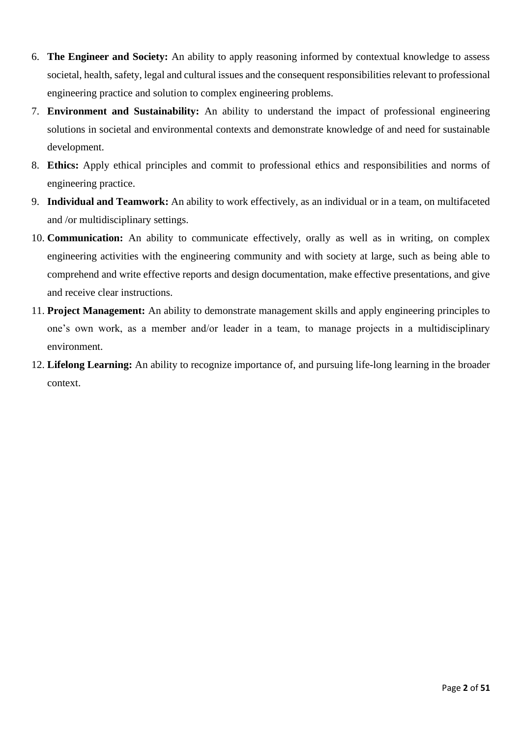6. **The Engineer and Society:** An ability to apply reasoning informed by contextual knowledge to assess societal, health, safety, legal and cultural issues and the consequent responsibilities relevant to professional engineering practice and solution to complex engineering problems.
7. **Environment and Sustainability:** An ability to understand the impact of professional engineering solutions in societal and environmental contexts and demonstrate knowledge of and need for sustainable development.
8. **Ethics:** Apply ethical principles and commit to professional ethics and responsibilities and norms of engineering practice.
9. **Individual and Teamwork:** An ability to work effectively, as an individual or in a team, on multifaceted and /or multidisciplinary settings.
10. **Communication:** An ability to communicate effectively, orally as well as in writing, on complex engineering activities with the engineering community and with society at large, such as being able to comprehend and write effective reports and design documentation, make effective presentations, and give and receive clear instructions.
11. **Project Management:** An ability to demonstrate management skills and apply engineering principles to one's own work, as a member and/or leader in a team, to manage projects in a multidisciplinary environment.
12. **Lifelong Learning:** An ability to recognize importance of, and pursuing life-long learning in the broader context.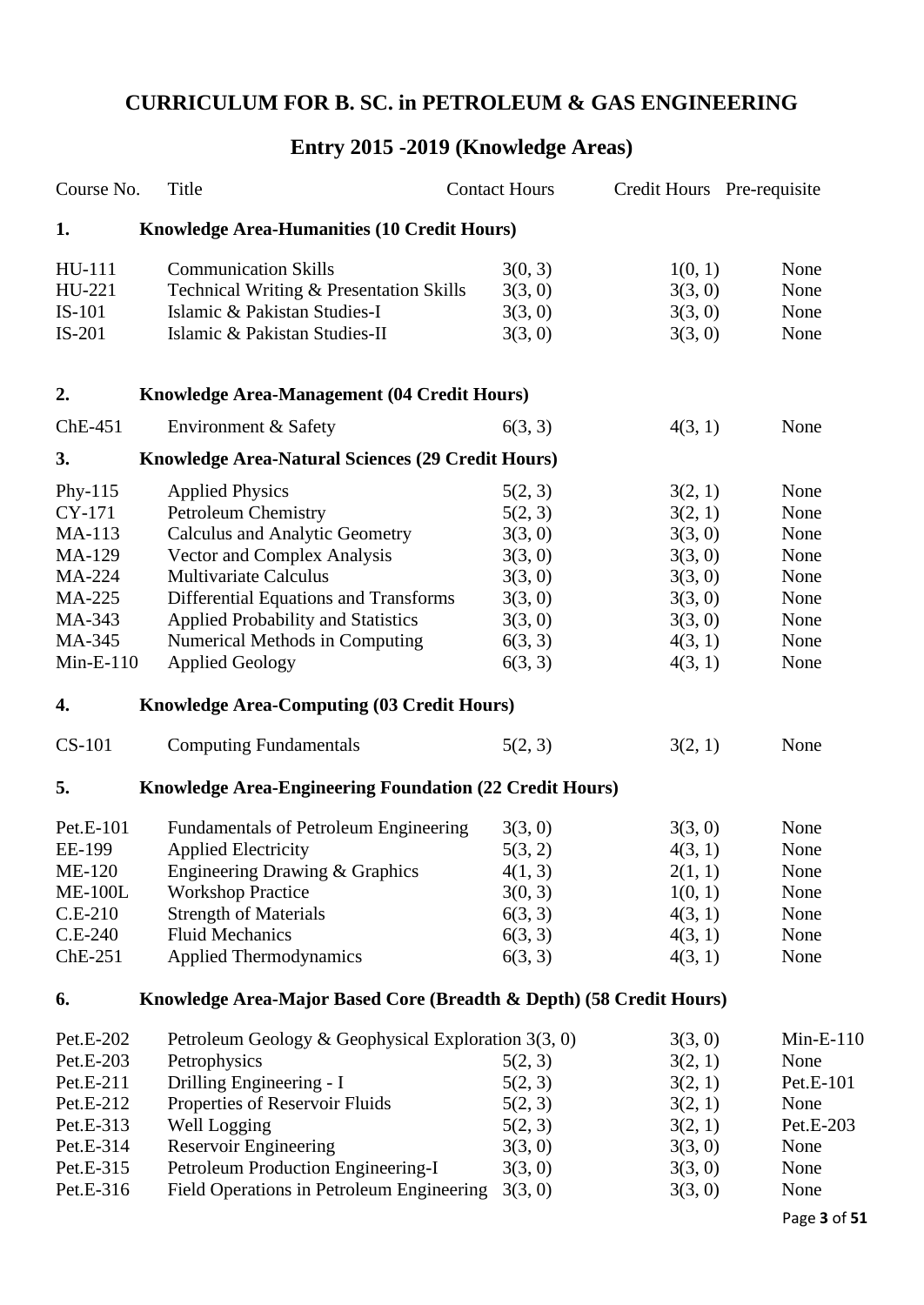# CURRICULUM FOR B. SC. in PETROLEUM & GAS ENGINEERING

## Entry 2015 -2019 (Knowledge Areas)

| Course No. | Title | Contact Hours | Credit Hours | Pre-requisite |
|---|---|---|---|---|
| **1.** | **Knowledge Area-Humanities (10 Credit Hours)** | | | |
| HU-111 | Communication Skills | 3(0, 3) | 1(0, 1) | None |
| HU-221 | Technical Writing & Presentation Skills | 3(3, 0) | 3(3, 0) | None |
| IS-101 | Islamic & Pakistan Studies-I | 3(3, 0) | 3(3, 0) | None |
| IS-201 | Islamic & Pakistan Studies-II | 3(3, 0) | 3(3, 0) | None |
| **2.** | **Knowledge Area-Management (04 Credit Hours)** | | | |
| ChE-451 | Environment & Safety | 6(3, 3) | 4(3, 1) | None |
| **3.** | **Knowledge Area-Natural Sciences (29 Credit Hours)** | | | |
| Phy-115 | Applied Physics | 5(2, 3) | 3(2, 1) | None |
| CY-171 | Petroleum Chemistry | 5(2, 3) | 3(2, 1) | None |
| MA-113 | Calculus and Analytic Geometry | 3(3, 0) | 3(3, 0) | None |
| MA-129 | Vector and Complex Analysis | 3(3, 0) | 3(3, 0) | None |
| MA-224 | Multivariate Calculus | 3(3, 0) | 3(3, 0) | None |
| MA-225 | Differential Equations and Transforms | 3(3, 0) | 3(3, 0) | None |
| MA-343 | Applied Probability and Statistics | 3(3, 0) | 3(3, 0) | None |
| MA-345 | Numerical Methods in Computing | 6(3, 3) | 4(3, 1) | None |
| Min-E-110 | Applied Geology | 6(3, 3) | 4(3, 1) | None |
| **4.** | **Knowledge Area-Computing (03 Credit Hours)** | | | |
| CS-101 | Computing Fundamentals | 5(2, 3) | 3(2, 1) | None |
| **5.** | **Knowledge Area-Engineering Foundation (22 Credit Hours)** | | | |
| Pet.E-101 | Fundamentals of Petroleum Engineering | 3(3, 0) | 3(3, 0) | None |
| EE-199 | Applied Electricity | 5(3, 2) | 4(3, 1) | None |
| ME-120 | Engineering Drawing & Graphics | 4(1, 3) | 2(1, 1) | None |
| ME-100L | Workshop Practice | 3(0, 3) | 1(0, 1) | None |
| C.E-210 | Strength of Materials | 6(3, 3) | 4(3, 1) | None |
| C.E-240 | Fluid Mechanics | 6(3, 3) | 4(3, 1) | None |
| ChE-251 | Applied Thermodynamics | 6(3, 3) | 4(3, 1) | None |
| **6.** | **Knowledge Area-Major Based Core (Breadth & Depth) (58 Credit Hours)** | | | |
| Pet.E-202 | Petroleum Geology & Geophysical Exploration | 3(3, 0) | 3(3, 0) | Min-E-110 |
| Pet.E-203 | Petrophysics | 5(2, 3) | 3(2, 1) | None |
| Pet.E-211 | Drilling Engineering - I | 5(2, 3) | 3(2, 1) | Pet.E-101 |
| Pet.E-212 | Properties of Reservoir Fluids | 5(2, 3) | 3(2, 1) | None |
| Pet.E-313 | Well Logging | 5(2, 3) | 3(2, 1) | Pet.E-203 |
| Pet.E-314 | Reservoir Engineering | 3(3, 0) | 3(3, 0) | None |
| Pet.E-315 | Petroleum Production Engineering-I | 3(3, 0) | 3(3, 0) | None |
| Pet.E-316 | Field Operations in Petroleum Engineering | 3(3, 0) | 3(3, 0) | None |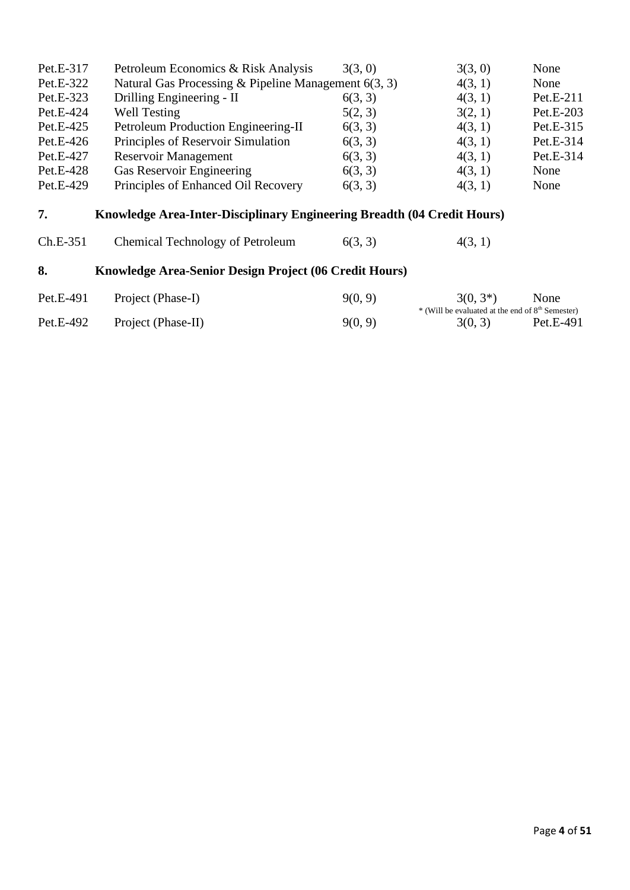| | | | | |
|---|---|---|---|---|
| Pet.E-317 | Petroleum Economics & Risk Analysis | 3(3, 0) | 3(3, 0) | None |
| Pet.E-322 | Natural Gas Processing & Pipeline Management | 6(3, 3) | 4(3, 1) | None |
| Pet.E-323 | Drilling Engineering - II | 6(3, 3) | 4(3, 1) | Pet.E-211 |
| Pet.E-424 | Well Testing | 5(2, 3) | 3(2, 1) | Pet.E-203 |
| Pet.E-425 | Petroleum Production Engineering-II | 6(3, 3) | 4(3, 1) | Pet.E-315 |
| Pet.E-426 | Principles of Reservoir Simulation | 6(3, 3) | 4(3, 1) | Pet.E-314 |
| Pet.E-427 | Reservoir Management | 6(3, 3) | 4(3, 1) | Pet.E-314 |
| Pet.E-428 | Gas Reservoir Engineering | 6(3, 3) | 4(3, 1) | None |
| Pet.E-429 | Principles of Enhanced Oil Recovery | 6(3, 3) | 4(3, 1) | None |

## 7. Knowledge Area-Inter-Disciplinary Engineering Breadth (04 Credit Hours)

| | | | | |
|---|---|---|---|---|
| Ch.E-351 | Chemical Technology of Petroleum | 6(3, 3) | 4(3, 1) | |

## 8. Knowledge Area-Senior Design Project (06 Credit Hours)

| | | | | |
|---|---|---|---|---|
| Pet.E-491 | Project (Phase-I) | 9(0, 9) | 3(0, 3*) * (Will be evaluated at the end of 8th Semester) | None |
| Pet.E-492 | Project (Phase-II) | 9(0, 9) | 3(0, 3) | Pet.E-491 |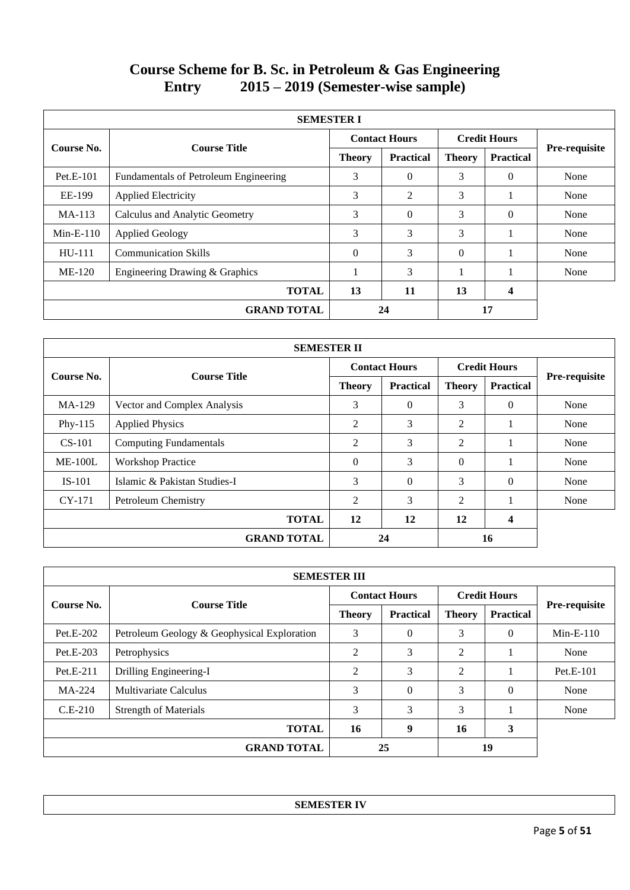# Course Scheme for B. Sc. in Petroleum & Gas Engineering
## Entry 2015 – 2019 (Semester-wise sample)

| SEMESTER I | | | | | | |
|---|---|---|---|---|---|---|
| **Course No.** | **Course Title** | **Contact Hours** | | **Credit Hours** | | **Pre-requisite** |
| | | **Theory** | **Practical** | **Theory** | **Practical** | |
| Pet.E-101 | Fundamentals of Petroleum Engineering | 3 | 0 | 3 | 0 | None |
| EE-199 | Applied Electricity | 3 | 2 | 3 | 1 | None |
| MA-113 | Calculus and Analytic Geometry | 3 | 0 | 3 | 0 | None |
| Min-E-110 | Applied Geology | 3 | 3 | 3 | 1 | None |
| HU-111 | Communication Skills | 0 | 3 | 0 | 1 | None |
| ME-120 | Engineering Drawing & Graphics | 1 | 3 | 1 | 1 | None |
| | **TOTAL** | **13** | **11** | **13** | **4** | |
| | **GRAND TOTAL** | **24** | | **17** | | |

| SEMESTER II | | | | | | |
|---|---|---|---|---|---|---|
| **Course No.** | **Course Title** | **Contact Hours** | | **Credit Hours** | | **Pre-requisite** |
| | | **Theory** | **Practical** | **Theory** | **Practical** | |
| MA-129 | Vector and Complex Analysis | 3 | 0 | 3 | 0 | None |
| Phy-115 | Applied Physics | 2 | 3 | 2 | 1 | None |
| CS-101 | Computing Fundamentals | 2 | 3 | 2 | 1 | None |
| ME-100L | Workshop Practice | 0 | 3 | 0 | 1 | None |
| IS-101 | Islamic & Pakistan Studies-I | 3 | 0 | 3 | 0 | None |
| CY-171 | Petroleum Chemistry | 2 | 3 | 2 | 1 | None |
| | **TOTAL** | **12** | **12** | **12** | **4** | |
| | **GRAND TOTAL** | **24** | | **16** | | |

| SEMESTER III | | | | | | |
|---|---|---|---|---|---|---|
| **Course No.** | **Course Title** | **Contact Hours** | | **Credit Hours** | | **Pre-requisite** |
| | | **Theory** | **Practical** | **Theory** | **Practical** | |
| Pet.E-202 | Petroleum Geology & Geophysical Exploration | 3 | 0 | 3 | 0 | Min-E-110 |
| Pet.E-203 | Petrophysics | 2 | 3 | 2 | 1 | None |
| Pet.E-211 | Drilling Engineering-I | 2 | 3 | 2 | 1 | Pet.E-101 |
| MA-224 | Multivariate Calculus | 3 | 0 | 3 | 0 | None |
| C.E-210 | Strength of Materials | 3 | 3 | 3 | 1 | None |
| | **TOTAL** | **16** | **9** | **16** | **3** | |
| | **GRAND TOTAL** | **25** | | **19** | | |

| SEMESTER IV |
|---|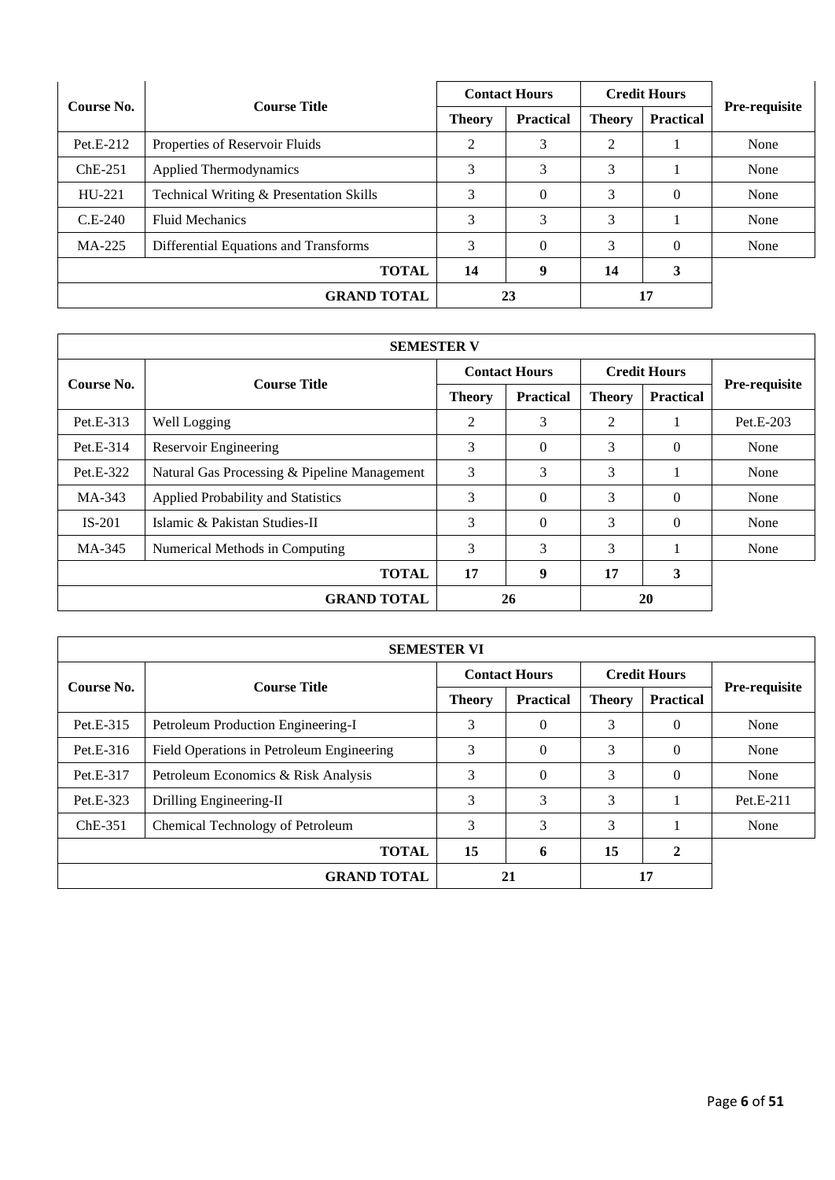| Course No. | Course Title | Contact Hours | | Credit Hours | | Pre-requisite |
|---|---|---|---|---|---|---|
| | | Theory | Practical | Theory | Practical | |
| Pet.E-212 | Properties of Reservoir Fluids | 2 | 3 | 2 | 1 | None |
| ChE-251 | Applied Thermodynamics | 3 | 3 | 3 | 1 | None |
| HU-221 | Technical Writing & Presentation Skills | 3 | 0 | 3 | 0 | None |
| C.E-240 | Fluid Mechanics | 3 | 3 | 3 | 1 | None |
| MA-225 | Differential Equations and Transforms | 3 | 0 | 3 | 0 | None |
| | **TOTAL** | **14** | **9** | **14** | **3** | |
| | **GRAND TOTAL** | **23** | | **17** | | |

| SEMESTER V | | | | | | |
|---|---|---|---|---|---|---|
| Course No. | Course Title | Contact Hours | | Credit Hours | | Pre-requisite |
| | | Theory | Practical | Theory | Practical | |
| Pet.E-313 | Well Logging | 2 | 3 | 2 | 1 | Pet.E-203 |
| Pet.E-314 | Reservoir Engineering | 3 | 0 | 3 | 0 | None |
| Pet.E-322 | Natural Gas Processing & Pipeline Management | 3 | 3 | 3 | 1 | None |
| MA-343 | Applied Probability and Statistics | 3 | 0 | 3 | 0 | None |
| IS-201 | Islamic & Pakistan Studies-II | 3 | 0 | 3 | 0 | None |
| MA-345 | Numerical Methods in Computing | 3 | 3 | 3 | 1 | None |
| | **TOTAL** | **17** | **9** | **17** | **3** | |
| | **GRAND TOTAL** | **26** | | **20** | | |

| SEMESTER VI | | | | | | |
|---|---|---|---|---|---|---|
| Course No. | Course Title | Contact Hours | | Credit Hours | | Pre-requisite |
| | | Theory | Practical | Theory | Practical | |
| Pet.E-315 | Petroleum Production Engineering-I | 3 | 0 | 3 | 0 | None |
| Pet.E-316 | Field Operations in Petroleum Engineering | 3 | 0 | 3 | 0 | None |
| Pet.E-317 | Petroleum Economics & Risk Analysis | 3 | 0 | 3 | 0 | None |
| Pet.E-323 | Drilling Engineering-II | 3 | 3 | 3 | 1 | Pet.E-211 |
| ChE-351 | Chemical Technology of Petroleum | 3 | 3 | 3 | 1 | None |
| | **TOTAL** | **15** | **6** | **15** | **2** | |
| | **GRAND TOTAL** | **21** | | **17** | | |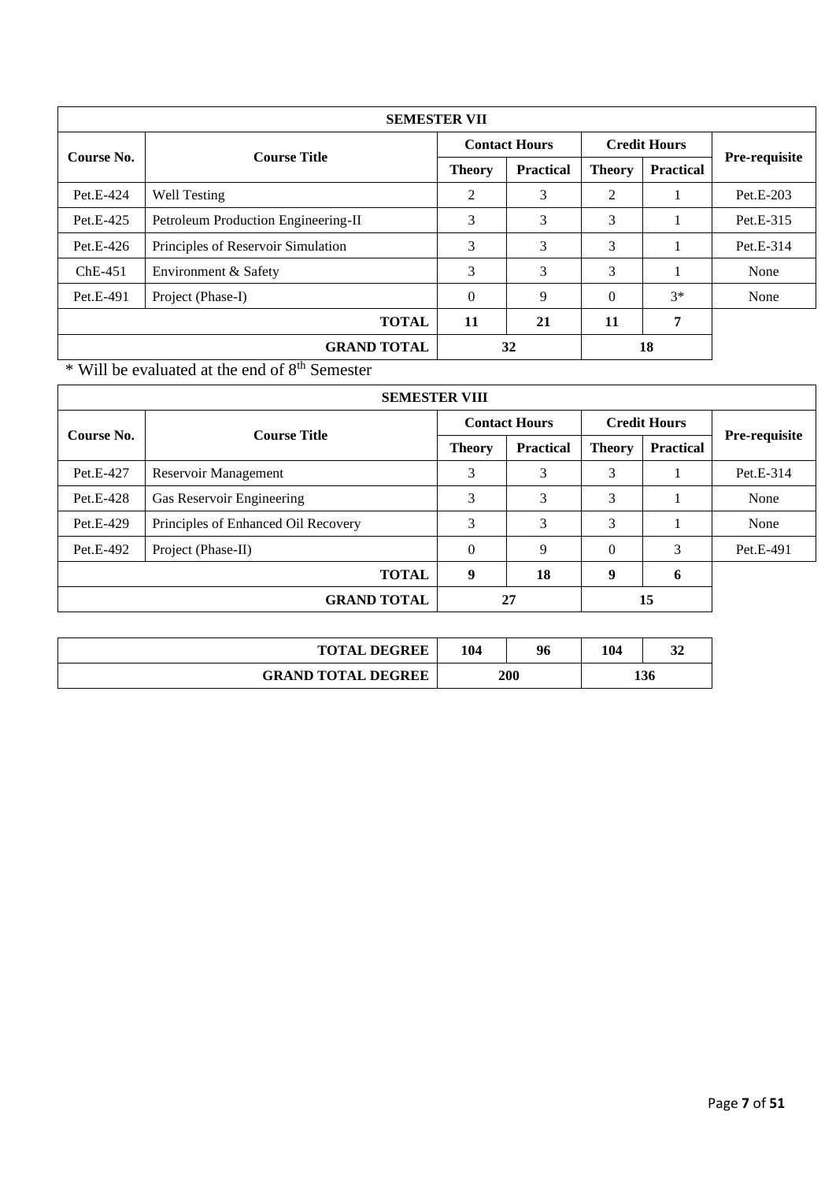| SEMESTER VII | | | | | | |
|---|---|---|---|---|---|---|
| **Course No.** | **Course Title** | **Contact Hours** | | **Credit Hours** | | **Pre-requisite** |
| | | **Theory** | **Practical** | **Theory** | **Practical** | |
| Pet.E-424 | Well Testing | 2 | 3 | 2 | 1 | Pet.E-203 |
| Pet.E-425 | Petroleum Production Engineering-II | 3 | 3 | 3 | 1 | Pet.E-315 |
| Pet.E-426 | Principles of Reservoir Simulation | 3 | 3 | 3 | 1 | Pet.E-314 |
| ChE-451 | Environment & Safety | 3 | 3 | 3 | 1 | None |
| Pet.E-491 | Project (Phase-I) | 0 | 9 | 0 | 3* | None |
| | **TOTAL** | **11** | **21** | **11** | **7** | |
| | **GRAND TOTAL** | **32** | | **18** | | |

* Will be evaluated at the end of 8th Semester

| SEMESTER VIII | | | | | | |
|---|---|---|---|---|---|---|
| **Course No.** | **Course Title** | **Contact Hours** | | **Credit Hours** | | **Pre-requisite** |
| | | **Theory** | **Practical** | **Theory** | **Practical** | |
| Pet.E-427 | Reservoir Management | 3 | 3 | 3 | 1 | Pet.E-314 |
| Pet.E-428 | Gas Reservoir Engineering | 3 | 3 | 3 | 1 | None |
| Pet.E-429 | Principles of Enhanced Oil Recovery | 3 | 3 | 3 | 1 | None |
| Pet.E-492 | Project (Phase-II) | 0 | 9 | 0 | 3 | Pet.E-491 |
| | **TOTAL** | **9** | **18** | **9** | **6** | |
| | **GRAND TOTAL** | **27** | | **15** | | |

| | | | | |
|---|---|---|---|---|
| **TOTAL DEGREE** | **104** | **96** | **104** | **32** |
| **GRAND TOTAL DEGREE** | **200** | | **136** | |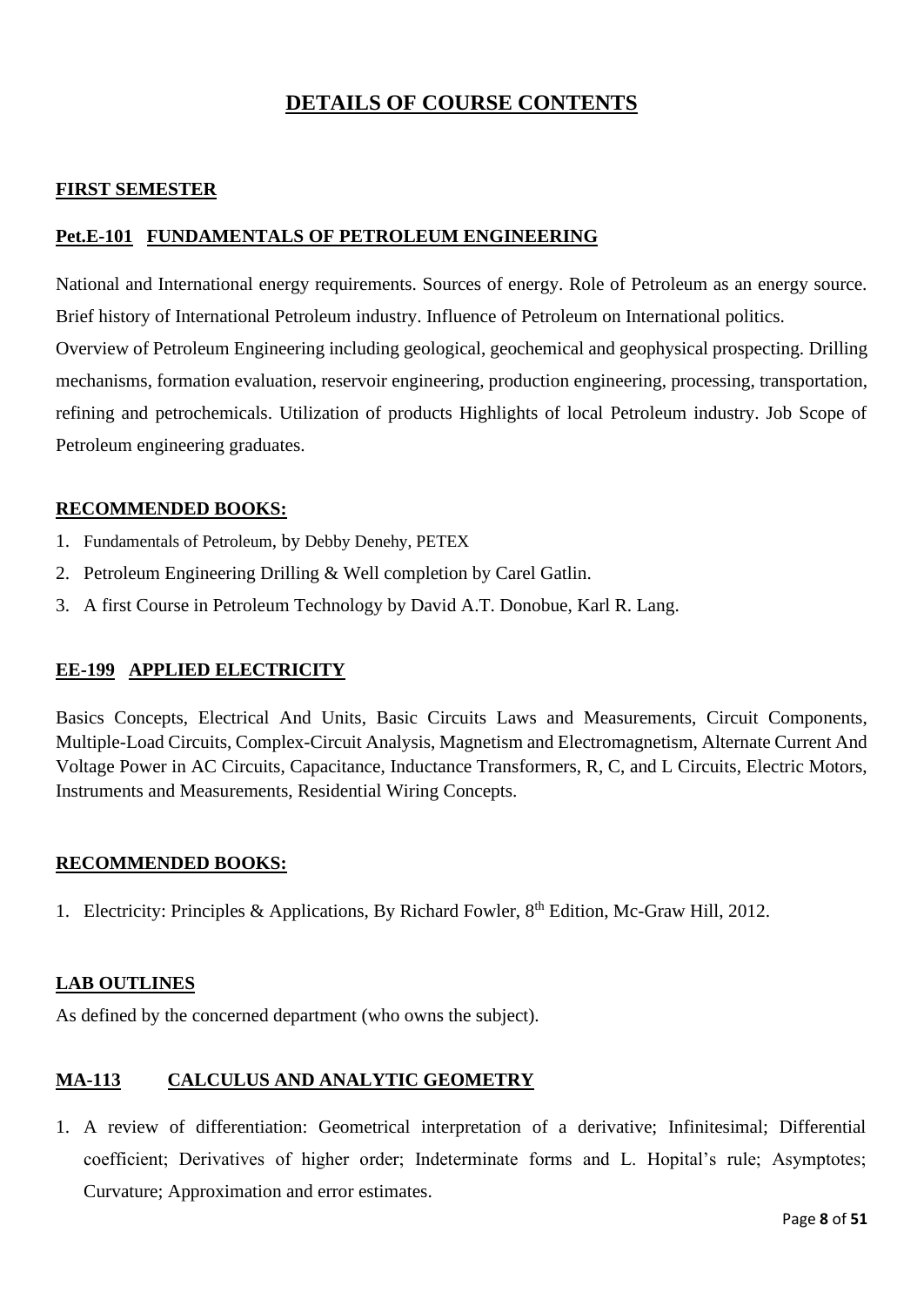# DETAILS OF COURSE CONTENTS

## FIRST SEMESTER

### Pet.E-101 FUNDAMENTALS OF PETROLEUM ENGINEERING

National and International energy requirements. Sources of energy. Role of Petroleum as an energy source. Brief history of International Petroleum industry. Influence of Petroleum on International politics.
Overview of Petroleum Engineering including geological, geochemical and geophysical prospecting. Drilling mechanisms, formation evaluation, reservoir engineering, production engineering, processing, transportation, refining and petrochemicals. Utilization of products Highlights of local Petroleum industry. Job Scope of Petroleum engineering graduates.

#### RECOMMENDED BOOKS:

1. Fundamentals of Petroleum, by Debby Denehy, PETEX
2. Petroleum Engineering Drilling & Well completion by Carel Gatlin.
3. A first Course in Petroleum Technology by David A.T. Donobue, Karl R. Lang.

### EE-199 APPLIED ELECTRICITY

Basics Concepts, Electrical And Units, Basic Circuits Laws and Measurements, Circuit Components, Multiple-Load Circuits, Complex-Circuit Analysis, Magnetism and Electromagnetism, Alternate Current And Voltage Power in AC Circuits, Capacitance, Inductance Transformers, R, C, and L Circuits, Electric Motors, Instruments and Measurements, Residential Wiring Concepts.

#### RECOMMENDED BOOKS:

1. Electricity: Principles & Applications, By Richard Fowler, 8th Edition, Mc-Graw Hill, 2012.

#### LAB OUTLINES

As defined by the concerned department (who owns the subject).

### MA-113 CALCULUS AND ANALYTIC GEOMETRY

1. A review of differentiation: Geometrical interpretation of a derivative; Infinitesimal; Differential coefficient; Derivatives of higher order; Indeterminate forms and L. Hopital's rule; Asymptotes; Curvature; Approximation and error estimates.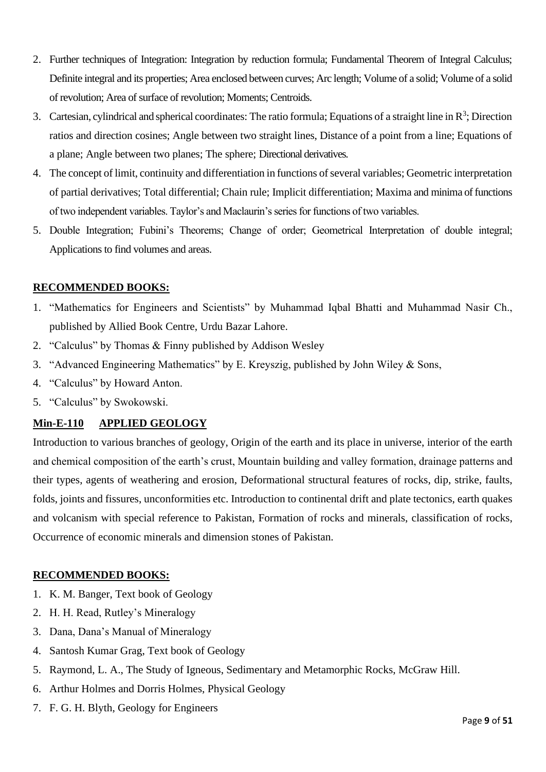2. Further techniques of Integration: Integration by reduction formula; Fundamental Theorem of Integral Calculus; Definite integral and its properties; Area enclosed between curves; Arc length; Volume of a solid; Volume of a solid of revolution; Area of surface of revolution; Moments; Centroids.
3. Cartesian, cylindrical and spherical coordinates: The ratio formula; Equations of a straight line in $R^3$; Direction ratios and direction cosines; Angle between two straight lines, Distance of a point from a line; Equations of a plane; Angle between two planes; The sphere; Directional derivatives.
4. The concept of limit, continuity and differentiation in functions of several variables; Geometric interpretation of partial derivatives; Total differential; Chain rule; Implicit differentiation; Maxima and minima of functions of two independent variables. Taylor's and Maclaurin's series for functions of two variables.
5. Double Integration; Fubini's Theorems; Change of order; Geometrical Interpretation of double integral; Applications to find volumes and areas.

**RECOMMENDED BOOKS:**

1. "Mathematics for Engineers and Scientists" by Muhammad Iqbal Bhatti and Muhammad Nasir Ch., published by Allied Book Centre, Urdu Bazar Lahore.
2. "Calculus" by Thomas & Finny published by Addison Wesley
3. "Advanced Engineering Mathematics" by E. Kreyszig, published by John Wiley & Sons,
4. "Calculus" by Howard Anton.
5. "Calculus" by Swokowski.

## Min-E-110 APPLIED GEOLOGY

Introduction to various branches of geology, Origin of the earth and its place in universe, interior of the earth and chemical composition of the earth's crust, Mountain building and valley formation, drainage patterns and their types, agents of weathering and erosion, Deformational structural features of rocks, dip, strike, faults, folds, joints and fissures, unconformities etc. Introduction to continental drift and plate tectonics, earth quakes and volcanism with special reference to Pakistan, Formation of rocks and minerals, classification of rocks, Occurrence of economic minerals and dimension stones of Pakistan.

**RECOMMENDED BOOKS:**

1. K. M. Banger, Text book of Geology
2. H. H. Read, Rutley's Mineralogy
3. Dana, Dana's Manual of Mineralogy
4. Santosh Kumar Grag, Text book of Geology
5. Raymond, L. A., The Study of Igneous, Sedimentary and Metamorphic Rocks, McGraw Hill.
6. Arthur Holmes and Dorris Holmes, Physical Geology
7. F. G. H. Blyth, Geology for Engineers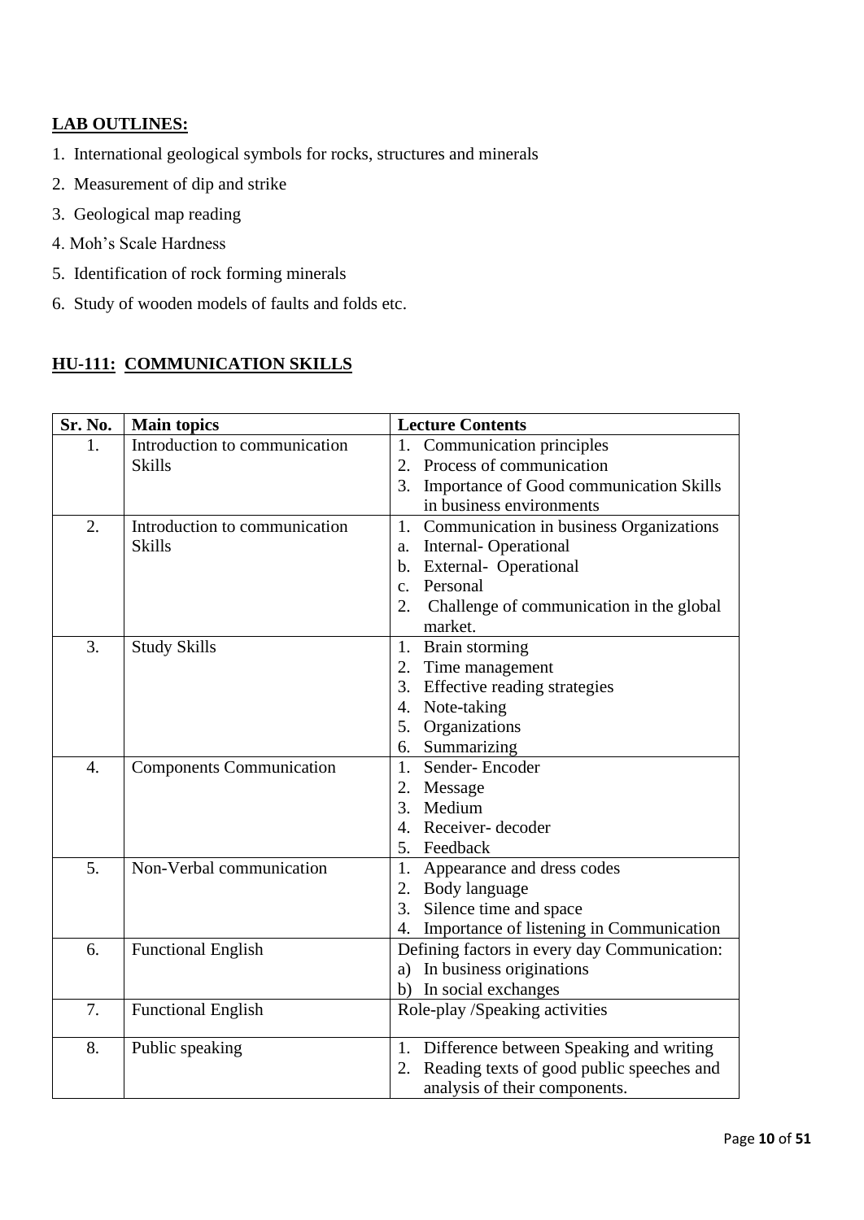**LAB OUTLINES:**

1. International geological symbols for rocks, structures and minerals
2. Measurement of dip and strike
3. Geological map reading
4. Moh's Scale Hardness
5. Identification of rock forming minerals
6. Study of wooden models of faults and folds etc.

## HU-111: COMMUNICATION SKILLS

| Sr. No. | Main topics | Lecture Contents |
|---|---|---|
| 1. | Introduction to communication Skills | 1. Communication principles<br>2. Process of communication<br>3. Importance of Good communication Skills in business environments |
| 2. | Introduction to communication Skills | 1. Communication in business Organizations<br>a. Internal- Operational<br>b. External- Operational<br>c. Personal<br>2. Challenge of communication in the global market. |
| 3. | Study Skills | 1. Brain storming<br>2. Time management<br>3. Effective reading strategies<br>4. Note-taking<br>5. Organizations<br>6. Summarizing |
| 4. | Components Communication | 1. Sender- Encoder<br>2. Message<br>3. Medium<br>4. Receiver- decoder<br>5. Feedback |
| 5. | Non-Verbal communication | 1. Appearance and dress codes<br>2. Body language<br>3. Silence time and space<br>4. Importance of listening in Communication |
| 6. | Functional English | Defining factors in every day Communication:<br>a) In business originations<br>b) In social exchanges |
| 7. | Functional English | Role-play /Speaking activities |
| 8. | Public speaking | 1. Difference between Speaking and writing<br>2. Reading texts of good public speeches and analysis of their components. |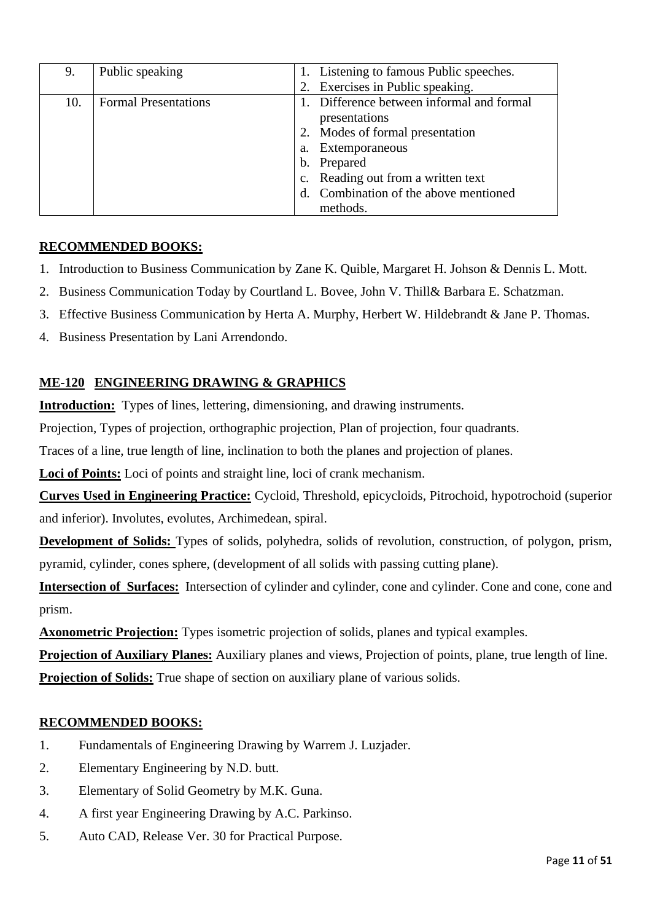| 9. | Public speaking | 1. Listening to famous Public speeches.<br>2. Exercises in Public speaking. |
|---|---|---|
| 10. | Formal Presentations | 1. Difference between informal and formal presentations<br>2. Modes of formal presentation<br>a. Extemporaneous<br>b. Prepared<br>c. Reading out from a written text<br>d. Combination of the above mentioned methods. |

**RECOMMENDED BOOKS:**

1. Introduction to Business Communication by Zane K. Quible, Margaret H. Johson & Dennis L. Mott.
2. Business Communication Today by Courtland L. Bovee, John V. Thill& Barbara E. Schatzman.
3. Effective Business Communication by Herta A. Murphy, Herbert W. Hildebrandt & Jane P. Thomas.
4. Business Presentation by Lani Arrendondo.

## ME-120 ENGINEERING DRAWING & GRAPHICS

**Introduction:** Types of lines, lettering, dimensioning, and drawing instruments.

Projection, Types of projection, orthographic projection, Plan of projection, four quadrants.

Traces of a line, true length of line, inclination to both the planes and projection of planes.

**Loci of Points:** Loci of points and straight line, loci of crank mechanism.

**Curves Used in Engineering Practice:** Cycloid, Threshold, epicycloids, Pitrochoid, hypotrochoid (superior and inferior). Involutes, evolutes, Archimedean, spiral.

**Development of Solids:** Types of solids, polyhedra, solids of revolution, construction, of polygon, prism, pyramid, cylinder, cones sphere, (development of all solids with passing cutting plane).

**Intersection of Surfaces:** Intersection of cylinder and cylinder, cone and cylinder. Cone and cone, cone and prism.

**Axonometric Projection:** Types isometric projection of solids, planes and typical examples.

**Projection of Auxiliary Planes:** Auxiliary planes and views, Projection of points, plane, true length of line.

**Projection of Solids:** True shape of section on auxiliary plane of various solids.

**RECOMMENDED BOOKS:**

1. Fundamentals of Engineering Drawing by Warrem J. Luzjader.
2. Elementary Engineering by N.D. butt.
3. Elementary of Solid Geometry by M.K. Guna.
4. A first year Engineering Drawing by A.C. Parkinso.
5. Auto CAD, Release Ver. 30 for Practical Purpose.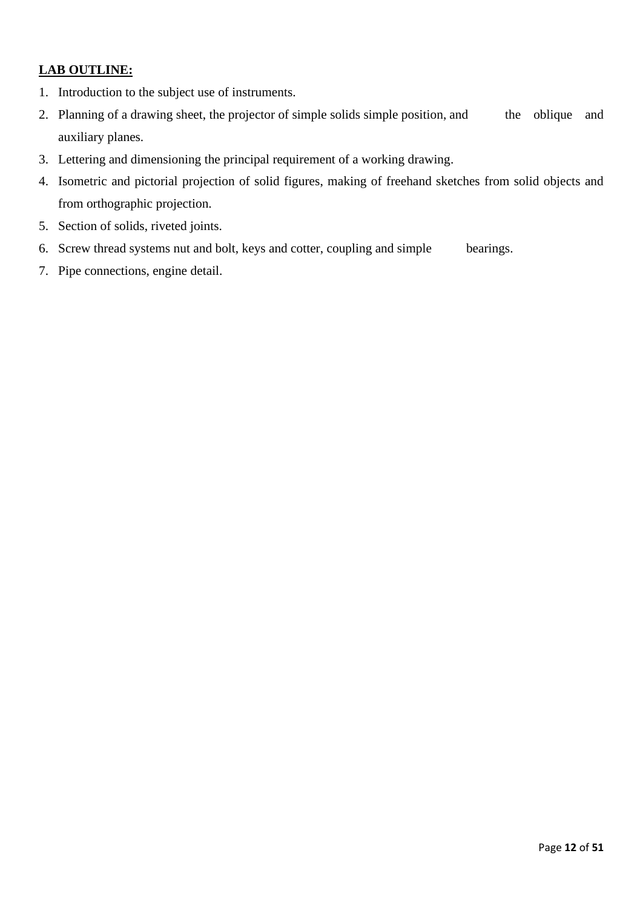**LAB OUTLINE:**

1. Introduction to the subject use of instruments.
2. Planning of a drawing sheet, the projector of simple solids simple position, and the oblique and auxiliary planes.
3. Lettering and dimensioning the principal requirement of a working drawing.
4. Isometric and pictorial projection of solid figures, making of freehand sketches from solid objects and from orthographic projection.
5. Section of solids, riveted joints.
6. Screw thread systems nut and bolt, keys and cotter, coupling and simple bearings.
7. Pipe connections, engine detail.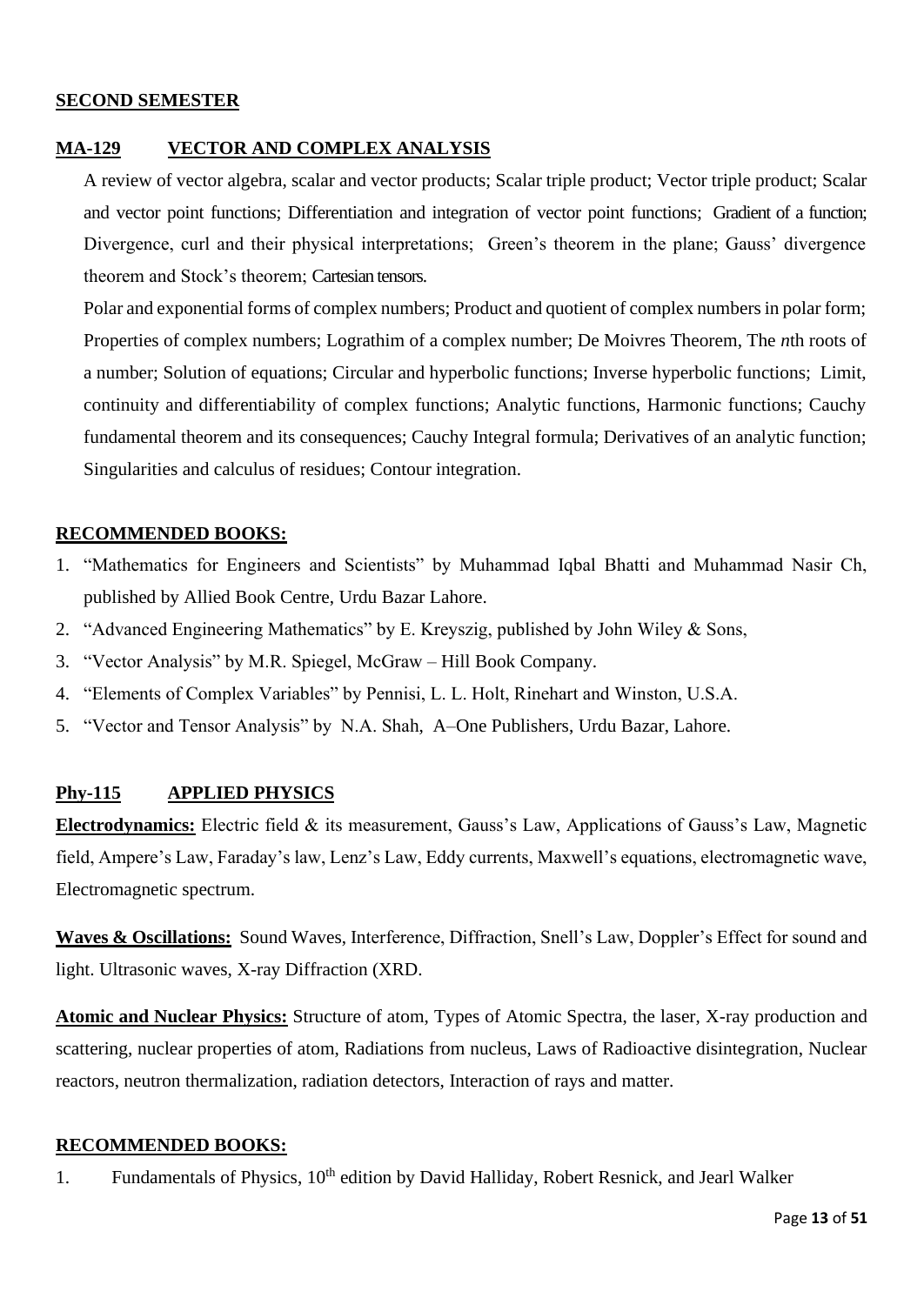## SECOND SEMESTER

### MA-129 VECTOR AND COMPLEX ANALYSIS

A review of vector algebra, scalar and vector products; Scalar triple product; Vector triple product; Scalar and vector point functions; Differentiation and integration of vector point functions; Gradient of a function; Divergence, curl and their physical interpretations; Green's theorem in the plane; Gauss' divergence theorem and Stock's theorem; Cartesian tensors.

Polar and exponential forms of complex numbers; Product and quotient of complex numbers in polar form; Properties of complex numbers; Logrboard of a complex number; De Moivres Theorem, The *n*th roots of a number; Solution of equations; Circular and hyperbolic functions; Inverse hyperbolic functions; Limit, continuity and differentiability of complex functions; Analytic functions, Harmonic functions; Cauchy fundamental theorem and its consequences; Cauchy Integral formula; Derivatives of an analytic function; Singularities and calculus of residues; Contour integration.

#### RECOMMENDED BOOKS:

1. "Mathematics for Engineers and Scientists" by Muhammad Iqbal Bhatti and Muhammad Nasir Ch, published by Allied Book Centre, Urdu Bazar Lahore.
2. "Advanced Engineering Mathematics" by E. Kreyszig, published by John Wiley & Sons,
3. "Vector Analysis" by M.R. Spiegel, McGraw – Hill Book Company.
4. "Elements of Complex Variables" by Pennisi, L. L. Holt, Rinehart and Winston, U.S.A.
5. "Vector and Tensor Analysis" by N.A. Shah, A–One Publishers, Urdu Bazar, Lahore.

### Phy-115 APPLIED PHYSICS

**Electrodynamics:** Electric field & its measurement, Gauss's Law, Applications of Gauss's Law, Magnetic field, Ampere's Law, Faraday's law, Lenz's Law, Eddy currents, Maxwell's equations, electromagnetic wave, Electromagnetic spectrum.

**Waves & Oscillations:** Sound Waves, Interference, Diffraction, Snell's Law, Doppler's Effect for sound and light. Ultrasonic waves, X-ray Diffraction (XRD.

**Atomic and Nuclear Physics:** Structure of atom, Types of Atomic Spectra, the laser, X-ray production and scattering, nuclear properties of atom, Radiations from nucleus, Laws of Radioactive disintegration, Nuclear reactors, neutron thermalization, radiation detectors, Interaction of rays and matter.

#### RECOMMENDED BOOKS:

1. Fundamentals of Physics, 10th edition by David Halliday, Robert Resnick, and Jearl Walker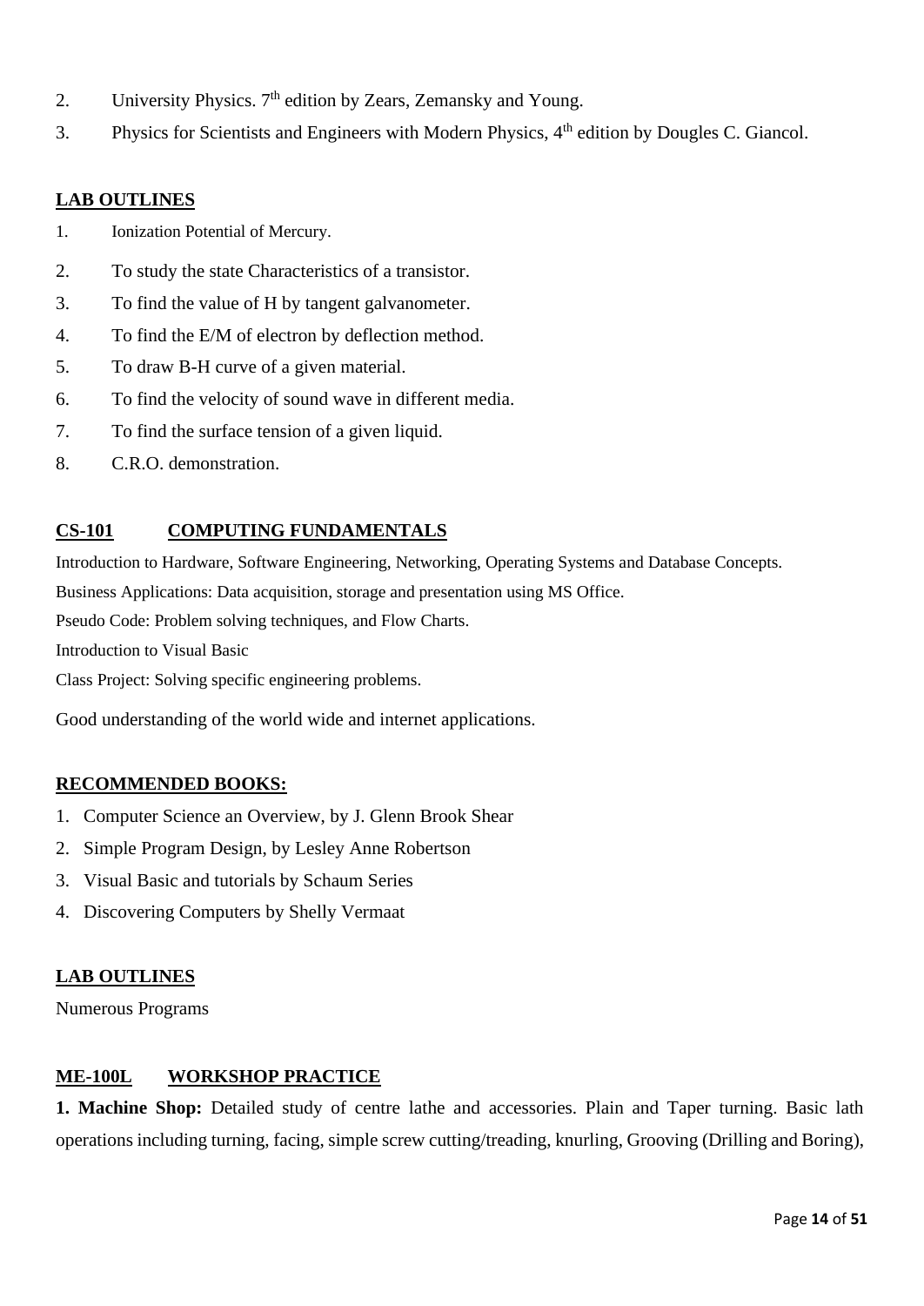2. University Physics. 7th edition by Zears, Zemansky and Young.
3. Physics for Scientists and Engineers with Modern Physics, 4th edition by Dougles C. Giancol.

**LAB OUTLINES**

1. Ionization Potential of Mercury.
2. To study the state Characteristics of a transistor.
3. To find the value of H by tangent galvanometer.
4. To find the E/M of electron by deflection method.
5. To draw B-H curve of a given material.
6. To find the velocity of sound wave in different media.
7. To find the surface tension of a given liquid.
8. C.R.O. demonstration.

## CS-101 COMPUTING FUNDAMENTALS

Introduction to Hardware, Software Engineering, Networking, Operating Systems and Database Concepts.

Business Applications: Data acquisition, storage and presentation using MS Office.

Pseudo Code: Problem solving techniques, and Flow Charts.

Introduction to Visual Basic

Class Project: Solving specific engineering problems.

Good understanding of the world wide and internet applications.

**RECOMMENDED BOOKS:**

1. Computer Science an Overview, by J. Glenn Brook Shear
2. Simple Program Design, by Lesley Anne Robertson
3. Visual Basic and tutorials by Schaum Series
4. Discovering Computers by Shelly Vermaat

**LAB OUTLINES**

Numerous Programs

## ME-100L WORKSHOP PRACTICE

**1. Machine Shop:** Detailed study of centre lathe and accessories. Plain and Taper turning. Basic lath operations including turning, facing, simple screw cutting/treading, knurling, Grooving (Drilling and Boring),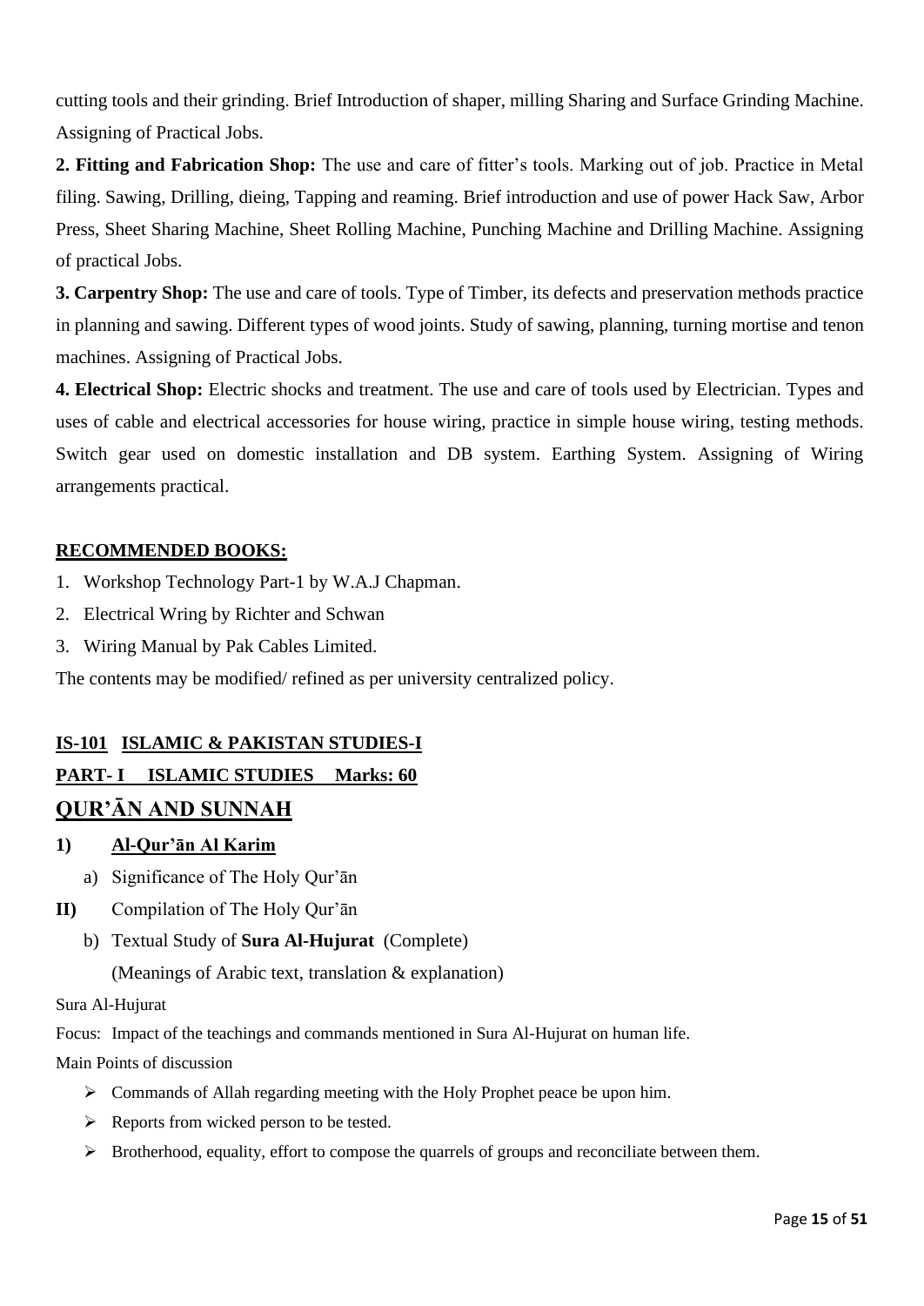cutting tools and their grinding. Brief Introduction of shaper, milling Sharing and Surface Grinding Machine. Assigning of Practical Jobs.

**2. Fitting and Fabrication Shop:** The use and care of fitter's tools. Marking out of job. Practice in Metal filing. Sawing, Drilling, dieing, Tapping and reaming. Brief introduction and use of power Hack Saw, Arbor Press, Sheet Sharing Machine, Sheet Rolling Machine, Punching Machine and Drilling Machine. Assigning of practical Jobs.

**3. Carpentry Shop:** The use and care of tools. Type of Timber, its defects and preservation methods practice in planning and sawing. Different types of wood joints. Study of sawing, planning, turning mortise and tenon machines. Assigning of Practical Jobs.

**4. Electrical Shop:** Electric shocks and treatment. The use and care of tools used by Electrician. Types and uses of cable and electrical accessories for house wiring, practice in simple house wiring, testing methods. Switch gear used on domestic installation and DB system. Earthing System. Assigning of Wiring arrangements practical.

**RECOMMENDED BOOKS:**

1. Workshop Technology Part-1 by W.A.J Chapman.
2. Electrical Wring by Richter and Schwan
3. Wiring Manual by Pak Cables Limited.

The contents may be modified/ refined as per university centralized policy.

## IS-101 ISLAMIC & PAKISTAN STUDIES-I

### PART- I ISLAMIC STUDIES Marks: 60

## QUR'ĀN AND SUNNAH

**1) Al-Qur'ān Al Karim**

a) Significance of The Holy Qur'ān

**II)** Compilation of The Holy Qur'ān

b) Textual Study of **Sura Al-Hujurat** (Complete)
(Meanings of Arabic text, translation & explanation)

Sura Al-Hujurat

Focus: Impact of the teachings and commands mentioned in Sura Al-Hujurat on human life.

Main Points of discussion

- Commands of Allah regarding meeting with the Holy Prophet peace be upon him.
- Reports from wicked person to be tested.
- Brotherhood, equality, effort to compose the quarrels of groups and reconciliate between them.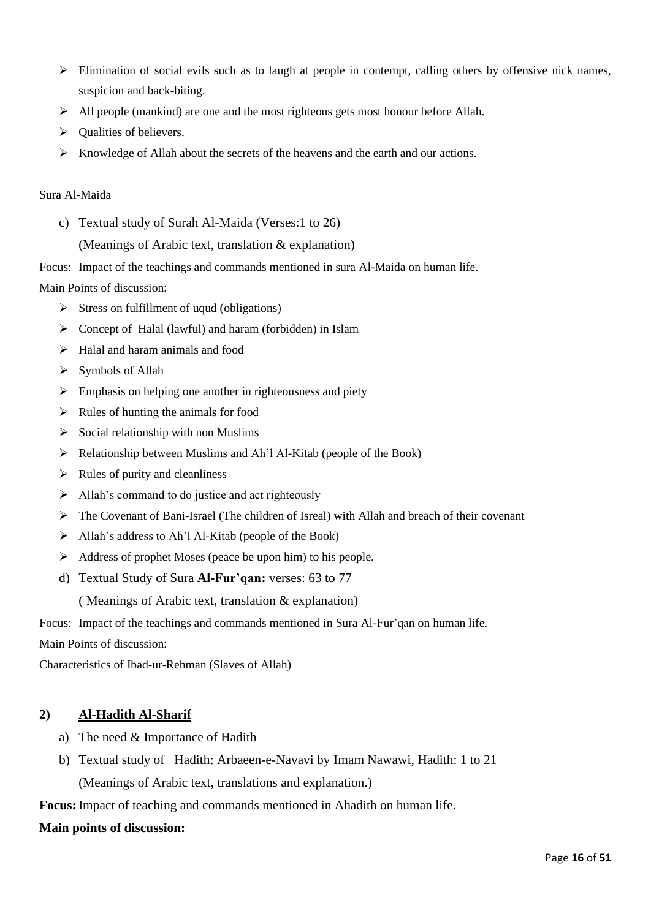- Elimination of social evils such as to laugh at people in contempt, calling others by offensive nick names, suspicion and back-biting.
- All people (mankind) are one and the most righteous gets most honour before Allah.
- Qualities of believers.
- Knowledge of Allah about the secrets of the heavens and the earth and our actions.

Sura Al-Maida

c) Textual study of Surah Al-Maida (Verses:1 to 26)
   (Meanings of Arabic text, translation & explanation)

Focus: Impact of the teachings and commands mentioned in sura Al-Maida on human life.

Main Points of discussion:

- Stress on fulfillment of uqud (obligations)
- Concept of Halal (lawful) and haram (forbidden) in Islam
- Halal and haram animals and food
- Symbols of Allah
- Emphasis on helping one another in righteousness and piety
- Rules of hunting the animals for food
- Social relationship with non Muslims
- Relationship between Muslims and Ah'l Al-Kitab (people of the Book)
- Rules of purity and cleanliness
- Allah's command to do justice and act righteously
- The Covenant of Bani-Israel (The children of Isreal) with Allah and breach of their covenant
- Allah's address to Ah'l Al-Kitab (people of the Book)
- Address of prophet Moses (peace be upon him) to his people.

d) Textual Study of Sura **Al-Fur'qan:** verses: 63 to 77
   ( Meanings of Arabic text, translation & explanation)

Focus: Impact of the teachings and commands mentioned in Sura Al-Fur'qan on human life.

Main Points of discussion:

Characteristics of Ibad-ur-Rehman (Slaves of Allah)

## 2) Al-Hadith Al-Sharif

a) The need & Importance of Hadith
b) Textual study of Hadith: Arbaeen-e-Navavi by Imam Nawawi, Hadith: 1 to 21
   (Meanings of Arabic text, translations and explanation.)

**Focus:** Impact of teaching and commands mentioned in Ahadith on human life.

**Main points of discussion:**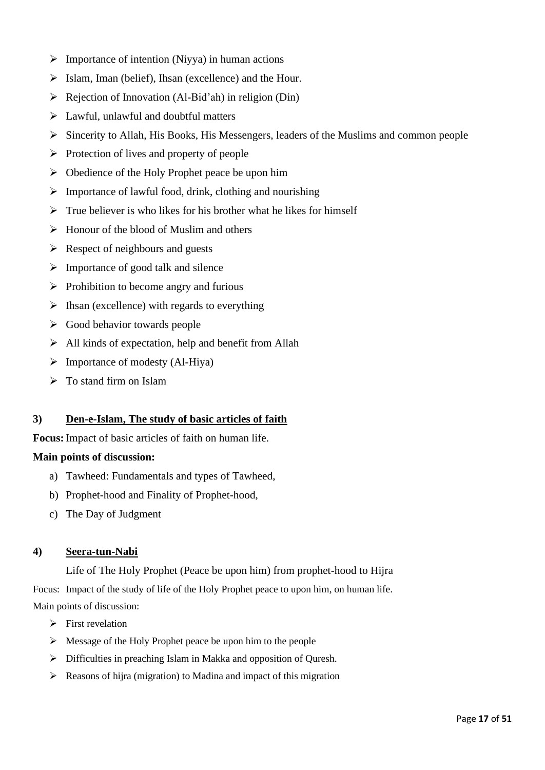- Importance of intention (Niyya) in human actions
- Islam, Iman (belief), Ihsan (excellence) and the Hour.
- Rejection of Innovation (Al-Bid'ah) in religion (Din)
- Lawful, unlawful and doubtful matters
- Sincerity to Allah, His Books, His Messengers, leaders of the Muslims and common people
- Protection of lives and property of people
- Obedience of the Holy Prophet peace be upon him
- Importance of lawful food, drink, clothing and nourishing
- True believer is who likes for his brother what he likes for himself
- Honour of the blood of Muslim and others
- Respect of neighbours and guests
- Importance of good talk and silence
- Prohibition to become angry and furious
- Ihsan (excellence) with regards to everything
- Good behavior towards people
- All kinds of expectation, help and benefit from Allah
- Importance of modesty (Al-Hiya)
- To stand firm on Islam

### 3) Den-e-Islam, The study of basic articles of faith

**Focus:** Impact of basic articles of faith on human life.

**Main points of discussion:**

a) Tawheed: Fundamentals and types of Tawheed,
b) Prophet-hood and Finality of Prophet-hood,
c) The Day of Judgment

### 4) Seera-tun-Nabi

Life of The Holy Prophet (Peace be upon him) from prophet-hood to Hijra

Focus: Impact of the study of life of the Holy Prophet peace to upon him, on human life.

Main points of discussion:

- First revelation
- Message of the Holy Prophet peace be upon him to the people
- Difficulties in preaching Islam in Makka and opposition of Quresh.
- Reasons of hijra (migration) to Madina and impact of this migration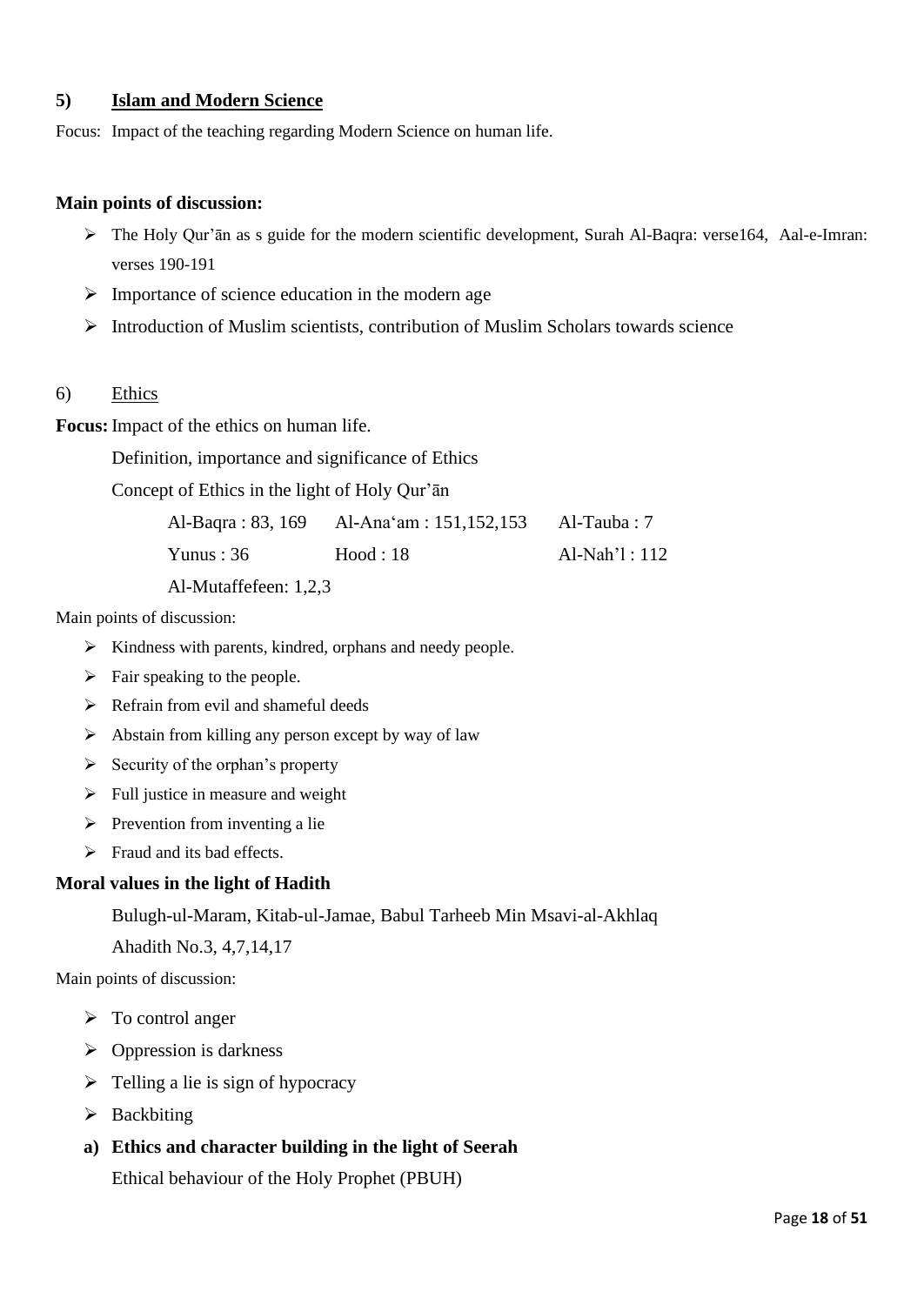### 5) **<u>Islam and Modern Science</u>**

Focus: Impact of the teaching regarding Modern Science on human life.

**Main points of discussion:**

- The Holy Qur'ān as s guide for the modern scientific development, Surah Al-Baqra: verse164, Aal-e-Imran: verses 190-191
- Importance of science education in the modern age
- Introduction of Muslim scientists, contribution of Muslim Scholars towards science

### 6) <u>Ethics</u>

**Focus:** Impact of the ethics on human life.

Definition, importance and significance of Ethics

Concept of Ethics in the light of Holy Qur'ān

| | | |
|---|---|---|
| Al-Baqra : 83, 169 | Al-Ana'am : 151,152,153 | Al-Tauba : 7 |
| Yunus : 36 | Hood : 18 | Al-Nah'l : 112 |
| Al-Mutaffefeen: 1,2,3 | | |

Main points of discussion:

- Kindness with parents, kindred, orphans and needy people.
- Fair speaking to the people.
- Refrain from evil and shameful deeds
- Abstain from killing any person except by way of law
- Security of the orphan's property
- Full justice in measure and weight
- Prevention from inventing a lie
- Fraud and its bad effects.

**Moral values in the light of Hadith**

Bulugh-ul-Maram, Kitab-ul-Jamae, Babul Tarheeb Min Msavi-al-Akhlaq

Ahadith No.3, 4,7,14,17

Main points of discussion:

- To control anger
- Oppression is darkness
- Telling a lie is sign of hypocracy
- Backbiting

**a) Ethics and character building in the light of Seerah**

Ethical behaviour of the Holy Prophet (PBUH)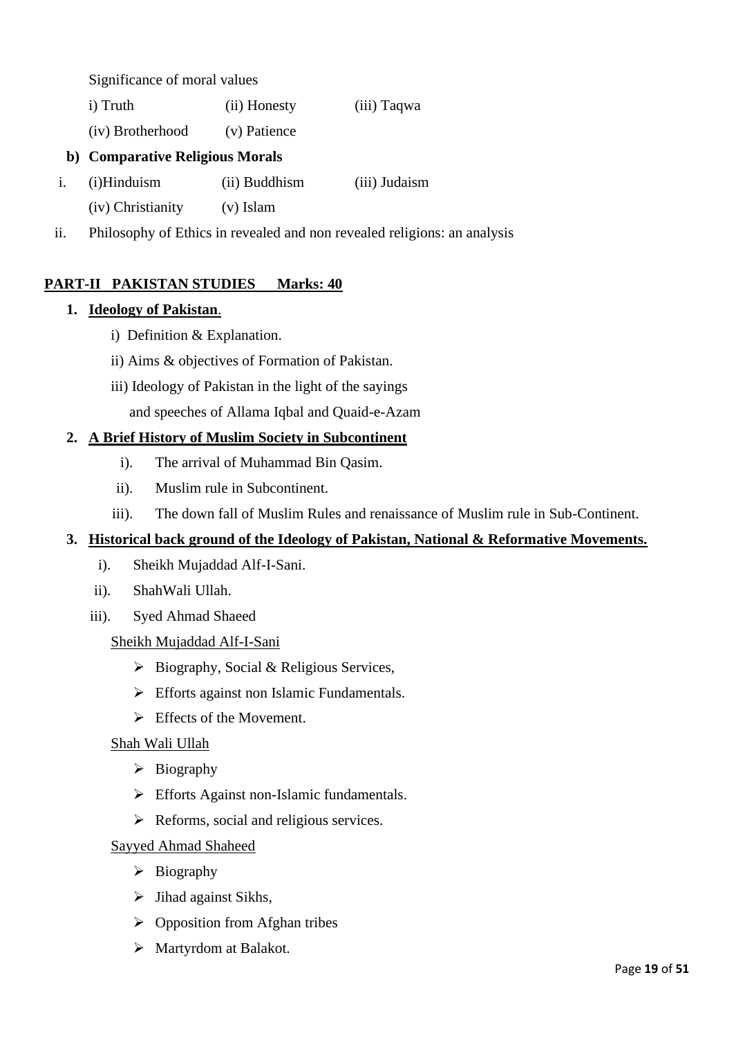Significance of moral values

i) Truth (ii) Honesty (iii) Taqwa

(iv) Brotherhood (v) Patience

**b) Comparative Religious Morals**

i. (i)Hinduism (ii) Buddhism (iii) Judaism

(iv) Christianity (v) Islam

ii. Philosophy of Ethics in revealed and non revealed religions: an analysis

## PART-II PAKISTAN STUDIES Marks: 40

**1. Ideology of Pakistan.**

i) Definition & Explanation.

ii) Aims & objectives of Formation of Pakistan.

iii) Ideology of Pakistan in the light of the sayings and speeches of Allama Iqbal and Quaid-e-Azam

**2. A Brief History of Muslim Society in Subcontinent**

i). The arrival of Muhammad Bin Qasim.

ii). Muslim rule in Subcontinent.

iii). The down fall of Muslim Rules and renaissance of Muslim rule in Sub-Continent.

**3. Historical back ground of the Ideology of Pakistan, National & Reformative Movements.**

i). Sheikh Mujaddad Alf-I-Sani.

ii). ShahWali Ullah.

iii). Syed Ahmad Shaeed

Sheikh Mujaddad Alf-I-Sani

- Biography, Social & Religious Services,
- Efforts against non Islamic Fundamentals.
- Effects of the Movement.

Shah Wali Ullah

- Biography
- Efforts Against non-Islamic fundamentals.
- Reforms, social and religious services.

Sayyed Ahmad Shaheed

- Biography
- Jihad against Sikhs,
- Opposition from Afghan tribes
- Martyrdom at Balakot.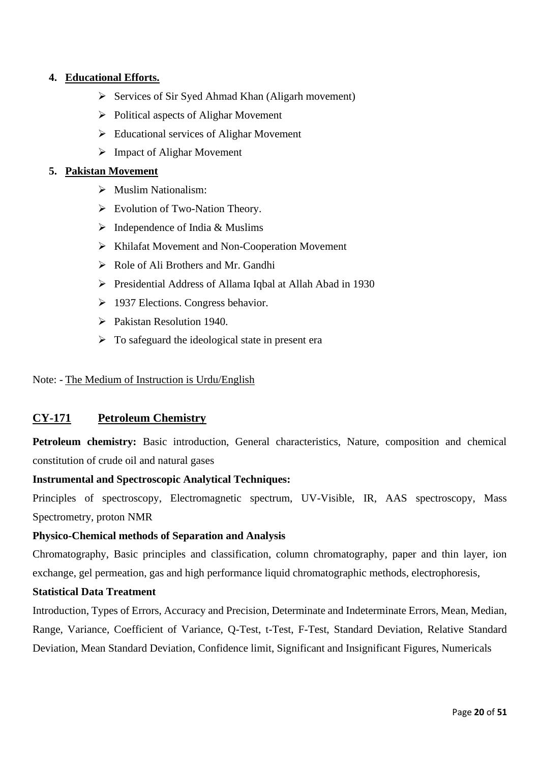4. **Educational Efforts.**
    - Services of Sir Syed Ahmad Khan (Aligarh movement)
    - Political aspects of Alighar Movement
    - Educational services of Alighar Movement
    - Impact of Alighar Movement
5. **Pakistan Movement**
    - Muslim Nationalism:
    - Evolution of Two-Nation Theory.
    - Independence of India & Muslims
    - Khilafat Movement and Non-Cooperation Movement
    - Role of Ali Brothers and Mr. Gandhi
    - Presidential Address of Allama Iqbal at Allah Abad in 1930
    - 1937 Elections. Congress behavior.
    - Pakistan Resolution 1940.
    - To safeguard the ideological state in present era

Note: - The Medium of Instruction is Urdu/English

## CY-171 Petroleum Chemistry

**Petroleum chemistry:** Basic introduction, General characteristics, Nature, composition and chemical constitution of crude oil and natural gases

**Instrumental and Spectroscopic Analytical Techniques:**

Principles of spectroscopy, Electromagnetic spectrum, UV-Visible, IR, AAS spectroscopy, Mass Spectrometry, proton NMR

**Physico-Chemical methods of Separation and Analysis**

Chromatography, Basic principles and classification, column chromatography, paper and thin layer, ion exchange, gel permeation, gas and high performance liquid chromatographic methods, electrophoresis,

**Statistical Data Treatment**

Introduction, Types of Errors, Accuracy and Precision, Determinate and Indeterminate Errors, Mean, Median, Range, Variance, Coefficient of Variance, Q-Test, t-Test, F-Test, Standard Deviation, Relative Standard Deviation, Mean Standard Deviation, Confidence limit, Significant and Insignificant Figures, Numericals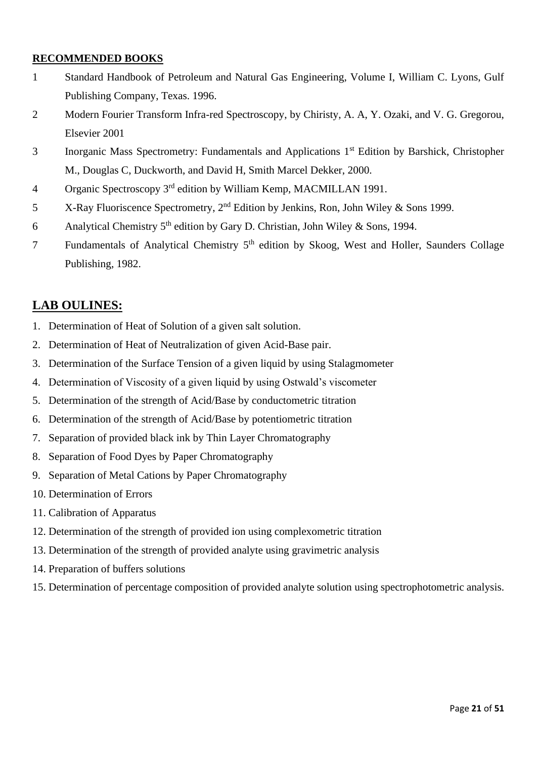**RECOMMENDED BOOKS**

1. Standard Handbook of Petroleum and Natural Gas Engineering, Volume I, William C. Lyons, Gulf Publishing Company, Texas. 1996.
2. Modern Fourier Transform Infra-red Spectroscopy, by Chiristy, A. A, Y. Ozaki, and V. G. Gregorou, Elsevier 2001
3. Inorganic Mass Spectrometry: Fundamentals and Applications 1st Edition by Barshick, Christopher M., Douglas C, Duckworth, and David H, Smith Marcel Dekker, 2000.
4. Organic Spectroscopy 3rd edition by William Kemp, MACMILLAN 1991.
5. X-Ray Fluoriscence Spectrometry, 2nd Edition by Jenkins, Ron, John Wiley & Sons 1999.
6. Analytical Chemistry 5th edition by Gary D. Christian, John Wiley & Sons, 1994.
7. Fundamentals of Analytical Chemistry 5th edition by Skoog, West and Holler, Saunders Collage Publishing, 1982.

## LAB OULINES:

1. Determination of Heat of Solution of a given salt solution.
2. Determination of Heat of Neutralization of given Acid-Base pair.
3. Determination of the Surface Tension of a given liquid by using Stalagmometer
4. Determination of Viscosity of a given liquid by using Ostwald's viscometer
5. Determination of the strength of Acid/Base by conductometric titration
6. Determination of the strength of Acid/Base by potentiometric titration
7. Separation of provided black ink by Thin Layer Chromatography
8. Separation of Food Dyes by Paper Chromatography
9. Separation of Metal Cations by Paper Chromatography
10. Determination of Errors
11. Calibration of Apparatus
12. Determination of the strength of provided ion using complexometric titration
13. Determination of the strength of provided analyte using gravimetric analysis
14. Preparation of buffers solutions
15. Determination of percentage composition of provided analyte solution using spectrophotometric analysis.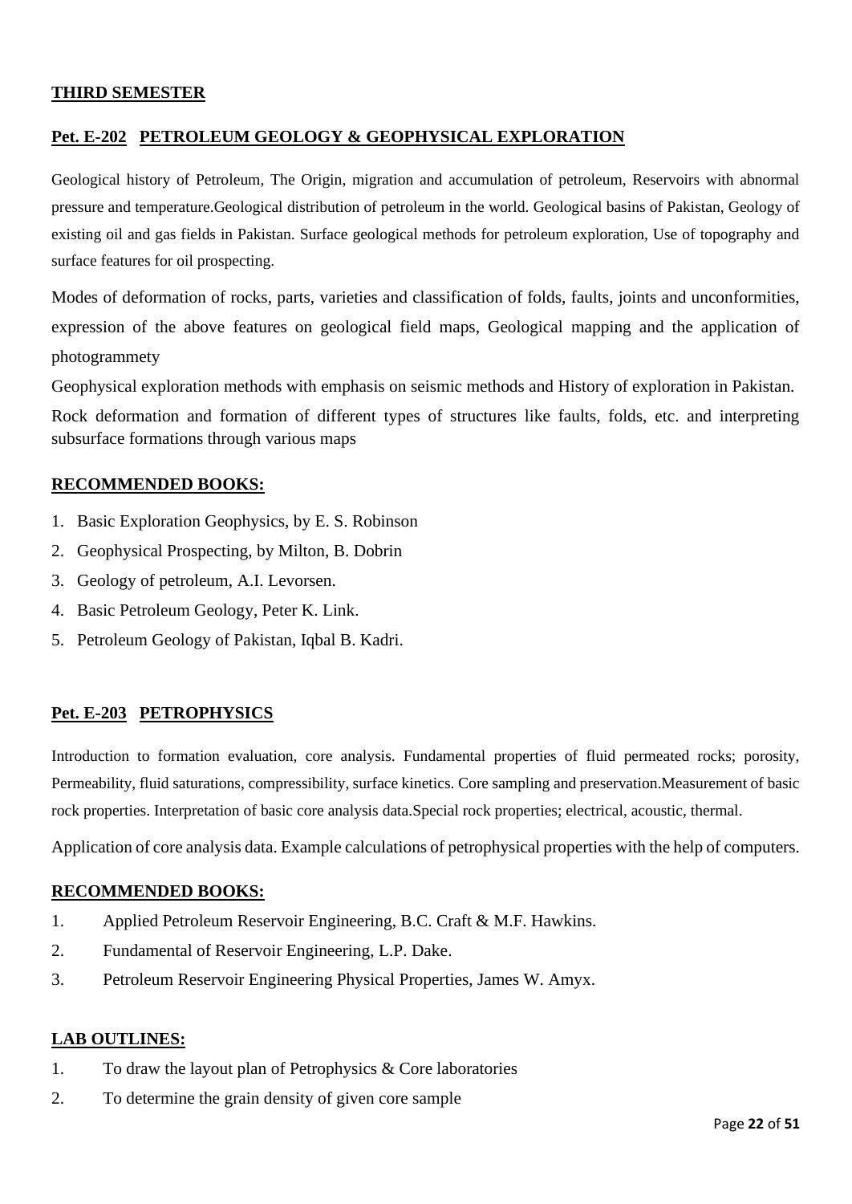## THIRD SEMESTER

### Pet. E-202 PETROLEUM GEOLOGY & GEOPHYSICAL EXPLORATION

Geological history of Petroleum, The Origin, migration and accumulation of petroleum, Reservoirs with abnormal pressure and temperature.Geological distribution of petroleum in the world. Geological basins of Pakistan, Geology of existing oil and gas fields in Pakistan. Surface geological methods for petroleum exploration, Use of topography and surface features for oil prospecting.

Modes of deformation of rocks, parts, varieties and classification of folds, faults, joints and unconformities, expression of the above features on geological field maps, Geological mapping and the application of photogrammety

Geophysical exploration methods with emphasis on seismic methods and History of exploration in Pakistan.

Rock deformation and formation of different types of structures like faults, folds, etc. and interpreting subsurface formations through various maps

**RECOMMENDED BOOKS:**

1. Basic Exploration Geophysics, by E. S. Robinson
2. Geophysical Prospecting, by Milton, B. Dobrin
3. Geology of petroleum, A.I. Levorsen.
4. Basic Petroleum Geology, Peter K. Link.
5. Petroleum Geology of Pakistan, Iqbal B. Kadri.

### Pet. E-203 PETROPHYSICS

Introduction to formation evaluation, core analysis. Fundamental properties of fluid permeated rocks; porosity, Permeability, fluid saturations, compressibility, surface kinetics. Core sampling and preservation.Measurement of basic rock properties. Interpretation of basic core analysis data.Special rock properties; electrical, acoustic, thermal.

Application of core analysis data. Example calculations of petrophysical properties with the help of computers.

**RECOMMENDED BOOKS:**

1. Applied Petroleum Reservoir Engineering, B.C. Craft & M.F. Hawkins.
2. Fundamental of Reservoir Engineering, L.P. Dake.
3. Petroleum Reservoir Engineering Physical Properties, James W. Amyx.

**LAB OUTLINES:**

1. To draw the layout plan of Petrophysics & Core laboratories
2. To determine the grain density of given core sample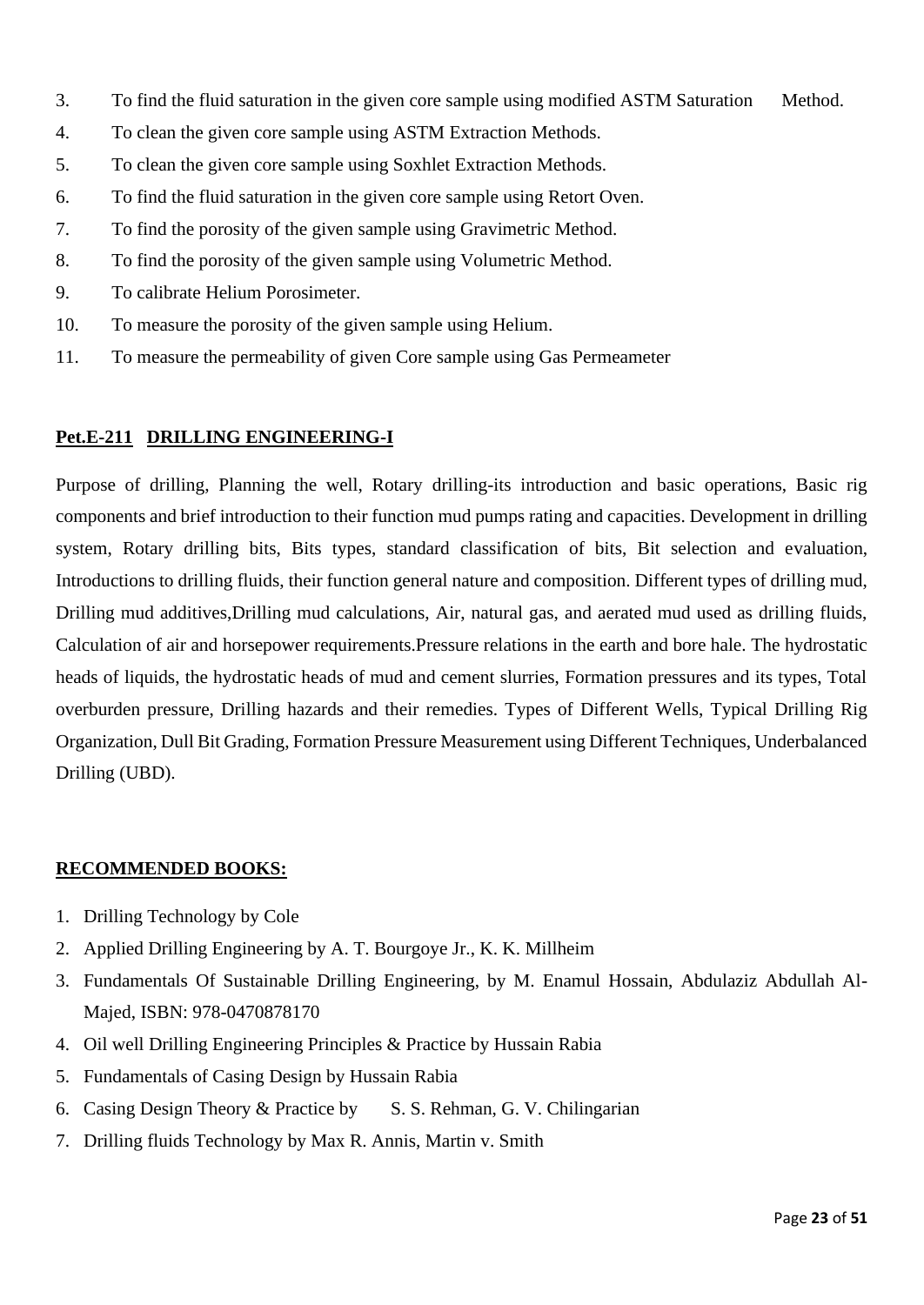3. To find the fluid saturation in the given core sample using modified ASTM Saturation Method.
4. To clean the given core sample using ASTM Extraction Methods.
5. To clean the given core sample using Soxhlet Extraction Methods.
6. To find the fluid saturation in the given core sample using Retort Oven.
7. To find the porosity of the given sample using Gravimetric Method.
8. To find the porosity of the given sample using Volumetric Method.
9. To calibrate Helium Porosimeter.
10. To measure the porosity of the given sample using Helium.
11. To measure the permeability of given Core sample using Gas Permeameter

## **Pet.E-211 DRILLING ENGINEERING-I**

Purpose of drilling, Planning the well, Rotary drilling-its introduction and basic operations, Basic rig components and brief introduction to their function mud pumps rating and capacities. Development in drilling system, Rotary drilling bits, Bits types, standard classification of bits, Bit selection and evaluation, Introductions to drilling fluids, their function general nature and composition. Different types of drilling mud, Drilling mud additives,Drilling mud calculations, Air, natural gas, and aerated mud used as drilling fluids, Calculation of air and horsepower requirements.Pressure relations in the earth and bore hale. The hydrostatic heads of liquids, the hydrostatic heads of mud and cement slurries, Formation pressures and its types, Total overburden pressure, Drilling hazards and their remedies. Types of Different Wells, Typical Drilling Rig Organization, Dull Bit Grading, Formation Pressure Measurement using Different Techniques, Underbalanced Drilling (UBD).

### **RECOMMENDED BOOKS:**

1. Drilling Technology by Cole
2. Applied Drilling Engineering by A. T. Bourgoye Jr., K. K. Millheim
3. Fundamentals Of Sustainable Drilling Engineering, by M. Enamul Hossain, Abdulaziz Abdullah Al-Majed, ISBN: 978-0470878170
4. Oil well Drilling Engineering Principles & Practice by Hussain Rabia
5. Fundamentals of Casing Design by Hussain Rabia
6. Casing Design Theory & Practice by S. S. Rehman, G. V. Chilingarian
7. Drilling fluids Technology by Max R. Annis, Martin v. Smith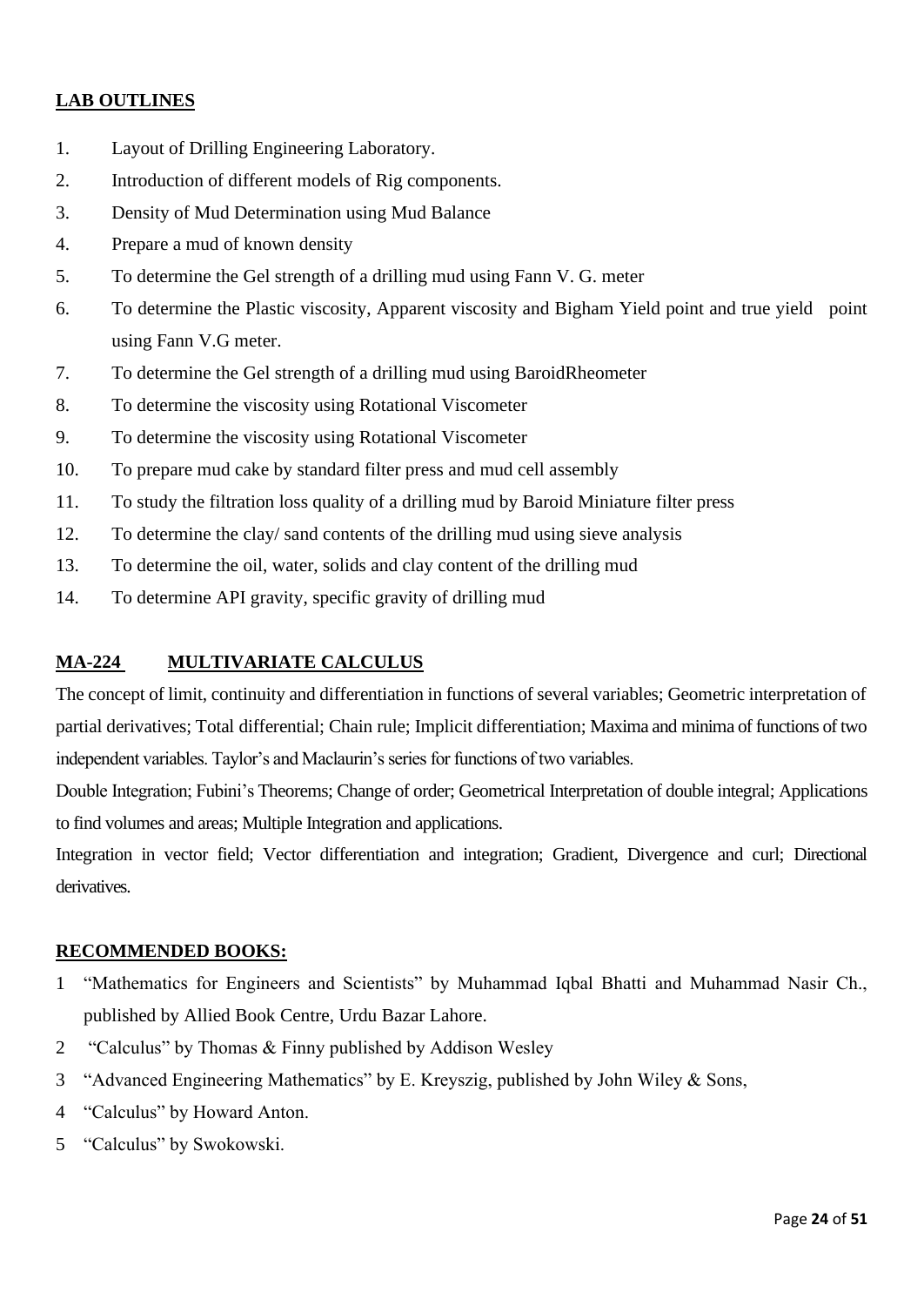**LAB OUTLINES**

1. Layout of Drilling Engineering Laboratory.
2. Introduction of different models of Rig components.
3. Density of Mud Determination using Mud Balance
4. Prepare a mud of known density
5. To determine the Gel strength of a drilling mud using Fann V. G. meter
6. To determine the Plastic viscosity, Apparent viscosity and Bigham Yield point and true yield point using Fann V.G meter.
7. To determine the Gel strength of a drilling mud using BaroidRheometer
8. To determine the viscosity using Rotational Viscometer
9. To determine the viscosity using Rotational Viscometer
10. To prepare mud cake by standard filter press and mud cell assembly
11. To study the filtration loss quality of a drilling mud by Baroid Miniature filter press
12. To determine the clay/ sand contents of the drilling mud using sieve analysis
13. To determine the oil, water, solids and clay content of the drilling mud
14. To determine API gravity, specific gravity of drilling mud

## MA-224 MULTIVARIATE CALCULUS

The concept of limit, continuity and differentiation in functions of several variables; Geometric interpretation of partial derivatives; Total differential; Chain rule; Implicit differentiation; Maxima and minima of functions of two independent variables. Taylor's and Maclaurin's series for functions of two variables.

Double Integration; Fubini's Theorems; Change of order; Geometrical Interpretation of double integral; Applications to find volumes and areas; Multiple Integration and applications.

Integration in vector field; Vector differentiation and integration; Gradient, Divergence and curl; Directional derivatives.

**RECOMMENDED BOOKS:**

1. "Mathematics for Engineers and Scientists" by Muhammad Iqbal Bhatti and Muhammad Nasir Ch., published by Allied Book Centre, Urdu Bazar Lahore.
2. "Calculus" by Thomas & Finny published by Addison Wesley
3. "Advanced Engineering Mathematics" by E. Kreyszig, published by John Wiley & Sons,
4. "Calculus" by Howard Anton.
5. "Calculus" by Swokowski.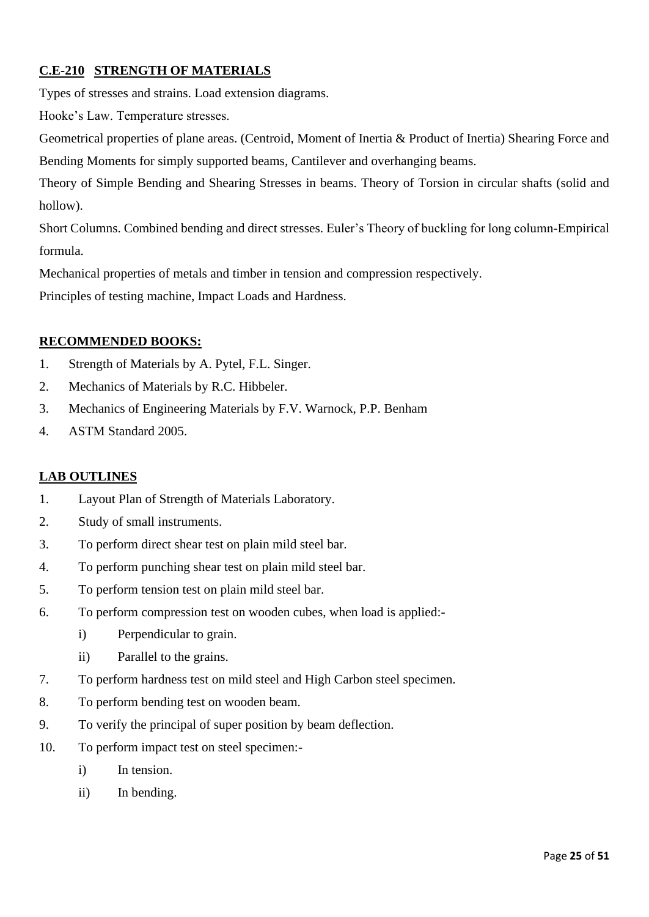## C.E-210 STRENGTH OF MATERIALS

Types of stresses and strains. Load extension diagrams.

Hooke's Law. Temperature stresses.

Geometrical properties of plane areas. (Centroid, Moment of Inertia & Product of Inertia) Shearing Force and Bending Moments for simply supported beams, Cantilever and overhanging beams.

Theory of Simple Bending and Shearing Stresses in beams. Theory of Torsion in circular shafts (solid and hollow).

Short Columns. Combined bending and direct stresses. Euler's Theory of buckling for long column-Empirical formula.

Mechanical properties of metals and timber in tension and compression respectively.

Principles of testing machine, Impact Loads and Hardness.

### RECOMMENDED BOOKS:

1. Strength of Materials by A. Pytel, F.L. Singer.
2. Mechanics of Materials by R.C. Hibbeler.
3. Mechanics of Engineering Materials by F.V. Warnock, P.P. Benham
4. ASTM Standard 2005.

### LAB OUTLINES

1. Layout Plan of Strength of Materials Laboratory.
2. Study of small instruments.
3. To perform direct shear test on plain mild steel bar.
4. To perform punching shear test on plain mild steel bar.
5. To perform tension test on plain mild steel bar.
6. To perform compression test on wooden cubes, when load is applied:-
   i) Perpendicular to grain.
   ii) Parallel to the grains.
7. To perform hardness test on mild steel and High Carbon steel specimen.
8. To perform bending test on wooden beam.
9. To verify the principal of super position by beam deflection.
10. To perform impact test on steel specimen:-
    i) In tension.
    ii) In bending.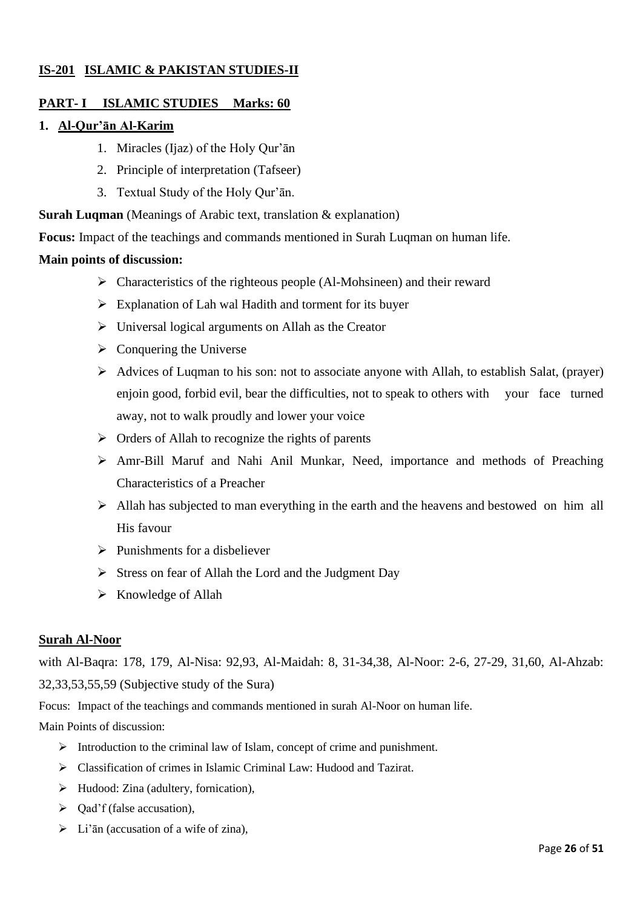## IS-201 ISLAMIC & PAKISTAN STUDIES-II

### PART- I ISLAMIC STUDIES Marks: 60

**1. Al-Qur'ān Al-Karim**

1. Miracles (Ijaz) of the Holy Qur'ān
2. Principle of interpretation (Tafseer)
3. Textual Study of the Holy Qur'ān.

**Surah Luqman** (Meanings of Arabic text, translation & explanation)

**Focus:** Impact of the teachings and commands mentioned in Surah Luqman on human life.

**Main points of discussion:**

- Characteristics of the righteous people (Al-Mohsineen) and their reward
- Explanation of Lah wal Hadith and torment for its buyer
- Universal logical arguments on Allah as the Creator
- Conquering the Universe
- Advices of Luqman to his son: not to associate anyone with Allah, to establish Salat, (prayer) enjoin good, forbid evil, bear the difficulties, not to speak to others with your face turned away, not to walk proudly and lower your voice
- Orders of Allah to recognize the rights of parents
- Amr-Bill Maruf and Nahi Anil Munkar, Need, importance and methods of Preaching Characteristics of a Preacher
- Allah has subjected to man everything in the earth and the heavens and bestowed on him all His favour
- Punishments for a disbeliever
- Stress on fear of Allah the Lord and the Judgment Day
- Knowledge of Allah

**Surah Al-Noor**

with Al-Baqra: 178, 179, Al-Nisa: 92,93, Al-Maidah: 8, 31-34,38, Al-Noor: 2-6, 27-29, 31,60, Al-Ahzab: 32,33,53,55,59 (Subjective study of the Sura)

Focus: Impact of the teachings and commands mentioned in surah Al-Noor on human life.

Main Points of discussion:

- Introduction to the criminal law of Islam, concept of crime and punishment.
- Classification of crimes in Islamic Criminal Law: Hudood and Tazirat.
- Hudood: Zina (adultery, fornication),
- Qad'f (false accusation),
- Li'ān (accusation of a wife of zina),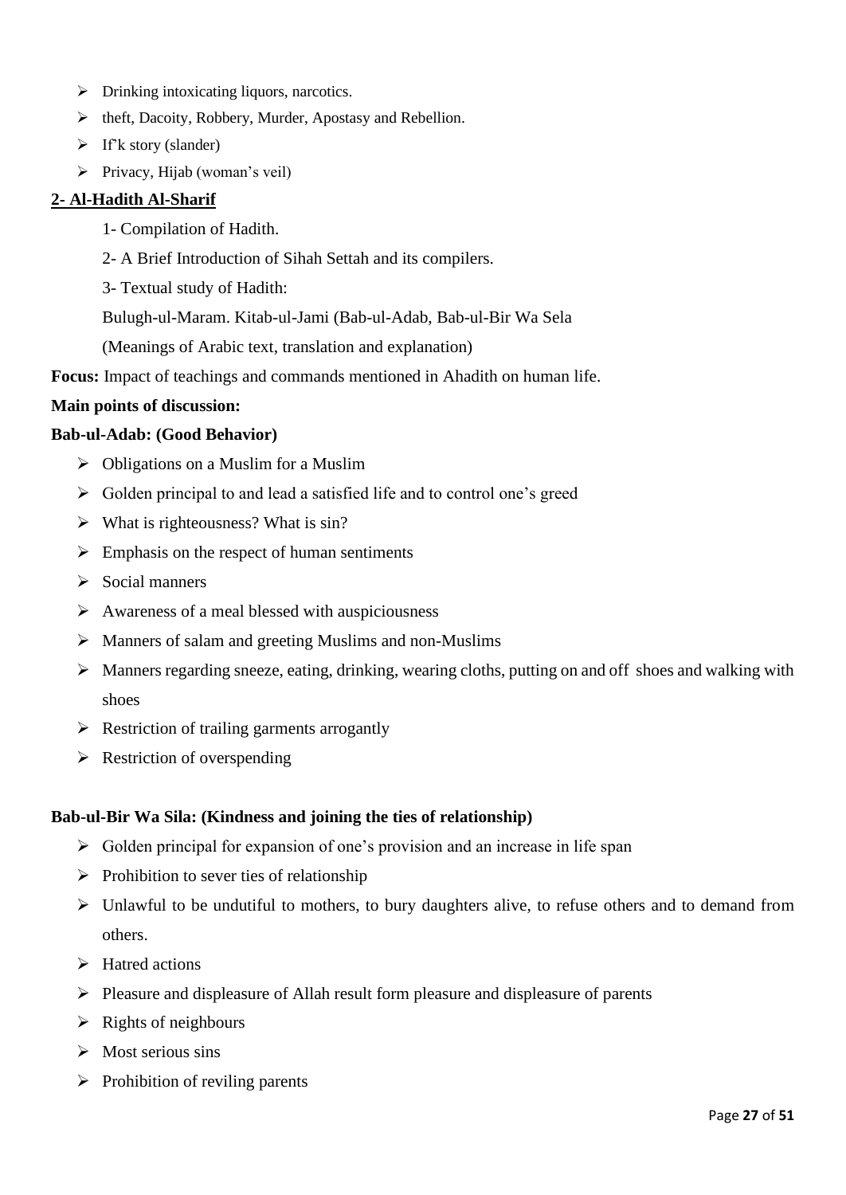- Drinking intoxicating liquors, narcotics.
- theft, Dacoity, Robbery, Murder, Apostasy and Rebellion.
- If'k story (slander)
- Privacy, Hijab (woman's veil)

## 2- Al-Hadith Al-Sharif

1- Compilation of Hadith.

2- A Brief Introduction of Sihah Settah and its compilers.

3- Textual study of Hadith:

Bulugh-ul-Maram. Kitab-ul-Jami (Bab-ul-Adab, Bab-ul-Bir Wa Sela

(Meanings of Arabic text, translation and explanation)

**Focus:** Impact of teachings and commands mentioned in Ahadith on human life.

**Main points of discussion:**

**Bab-ul-Adab: (Good Behavior)**

- Obligations on a Muslim for a Muslim
- Golden principal to and lead a satisfied life and to control one's greed
- What is righteousness? What is sin?
- Emphasis on the respect of human sentiments
- Social manners
- Awareness of a meal blessed with auspiciousness
- Manners of salam and greeting Muslims and non-Muslims
- Manners regarding sneeze, eating, drinking, wearing cloths, putting on and off shoes and walking with shoes
- Restriction of trailing garments arrogantly
- Restriction of overspending

**Bab-ul-Bir Wa Sila: (Kindness and joining the ties of relationship)**

- Golden principal for expansion of one's provision and an increase in life span
- Prohibition to sever ties of relationship
- Unlawful to be undutiful to mothers, to bury daughters alive, to refuse others and to demand from others.
- Hatred actions
- Pleasure and displeasure of Allah result form pleasure and displeasure of parents
- Rights of neighbours
- Most serious sins
- Prohibition of reviling parents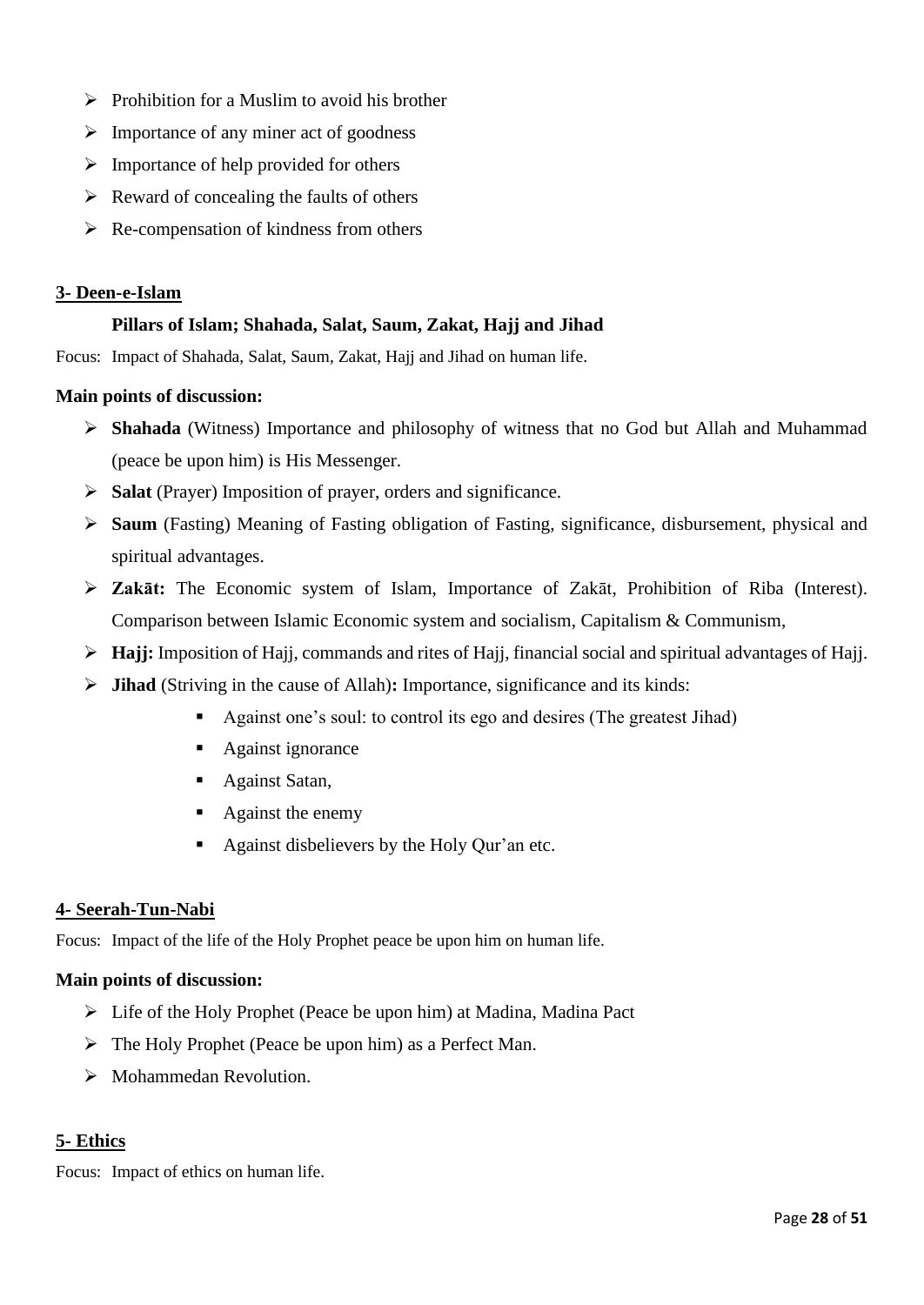- Prohibition for a Muslim to avoid his brother
- Importance of any miner act of goodness
- Importance of help provided for others
- Reward of concealing the faults of others
- Re-compensation of kindness from others

## 3- Deen-e-Islam

**Pillars of Islam; Shahada, Salat, Saum, Zakat, Hajj and Jihad**

Focus: Impact of Shahada, Salat, Saum, Zakat, Hajj and Jihad on human life.

**Main points of discussion:**

- **Shahada** (Witness) Importance and philosophy of witness that no God but Allah and Muhammad (peace be upon him) is His Messenger.
- **Salat** (Prayer) Imposition of prayer, orders and significance.
- **Saum** (Fasting) Meaning of Fasting obligation of Fasting, significance, disbursement, physical and spiritual advantages.
- **Zakāt:** The Economic system of Islam, Importance of Zakāt, Prohibition of Riba (Interest). Comparison between Islamic Economic system and socialism, Capitalism & Communism,
- **Hajj:** Imposition of Hajj, commands and rites of Hajj, financial social and spiritual advantages of Hajj.
- **Jihad** (Striving in the cause of Allah)**:** Importance, significance and its kinds:
    - Against one's soul: to control its ego and desires (The greatest Jihad)
    - Against ignorance
    - Against Satan,
    - Against the enemy
    - Against disbelievers by the Holy Qur'an etc.

## 4- Seerah-Tun-Nabi

Focus: Impact of the life of the Holy Prophet peace be upon him on human life.

**Main points of discussion:**

- Life of the Holy Prophet (Peace be upon him) at Madina, Madina Pact
- The Holy Prophet (Peace be upon him) as a Perfect Man.
- Mohammedan Revolution.

## 5- Ethics

Focus: Impact of ethics on human life.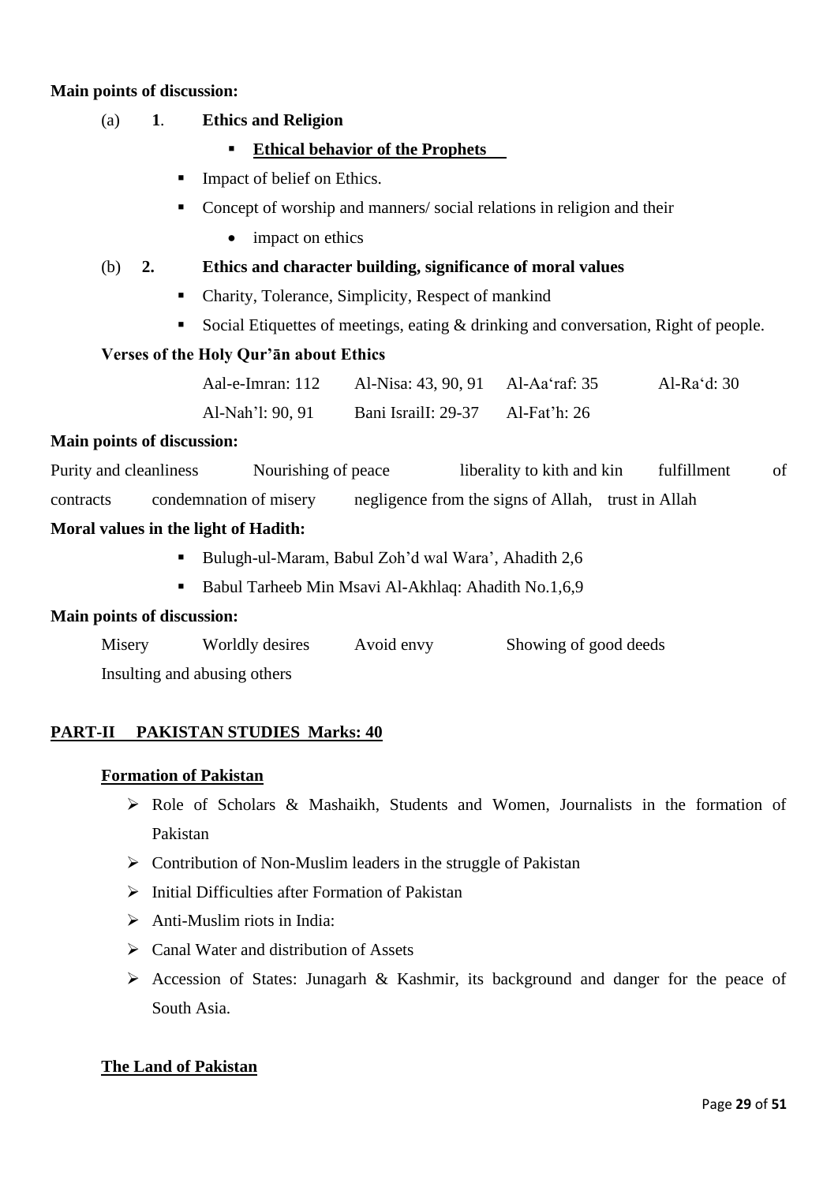**Main points of discussion:**

(a) **1**. **Ethics and Religion**

- **Ethical behavior of the Prophets**
- Impact of belief on Ethics.
- Concept of worship and manners/ social relations in religion and their
  - impact on ethics

(b) **2.** **Ethics and character building, significance of moral values**

- Charity, Tolerance, Simplicity, Respect of mankind
- Social Etiquettes of meetings, eating & drinking and conversation, Right of people.

**Verses of the Holy Qur'ān about Ethics**

| | | | |
|---|---|---|---|
| Aal-e-Imran: 112 | Al-Nisa: 43, 90, 91 | Al-Aa'raf: 35 | Al-Ra'd: 30 |
| Al-Nah'l: 90, 91 | Bani IsrailI: 29-37 | Al-Fat'h: 26 | |

**Main points of discussion:**

Purity and cleanliness Nourishing of peace liberality to kith and kin fulfillment of contracts condemnation of misery negligence from the signs of Allah, trust in Allah

**Moral values in the light of Hadith:**

- Bulugh-ul-Maram, Babul Zoh'd wal Wara', Ahadith 2,6
- Babul Tarheeb Min Msavi Al-Akhlaq: Ahadith No.1,6,9

**Main points of discussion:**

Misery Worldly desires Avoid envy Showing of good deeds
Insulting and abusing others

## PART-II PAKISTAN STUDIES Marks: 40

### Formation of Pakistan

- Role of Scholars & Mashaikh, Students and Women, Journalists in the formation of Pakistan
- Contribution of Non-Muslim leaders in the struggle of Pakistan
- Initial Difficulties after Formation of Pakistan
- Anti-Muslim riots in India:
- Canal Water and distribution of Assets
- Accession of States: Junagarh & Kashmir, its background and danger for the peace of South Asia.

### The Land of Pakistan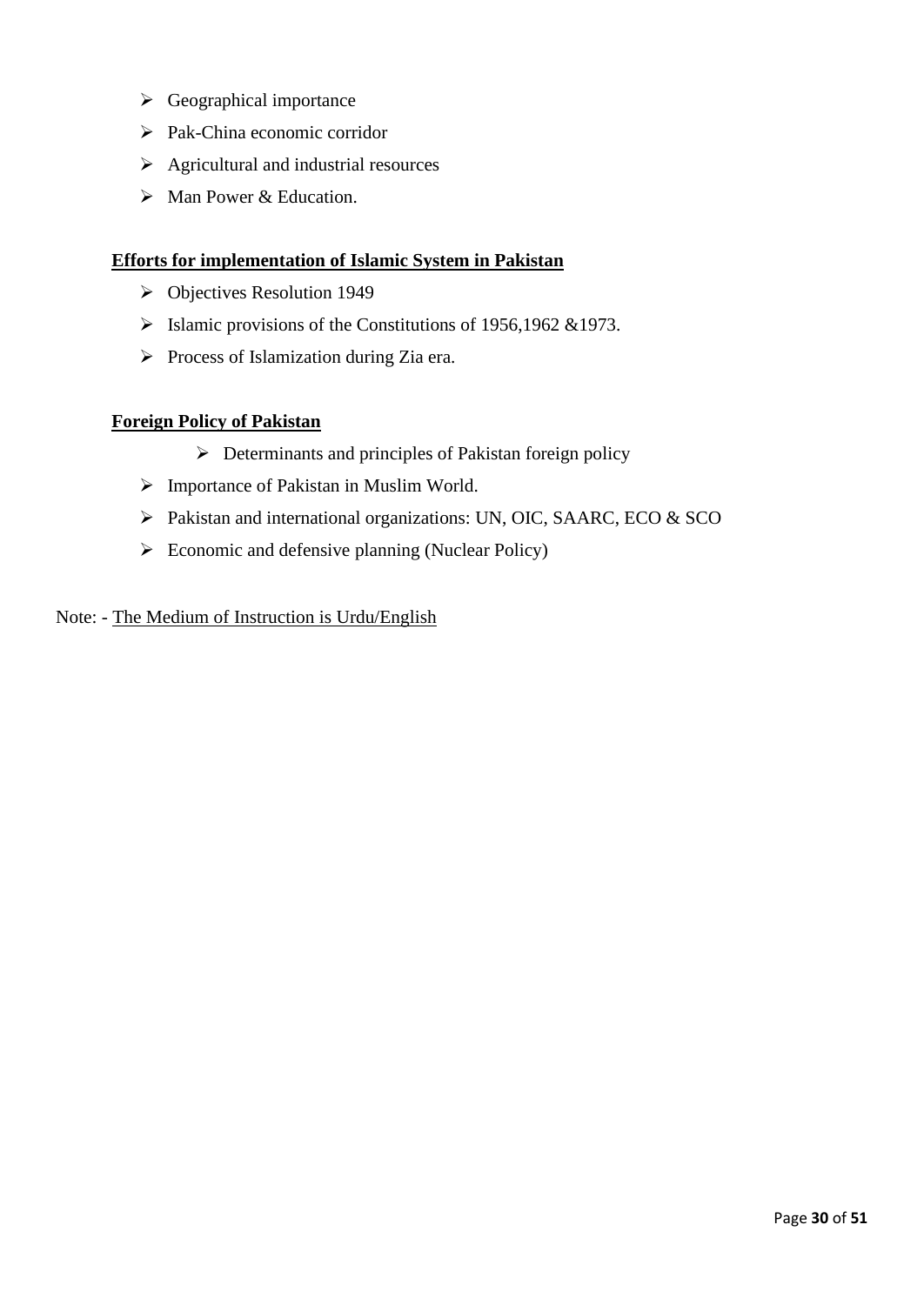- Geographical importance
- Pak-China economic corridor
- Agricultural and industrial resources
- Man Power & Education.

**Efforts for implementation of Islamic System in Pakistan**

- Objectives Resolution 1949
- Islamic provisions of the Constitutions of 1956,1962 &1973.
- Process of Islamization during Zia era.

**Foreign Policy of Pakistan**

- Determinants and principles of Pakistan foreign policy
- Importance of Pakistan in Muslim World.
- Pakistan and international organizations: UN, OIC, SAARC, ECO & SCO
- Economic and defensive planning (Nuclear Policy)

Note: - The Medium of Instruction is Urdu/English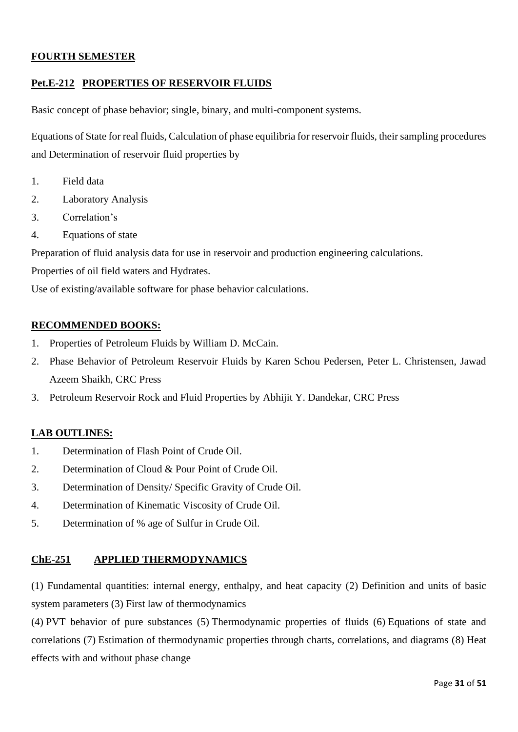## FOURTH SEMESTER

### Pet.E-212 PROPERTIES OF RESERVOIR FLUIDS

Basic concept of phase behavior; single, binary, and multi-component systems.

Equations of State for real fluids, Calculation of phase equilibria for reservoir fluids, their sampling procedures and Determination of reservoir fluid properties by

1. Field data
2. Laboratory Analysis
3. Correlation's
4. Equations of state

Preparation of fluid analysis data for use in reservoir and production engineering calculations.

Properties of oil field waters and Hydrates.

Use of existing/available software for phase behavior calculations.

#### RECOMMENDED BOOKS:

1. Properties of Petroleum Fluids by William D. McCain.
2. Phase Behavior of Petroleum Reservoir Fluids by Karen Schou Pedersen, Peter L. Christensen, Jawad Azeem Shaikh, CRC Press
3. Petroleum Reservoir Rock and Fluid Properties by Abhijit Y. Dandekar, CRC Press

#### LAB OUTLINES:

1. Determination of Flash Point of Crude Oil.
2. Determination of Cloud & Pour Point of Crude Oil.
3. Determination of Density/ Specific Gravity of Crude Oil.
4. Determination of Kinematic Viscosity of Crude Oil.
5. Determination of % age of Sulfur in Crude Oil.

### ChE-251 APPLIED THERMODYNAMICS

(1) Fundamental quantities: internal energy, enthalpy, and heat capacity (2) Definition and units of basic system parameters (3) First law of thermodynamics

(4) PVT behavior of pure substances (5) Thermodynamic properties of fluids (6) Equations of state and correlations (7) Estimation of thermodynamic properties through charts, correlations, and diagrams (8) Heat effects with and without phase change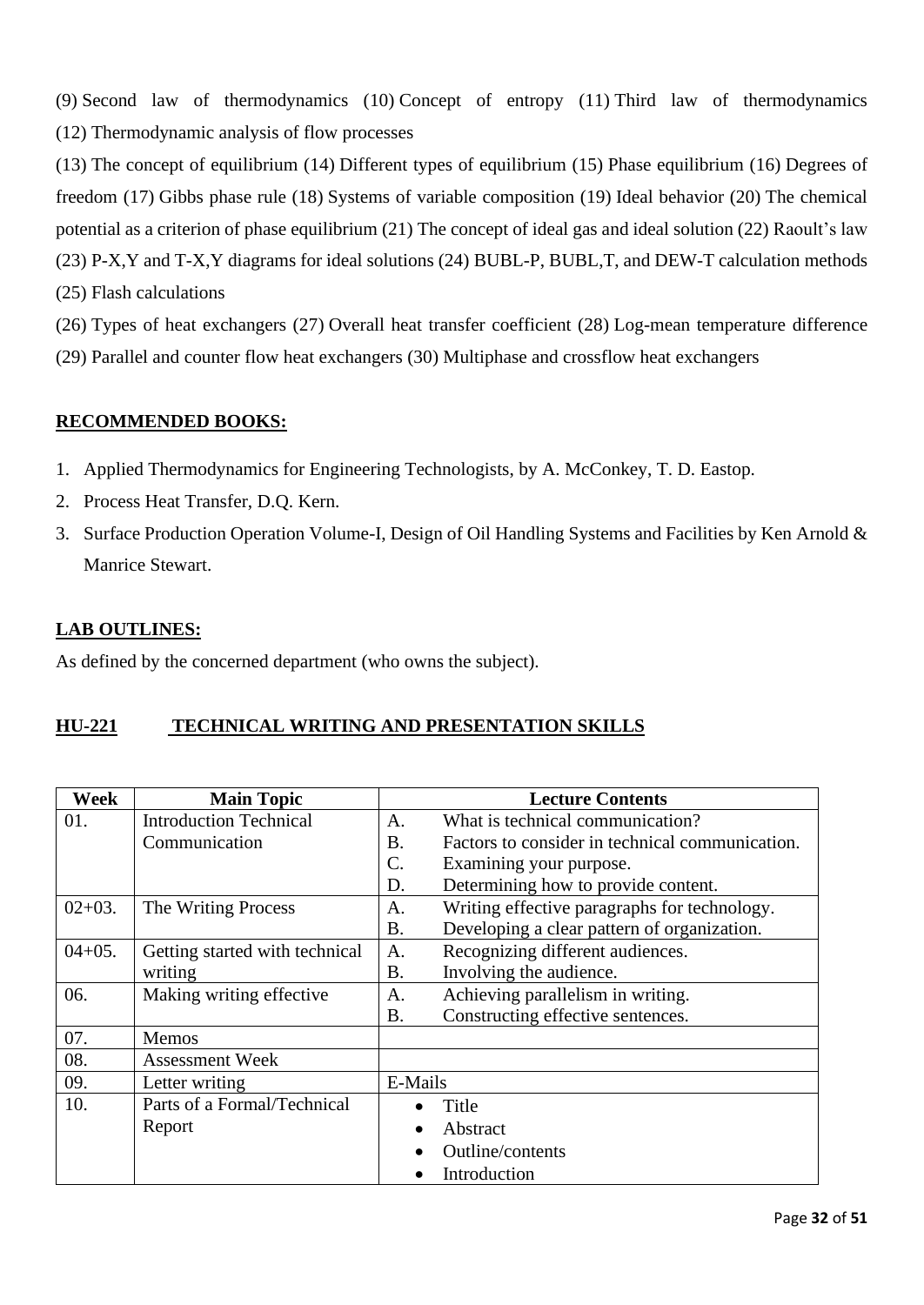(9) Second law of thermodynamics (10) Concept of entropy (11) Third law of thermodynamics (12) Thermodynamic analysis of flow processes

(13) The concept of equilibrium (14) Different types of equilibrium (15) Phase equilibrium (16) Degrees of freedom (17) Gibbs phase rule (18) Systems of variable composition (19) Ideal behavior (20) The chemical potential as a criterion of phase equilibrium (21) The concept of ideal gas and ideal solution (22) Raoult's law (23) P-X,Y and T-X,Y diagrams for ideal solutions (24) BUBL-P, BUBL,T, and DEW-T calculation methods (25) Flash calculations

(26) Types of heat exchangers (27) Overall heat transfer coefficient (28) Log-mean temperature difference (29) Parallel and counter flow heat exchangers (30) Multiphase and crossflow heat exchangers

**RECOMMENDED BOOKS:**

1. Applied Thermodynamics for Engineering Technologists, by A. McConkey, T. D. Eastop.
2. Process Heat Transfer, D.Q. Kern.
3. Surface Production Operation Volume-I, Design of Oil Handling Systems and Facilities by Ken Arnold & Manrice Stewart.

**LAB OUTLINES:**

As defined by the concerned department (who owns the subject).

## HU-221 TECHNICAL WRITING AND PRESENTATION SKILLS

| Week | Main Topic | Lecture Contents |
|---|---|---|
| 01. | Introduction Technical Communication | A. What is technical communication?<br>B. Factors to consider in technical communication.<br>C. Examining your purpose.<br>D. Determining how to provide content. |
| 02+03. | The Writing Process | A. Writing effective paragraphs for technology.<br>B. Developing a clear pattern of organization. |
| 04+05. | Getting started with technical writing | A. Recognizing different audiences.<br>B. Involving the audience. |
| 06. | Making writing effective | A. Achieving parallelism in writing.<br>B. Constructing effective sentences. |
| 07. | Memos | |
| 08. | Assessment Week | |
| 09. | Letter writing | E-Mails |
| 10. | Parts of a Formal/Technical Report | • Title<br>• Abstract<br>• Outline/contents<br>• Introduction |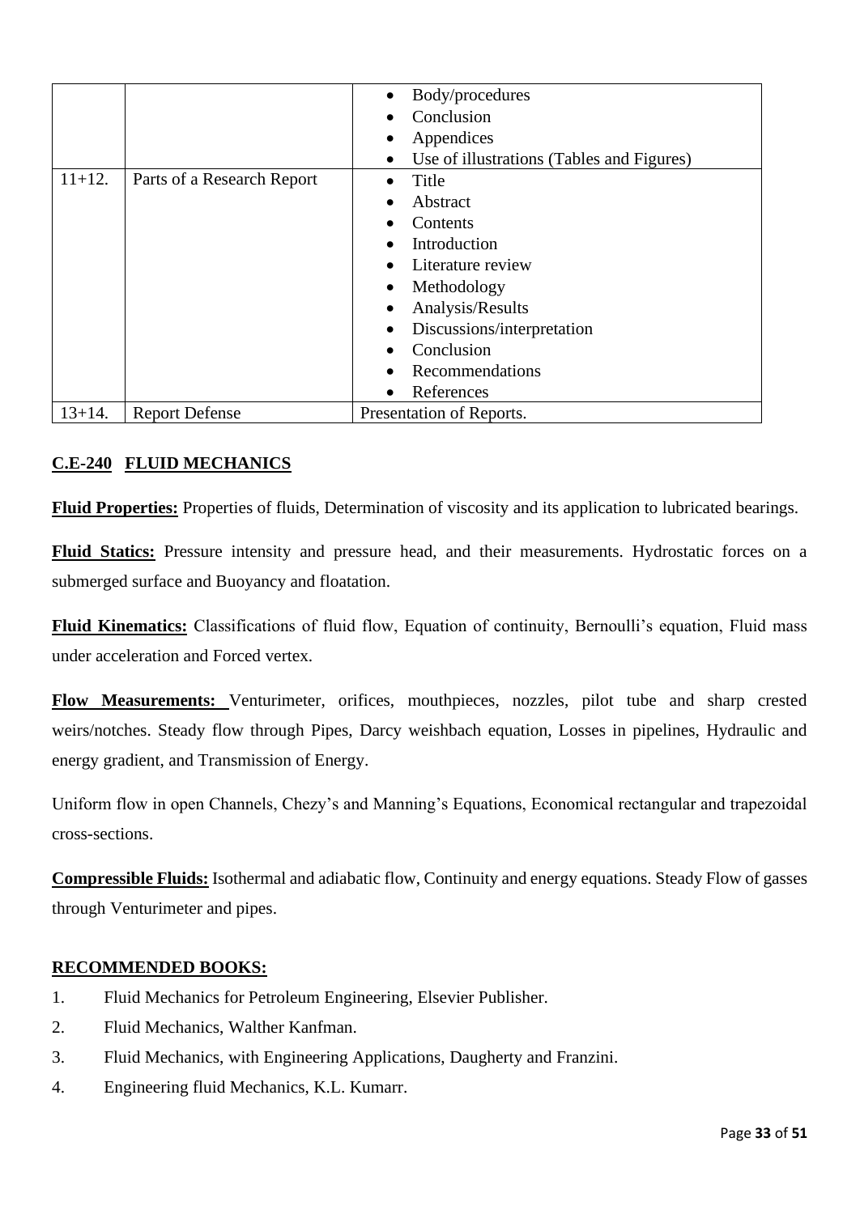| | | |
|---|---|---|
| | | • Body/procedures<br>• Conclusion<br>• Appendices<br>• Use of illustrations (Tables and Figures) |
| 11+12. | Parts of a Research Report | • Title<br>• Abstract<br>• Contents<br>• Introduction<br>• Literature review<br>• Methodology<br>• Analysis/Results<br>• Discussions/interpretation<br>• Conclusion<br>• Recommendations<br>• References |
| 13+14. | Report Defense | Presentation of Reports. |

## C.E-240 FLUID MECHANICS

**Fluid Properties:** Properties of fluids, Determination of viscosity and its application to lubricated bearings.

**Fluid Statics:** Pressure intensity and pressure head, and their measurements. Hydrostatic forces on a submerged surface and Buoyancy and floatation.

**Fluid Kinematics:** Classifications of fluid flow, Equation of continuity, Bernoulli's equation, Fluid mass under acceleration and Forced vertex.

**Flow Measurements:** Venturimeter, orifices, mouthpieces, nozzles, pilot tube and sharp crested weirs/notches. Steady flow through Pipes, Darcy weishbach equation, Losses in pipelines, Hydraulic and energy gradient, and Transmission of Energy.

Uniform flow in open Channels, Chezy's and Manning's Equations, Economical rectangular and trapezoidal cross-sections.

**Compressible Fluids:** Isothermal and adiabatic flow, Continuity and energy equations. Steady Flow of gasses through Venturimeter and pipes.

### RECOMMENDED BOOKS:

1. Fluid Mechanics for Petroleum Engineering, Elsevier Publisher.
2. Fluid Mechanics, Walther Kanfman.
3. Fluid Mechanics, with Engineering Applications, Daugherty and Franzini.
4. Engineering fluid Mechanics, K.L. Kumarr.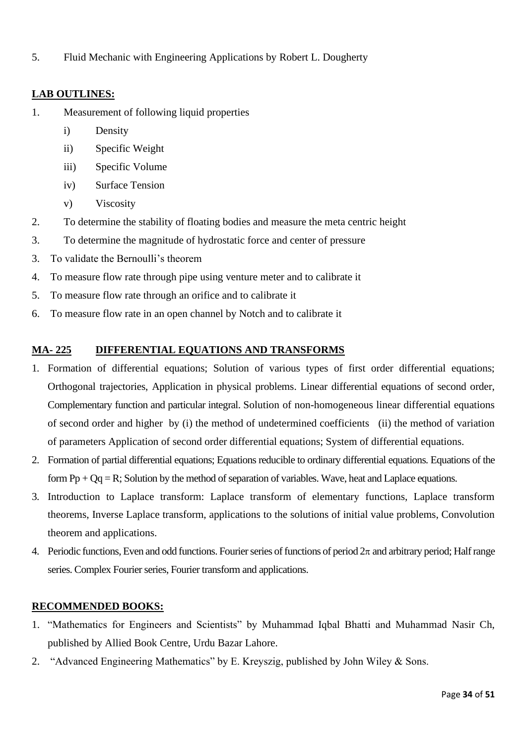5. Fluid Mechanic with Engineering Applications by Robert L. Dougherty

**LAB OUTLINES:**

1. Measurement of following liquid properties
    - i) Density
    - ii) Specific Weight
    - iii) Specific Volume
    - iv) Surface Tension
    - v) Viscosity
2. To determine the stability of floating bodies and measure the meta centric height
3. To determine the magnitude of hydrostatic force and center of pressure
3. To validate the Bernoulli's theorem
4. To measure flow rate through pipe using venture meter and to calibrate it
5. To measure flow rate through an orifice and to calibrate it
6. To measure flow rate in an open channel by Notch and to calibrate it

## MA- 225 DIFFERENTIAL EQUATIONS AND TRANSFORMS

1. Formation of differential equations; Solution of various types of first order differential equations; Orthogonal trajectories, Application in physical problems. Linear differential equations of second order, Complementary function and particular integral. Solution of non-homogeneous linear differential equations of second order and higher by (i) the method of undetermined coefficients (ii) the method of variation of parameters Application of second order differential equations; System of differential equations.
2. Formation of partial differential equations; Equations reducible to ordinary differential equations. Equations of the form $Pp + Qq = R$; Solution by the method of separation of variables. Wave, heat and Laplace equations.
3. Introduction to Laplace transform: Laplace transform of elementary functions, Laplace transform theorems, Inverse Laplace transform, applications to the solutions of initial value problems, Convolution theorem and applications.
4. Periodic functions, Even and odd functions. Fourier series of functions of period $2\pi$ and arbitrary period; Half range series. Complex Fourier series, Fourier transform and applications.

**RECOMMENDED BOOKS:**

1. "Mathematics for Engineers and Scientists" by Muhammad Iqbal Bhatti and Muhammad Nasir Ch, published by Allied Book Centre, Urdu Bazar Lahore.
2. "Advanced Engineering Mathematics" by E. Kreyszig, published by John Wiley & Sons.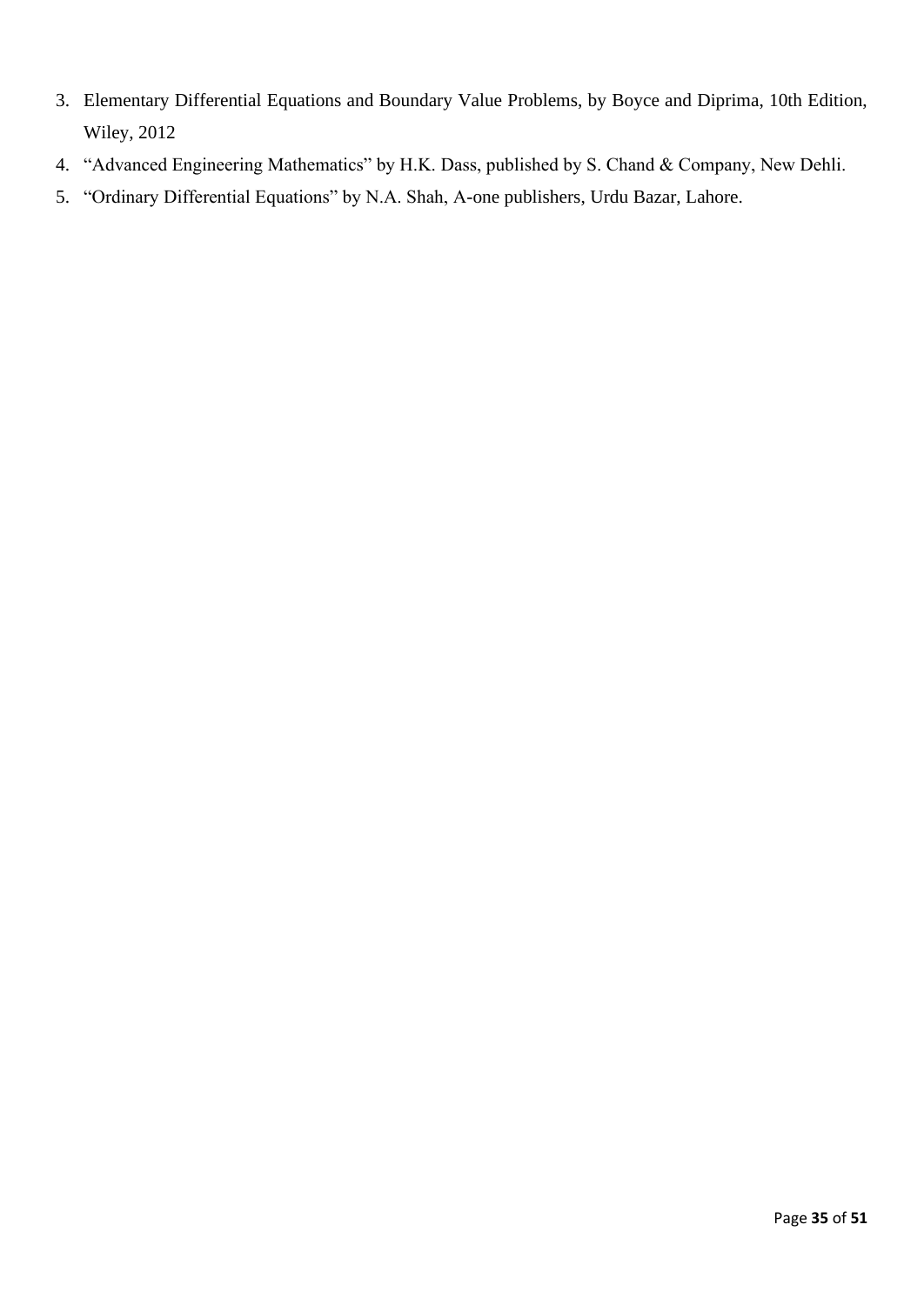3. Elementary Differential Equations and Boundary Value Problems, by Boyce and Diprima, 10th Edition, Wiley, 2012
4. “Advanced Engineering Mathematics” by H.K. Dass, published by S. Chand & Company, New Dehli.
5. “Ordinary Differential Equations” by N.A. Shah, A-one publishers, Urdu Bazar, Lahore.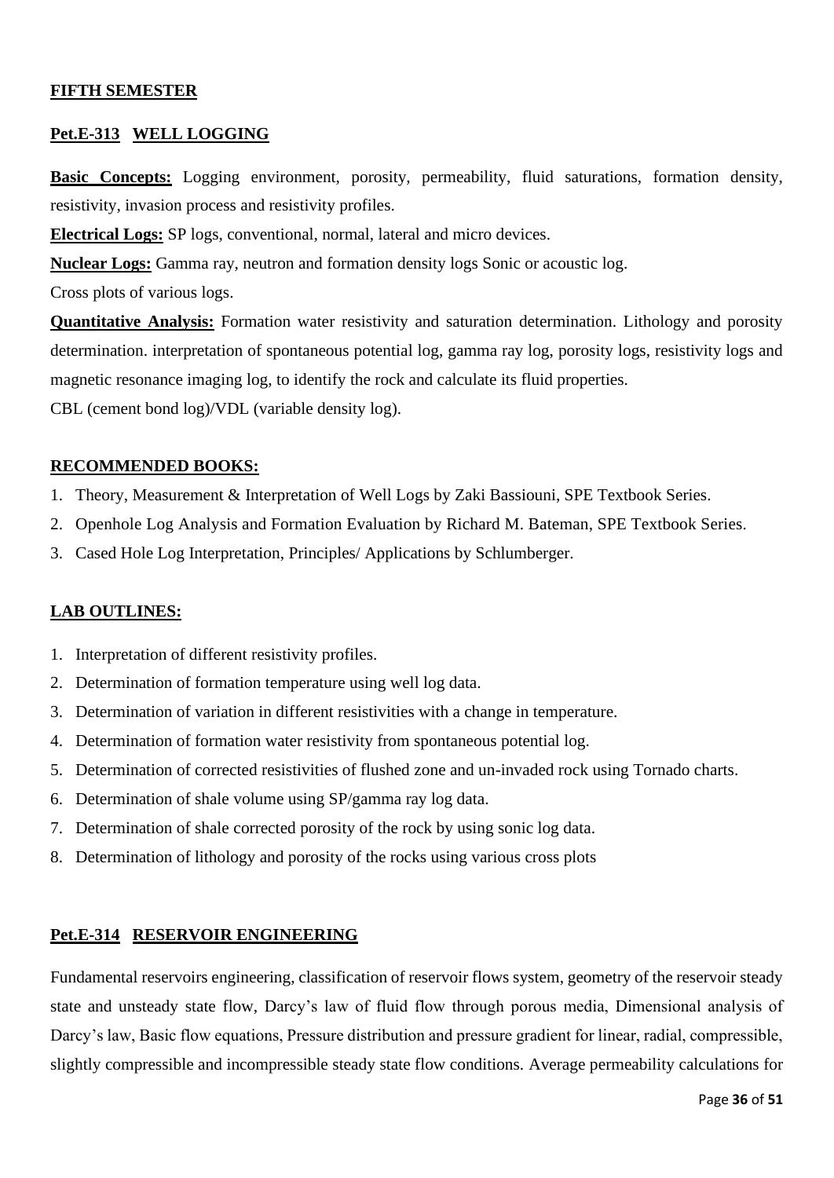## FIFTH SEMESTER

### Pet.E-313 WELL LOGGING

**Basic Concepts:** Logging environment, porosity, permeability, fluid saturations, formation density, resistivity, invasion process and resistivity profiles.

**Electrical Logs:** SP logs, conventional, normal, lateral and micro devices.

**Nuclear Logs:** Gamma ray, neutron and formation density logs Sonic or acoustic log.

Cross plots of various logs.

**Quantitative Analysis:** Formation water resistivity and saturation determination. Lithology and porosity determination. interpretation of spontaneous potential log, gamma ray log, porosity logs, resistivity logs and magnetic resonance imaging log, to identify the rock and calculate its fluid properties.

CBL (cement bond log)/VDL (variable density log).

#### RECOMMENDED BOOKS:

1. Theory, Measurement & Interpretation of Well Logs by Zaki Bassiouni, SPE Textbook Series.
2. Openhole Log Analysis and Formation Evaluation by Richard M. Bateman, SPE Textbook Series.
3. Cased Hole Log Interpretation, Principles/ Applications by Schlumberger.

#### LAB OUTLINES:

1. Interpretation of different resistivity profiles.
2. Determination of formation temperature using well log data.
3. Determination of variation in different resistivities with a change in temperature.
4. Determination of formation water resistivity from spontaneous potential log.
5. Determination of corrected resistivities of flushed zone and un-invaded rock using Tornado charts.
6. Determination of shale volume using SP/gamma ray log data.
7. Determination of shale corrected porosity of the rock by using sonic log data.
8. Determination of lithology and porosity of the rocks using various cross plots

### Pet.E-314 RESERVOIR ENGINEERING

Fundamental reservoirs engineering, classification of reservoir flows system, geometry of the reservoir steady state and unsteady state flow, Darcy's law of fluid flow through porous media, Dimensional analysis of Darcy's law, Basic flow equations, Pressure distribution and pressure gradient for linear, radial, compressible, slightly compressible and incompressible steady state flow conditions. Average permeability calculations for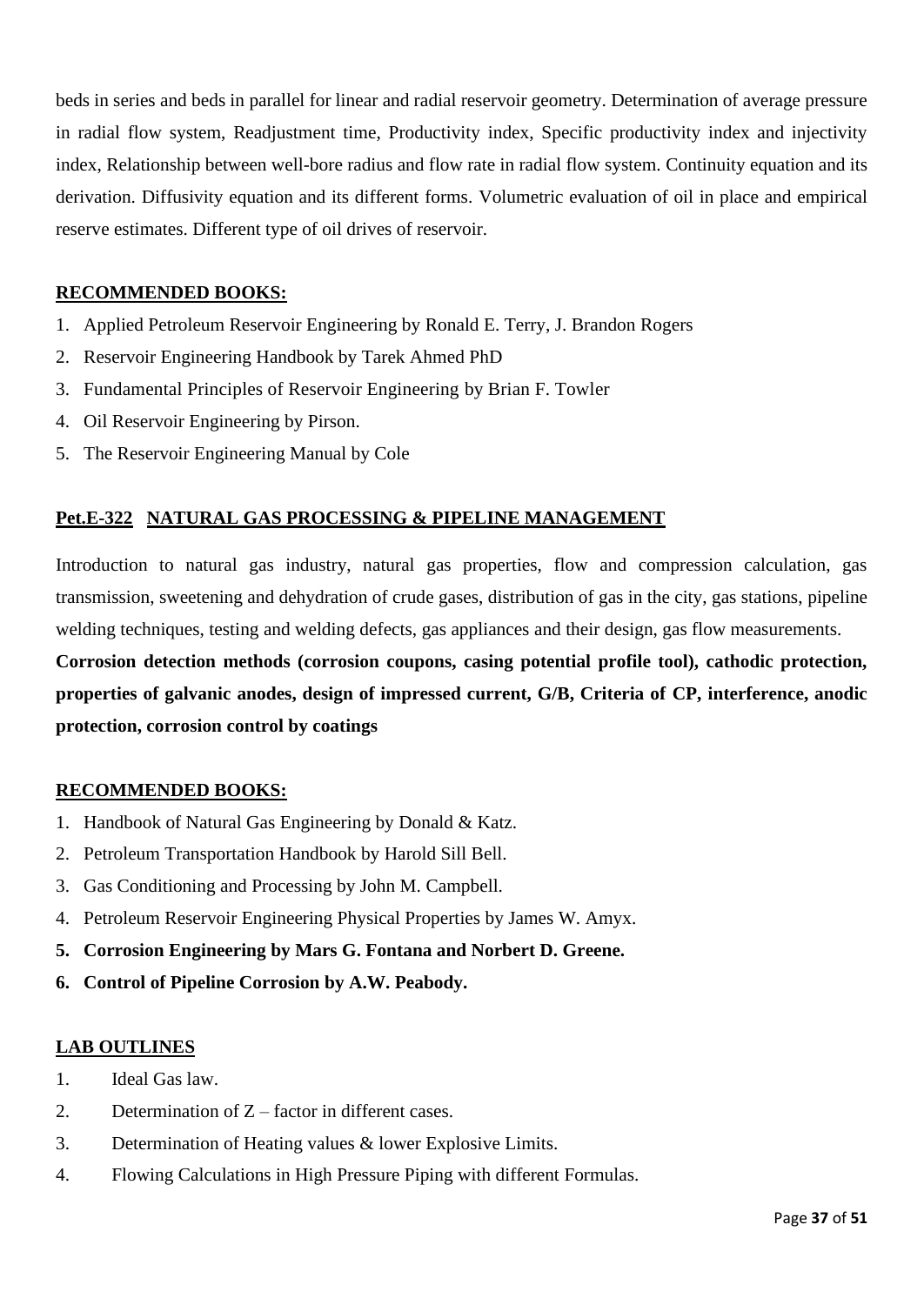beds in series and beds in parallel for linear and radial reservoir geometry. Determination of average pressure in radial flow system, Readjustment time, Productivity index, Specific productivity index and injectivity index, Relationship between well-bore radius and flow rate in radial flow system. Continuity equation and its derivation. Diffusivity equation and its different forms. Volumetric evaluation of oil in place and empirical reserve estimates. Different type of oil drives of reservoir.

**RECOMMENDED BOOKS:**

1. Applied Petroleum Reservoir Engineering by Ronald E. Terry, J. Brandon Rogers
2. Reservoir Engineering Handbook by Tarek Ahmed PhD
3. Fundamental Principles of Reservoir Engineering by Brian F. Towler
4. Oil Reservoir Engineering by Pirson.
5. The Reservoir Engineering Manual by Cole

## Pet.E-322 NATURAL GAS PROCESSING & PIPELINE MANAGEMENT

Introduction to natural gas industry, natural gas properties, flow and compression calculation, gas transmission, sweetening and dehydration of crude gases, distribution of gas in the city, gas stations, pipeline welding techniques, testing and welding defects, gas appliances and their design, gas flow measurements.
**Corrosion detection methods (corrosion coupons, casing potential profile tool), cathodic protection, properties of galvanic anodes, design of impressed current, G/B, Criteria of CP, interference, anodic protection, corrosion control by coatings**

**RECOMMENDED BOOKS:**

1. Handbook of Natural Gas Engineering by Donald & Katz.
2. Petroleum Transportation Handbook by Harold Sill Bell.
3. Gas Conditioning and Processing by John M. Campbell.
4. Petroleum Reservoir Engineering Physical Properties by James W. Amyx.
5. **Corrosion Engineering by Mars G. Fontana and Norbert D. Greene.**
6. **Control of Pipeline Corrosion by A.W. Peabody.**

**LAB OUTLINES**

1. Ideal Gas law.
2. Determination of Z – factor in different cases.
3. Determination of Heating values & lower Explosive Limits.
4. Flowing Calculations in High Pressure Piping with different Formulas.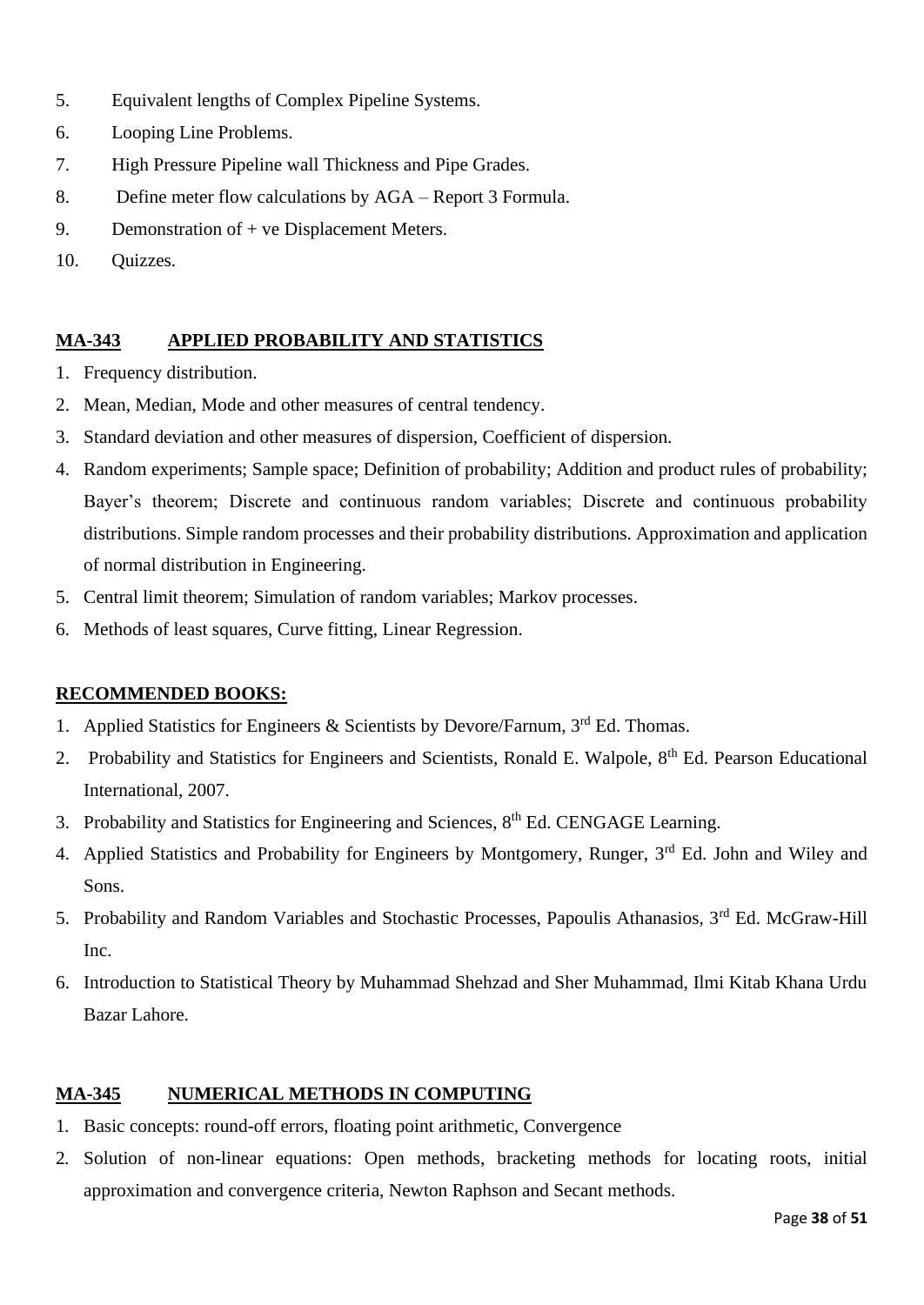5. Equivalent lengths of Complex Pipeline Systems.
6. Looping Line Problems.
7. High Pressure Pipeline wall Thickness and Pipe Grades.
8. Define meter flow calculations by AGA – Report 3 Formula.
9. Demonstration of + ve Displacement Meters.
10. Quizzes.

## MA-343 APPLIED PROBABILITY AND STATISTICS

1. Frequency distribution.
2. Mean, Median, Mode and other measures of central tendency.
3. Standard deviation and other measures of dispersion, Coefficient of dispersion.
4. Random experiments; Sample space; Definition of probability; Addition and product rules of probability; Bayer's theorem; Discrete and continuous random variables; Discrete and continuous probability distributions. Simple random processes and their probability distributions. Approximation and application of normal distribution in Engineering.
5. Central limit theorem; Simulation of random variables; Markov processes.
6. Methods of least squares, Curve fitting, Linear Regression.

### RECOMMENDED BOOKS:

1. Applied Statistics for Engineers & Scientists by Devore/Farnum, 3rd Ed. Thomas.
2. Probability and Statistics for Engineers and Scientists, Ronald E. Walpole, 8th Ed. Pearson Educational International, 2007.
3. Probability and Statistics for Engineering and Sciences, 8th Ed. CENGAGE Learning.
4. Applied Statistics and Probability for Engineers by Montgomery, Runger, 3rd Ed. John and Wiley and Sons.
5. Probability and Random Variables and Stochastic Processes, Papoulis Athanasios, 3rd Ed. McGraw-Hill Inc.
6. Introduction to Statistical Theory by Muhammad Shehzad and Sher Muhammad, Ilmi Kitab Khana Urdu Bazar Lahore.

## MA-345 NUMERICAL METHODS IN COMPUTING

1. Basic concepts: round-off errors, floating point arithmetic, Convergence
2. Solution of non-linear equations: Open methods, bracketing methods for locating roots, initial approximation and convergence criteria, Newton Raphson and Secant methods.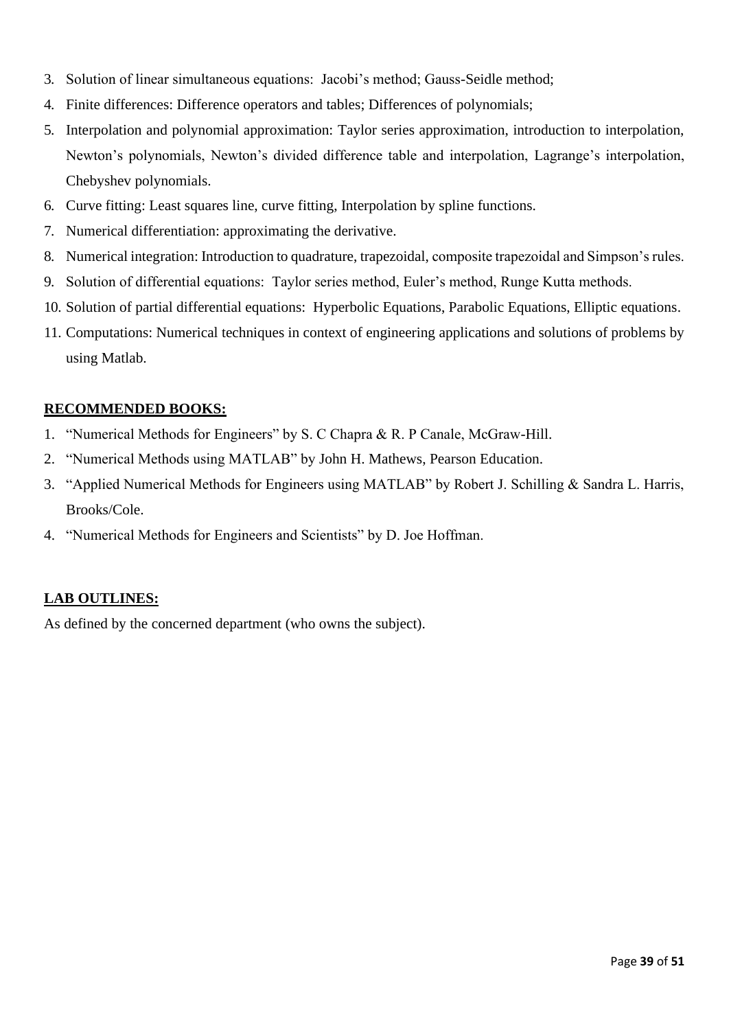3. Solution of linear simultaneous equations: Jacobi's method; Gauss-Seidle method;
4. Finite differences: Difference operators and tables; Differences of polynomials;
5. Interpolation and polynomial approximation: Taylor series approximation, introduction to interpolation, Newton's polynomials, Newton's divided difference table and interpolation, Lagrange's interpolation, Chebyshev polynomials.
6. Curve fitting: Least squares line, curve fitting, Interpolation by spline functions.
7. Numerical differentiation: approximating the derivative.
8. Numerical integration: Introduction to quadrature, trapezoidal, composite trapezoidal and Simpson's rules.
9. Solution of differential equations: Taylor series method, Euler's method, Runge Kutta methods.
10. Solution of partial differential equations: Hyperbolic Equations, Parabolic Equations, Elliptic equations.
11. Computations: Numerical techniques in context of engineering applications and solutions of problems by using Matlab.

**RECOMMENDED BOOKS:**

1. "Numerical Methods for Engineers" by S. C Chapra & R. P Canale, McGraw-Hill.
2. "Numerical Methods using MATLAB" by John H. Mathews, Pearson Education.
3. "Applied Numerical Methods for Engineers using MATLAB" by Robert J. Schilling & Sandra L. Harris, Brooks/Cole.
4. "Numerical Methods for Engineers and Scientists" by D. Joe Hoffman.

**LAB OUTLINES:**

As defined by the concerned department (who owns the subject).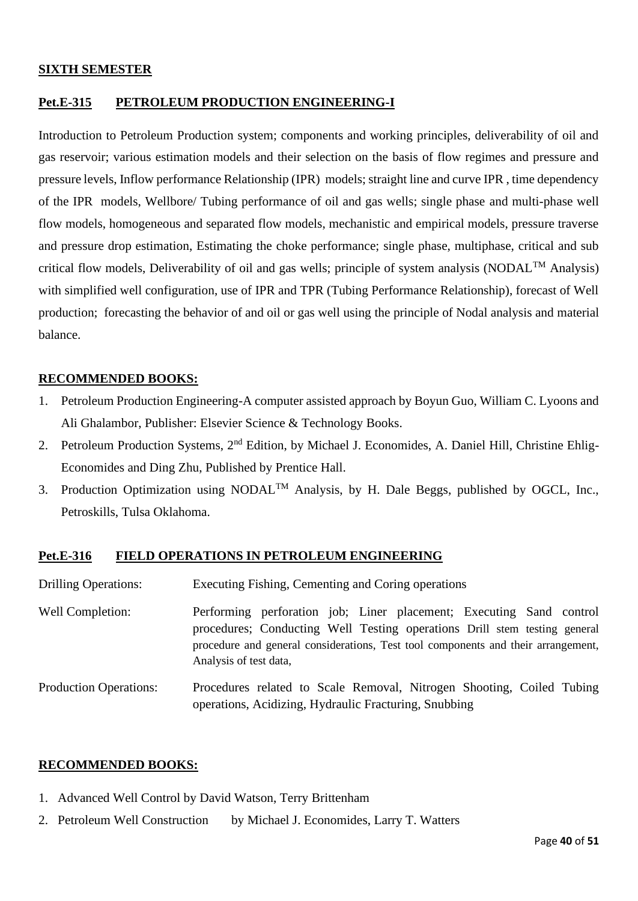## SIXTH SEMESTER

### Pet.E-315 PETROLEUM PRODUCTION ENGINEERING-I

Introduction to Petroleum Production system; components and working principles, deliverability of oil and gas reservoir; various estimation models and their selection on the basis of flow regimes and pressure and pressure levels, Inflow performance Relationship (IPR) models; straight line and curve IPR , time dependency of the IPR models, Wellbore/ Tubing performance of oil and gas wells; single phase and multi-phase well flow models, homogeneous and separated flow models, mechanistic and empirical models, pressure traverse and pressure drop estimation, Estimating the choke performance; single phase, multiphase, critical and sub critical flow models, Deliverability of oil and gas wells; principle of system analysis (NODAL™ Analysis) with simplified well configuration, use of IPR and TPR (Tubing Performance Relationship), forecast of Well production; forecasting the behavior of and oil or gas well using the principle of Nodal analysis and material balance.

**RECOMMENDED BOOKS:**

1. Petroleum Production Engineering-A computer assisted approach by Boyun Guo, William C. Lyoons and Ali Ghalambor, Publisher: Elsevier Science & Technology Books.
2. Petroleum Production Systems, 2nd Edition, by Michael J. Economides, A. Daniel Hill, Christine Ehlig-Economides and Ding Zhu, Published by Prentice Hall.
3. Production Optimization using NODAL™ Analysis, by H. Dale Beggs, published by OGCL, Inc., Petroskills, Tulsa Oklahoma.

### Pet.E-316 FIELD OPERATIONS IN PETROLEUM ENGINEERING

| | |
|---|---|
| Drilling Operations: | Executing Fishing, Cementing and Coring operations |
| Well Completion: | Performing perforation job; Liner placement; Executing Sand control procedures; Conducting Well Testing operations Drill stem testing general procedure and general considerations, Test tool components and their arrangement, Analysis of test data, |
| Production Operations: | Procedures related to Scale Removal, Nitrogen Shooting, Coiled Tubing operations, Acidizing, Hydraulic Fracturing, Snubbing |

**RECOMMENDED BOOKS:**

1. Advanced Well Control by David Watson, Terry Brittenham
2. Petroleum Well Construction by Michael J. Economides, Larry T. Watters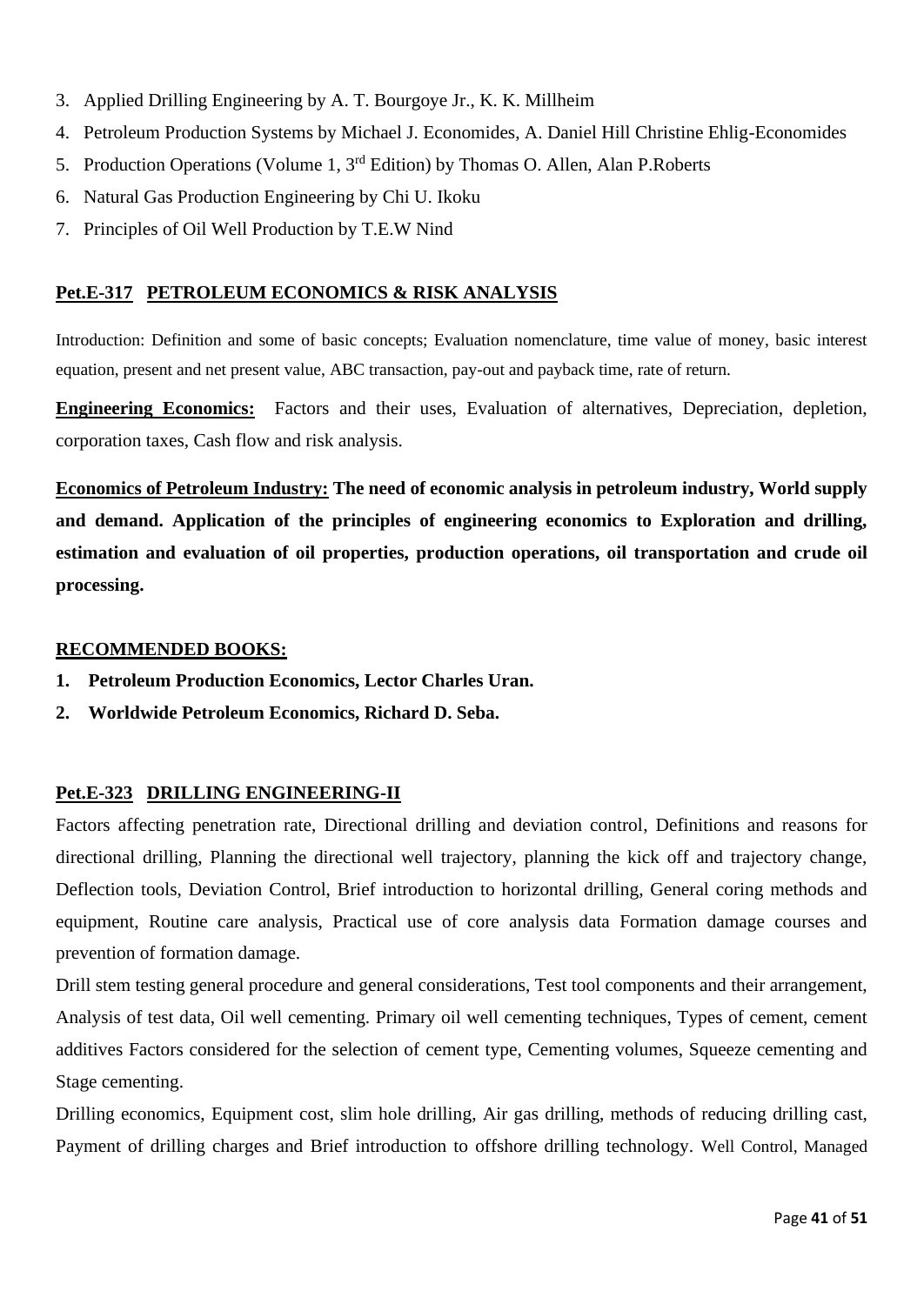3. Applied Drilling Engineering by A. T. Bourgoye Jr., K. K. Millheim
4. Petroleum Production Systems by Michael J. Economides, A. Daniel Hill Christine Ehlig-Economides
5. Production Operations (Volume 1, 3rd Edition) by Thomas O. Allen, Alan P.Roberts
6. Natural Gas Production Engineering by Chi U. Ikoku
7. Principles of Oil Well Production by T.E.W Nind

## Pet.E-317 PETROLEUM ECONOMICS & RISK ANALYSIS

Introduction: Definition and some of basic concepts; Evaluation nomenclature, time value of money, basic interest equation, present and net present value, ABC transaction, pay-out and payback time, rate of return.

**Engineering Economics:** Factors and their uses, Evaluation of alternatives, Depreciation, depletion, corporation taxes, Cash flow and risk analysis.

**Economics of Petroleum Industry: The need of economic analysis in petroleum industry, World supply and demand. Application of the principles of engineering economics to Exploration and drilling, estimation and evaluation of oil properties, production operations, oil transportation and crude oil processing.**

**RECOMMENDED BOOKS:**

1. **Petroleum Production Economics, Lector Charles Uran.**
2. **Worldwide Petroleum Economics, Richard D. Seba.**

## Pet.E-323 DRILLING ENGINEERING-II

Factors affecting penetration rate, Directional drilling and deviation control, Definitions and reasons for directional drilling, Planning the directional well trajectory, planning the kick off and trajectory change, Deflection tools, Deviation Control, Brief introduction to horizontal drilling, General coring methods and equipment, Routine care analysis, Practical use of core analysis data Formation damage courses and prevention of formation damage.

Drill stem testing general procedure and general considerations, Test tool components and their arrangement, Analysis of test data, Oil well cementing. Primary oil well cementing techniques, Types of cement, cement additives Factors considered for the selection of cement type, Cementing volumes, Squeeze cementing and Stage cementing.

Drilling economics, Equipment cost, slim hole drilling, Air gas drilling, methods of reducing drilling cast, Payment of drilling charges and Brief introduction to offshore drilling technology. Well Control, Managed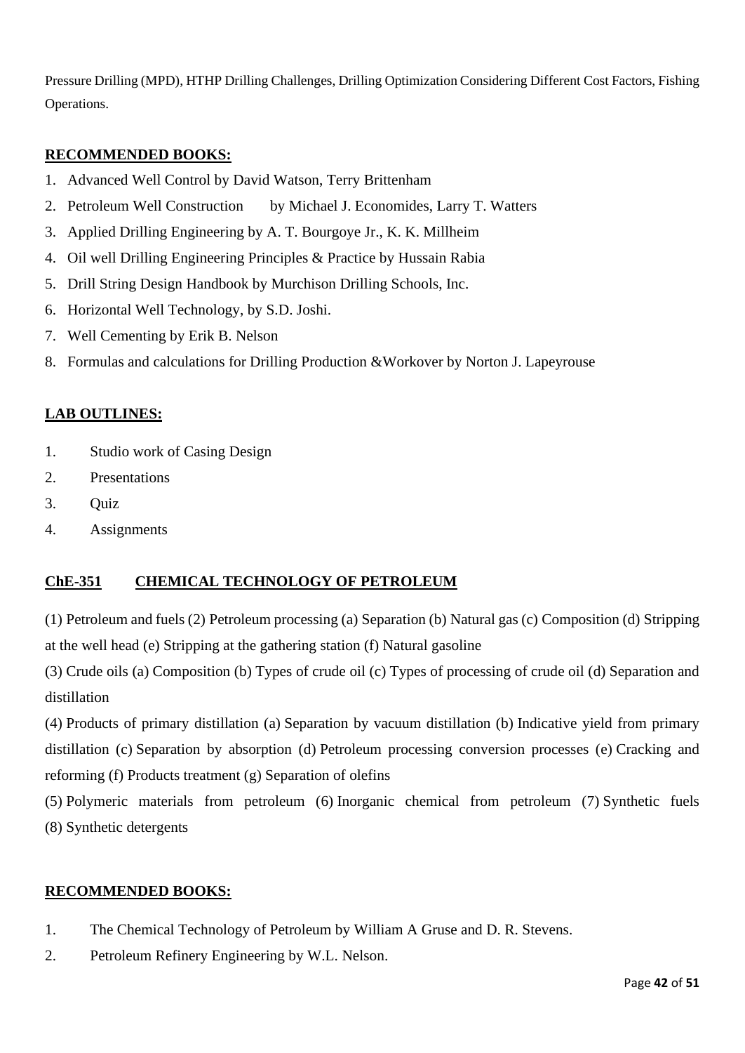Pressure Drilling (MPD), HTHP Drilling Challenges, Drilling Optimization Considering Different Cost Factors, Fishing Operations.

**RECOMMENDED BOOKS:**

1. Advanced Well Control by David Watson, Terry Brittenham
2. Petroleum Well Construction by Michael J. Economides, Larry T. Watters
3. Applied Drilling Engineering by A. T. Bourgoye Jr., K. K. Millheim
4. Oil well Drilling Engineering Principles & Practice by Hussain Rabia
5. Drill String Design Handbook by Murchison Drilling Schools, Inc.
6. Horizontal Well Technology, by S.D. Joshi.
7. Well Cementing by Erik B. Nelson
8. Formulas and calculations for Drilling Production &Workover by Norton J. Lapeyrouse

**LAB OUTLINES:**

1. Studio work of Casing Design
2. Presentations
3. Quiz
4. Assignments

**ChE-351 CHEMICAL TECHNOLOGY OF PETROLEUM**

(1) Petroleum and fuels (2) Petroleum processing (a) Separation (b) Natural gas (c) Composition (d) Stripping at the well head (e) Stripping at the gathering station (f) Natural gasoline

(3) Crude oils (a) Composition (b) Types of crude oil (c) Types of processing of crude oil (d) Separation and distillation

(4) Products of primary distillation (a) Separation by vacuum distillation (b) Indicative yield from primary distillation (c) Separation by absorption (d) Petroleum processing conversion processes (e) Cracking and reforming (f) Products treatment (g) Separation of olefins

(5) Polymeric materials from petroleum (6) Inorganic chemical from petroleum (7) Synthetic fuels (8) Synthetic detergents

**RECOMMENDED BOOKS:**

1. The Chemical Technology of Petroleum by William A Gruse and D. R. Stevens.
2. Petroleum Refinery Engineering by W.L. Nelson.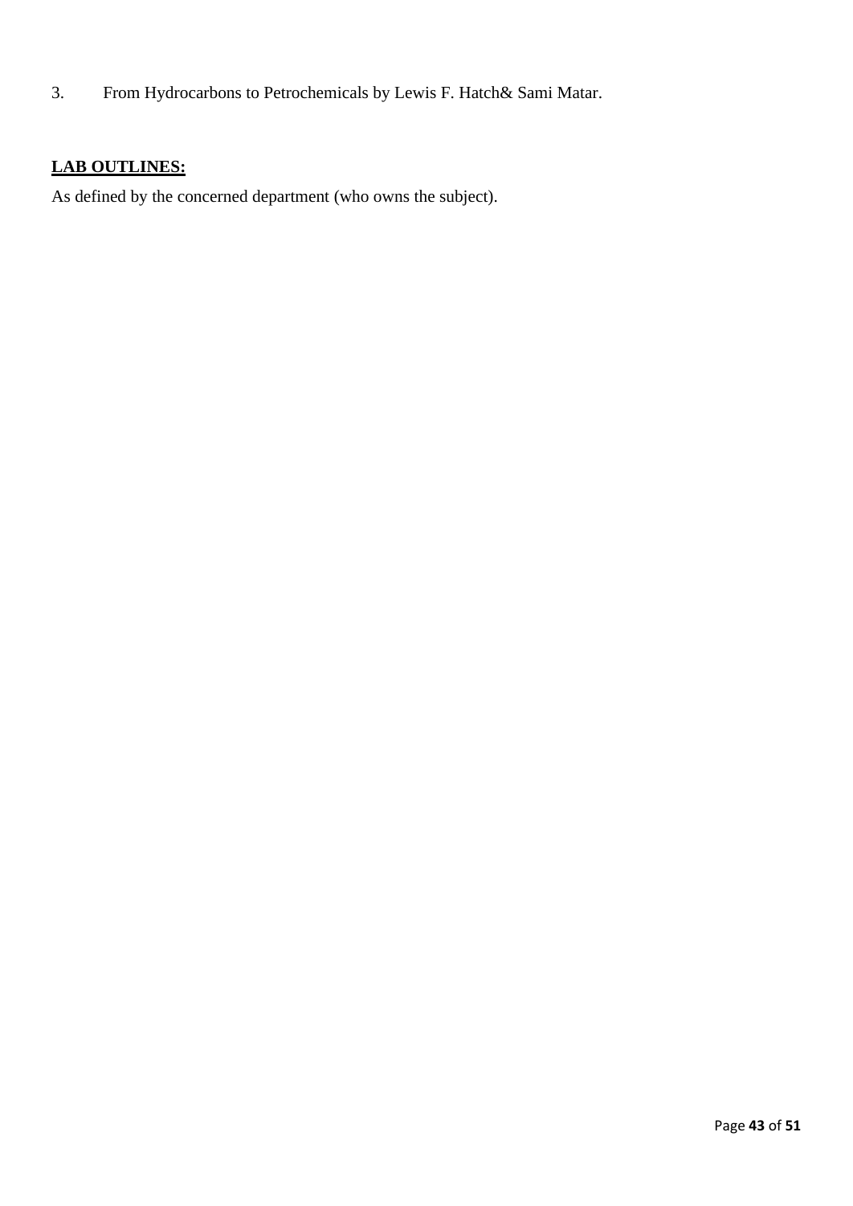3. From Hydrocarbons to Petrochemicals by Lewis F. Hatch& Sami Matar.

**LAB OUTLINES:**

As defined by the concerned department (who owns the subject).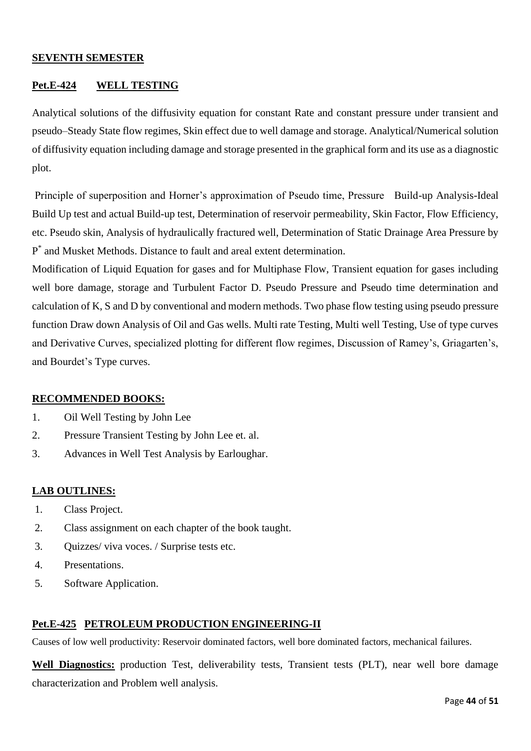## SEVENTH SEMESTER

### Pet.E-424 WELL TESTING

Analytical solutions of the diffusivity equation for constant Rate and constant pressure under transient and pseudo–Steady State flow regimes, Skin effect due to well damage and storage. Analytical/Numerical solution of diffusivity equation including damage and storage presented in the graphical form and its use as a diagnostic plot.

Principle of superposition and Horner's approximation of Pseudo time, Pressure Build-up Analysis-Ideal Build Up test and actual Build-up test, Determination of reservoir permeability, Skin Factor, Flow Efficiency, etc. Pseudo skin, Analysis of hydraulically fractured well, Determination of Static Drainage Area Pressure by $P^*$ and Musket Methods. Distance to fault and areal extent determination.

Modification of Liquid Equation for gases and for Multiphase Flow, Transient equation for gases including well bore damage, storage and Turbulent Factor D. Pseudo Pressure and Pseudo time determination and calculation of K, S and D by conventional and modern methods. Two phase flow testing using pseudo pressure function Draw down Analysis of Oil and Gas wells. Multi rate Testing, Multi well Testing, Use of type curves and Derivative Curves, specialized plotting for different flow regimes, Discussion of Ramey's, Griagarten's, and Bourdet's Type curves.

#### RECOMMENDED BOOKS:

1. Oil Well Testing by John Lee
2. Pressure Transient Testing by John Lee et. al.
3. Advances in Well Test Analysis by Earloughar.

#### LAB OUTLINES:

1. Class Project.
2. Class assignment on each chapter of the book taught.
3. Quizzes/ viva voces. / Surprise tests etc.
4. Presentations.
5. Software Application.

### Pet.E-425 PETROLEUM PRODUCTION ENGINEERING-II

Causes of low well productivity: Reservoir dominated factors, well bore dominated factors, mechanical failures.

**Well Diagnostics:** production Test, deliverability tests, Transient tests (PLT), near well bore damage characterization and Problem well analysis.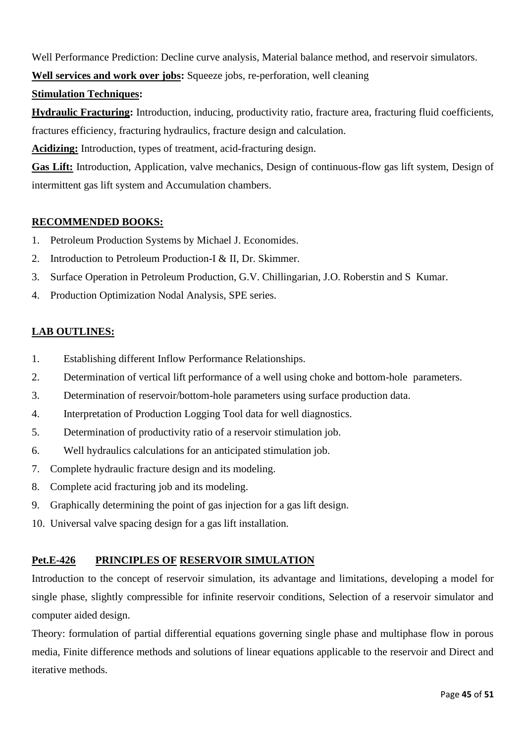Well Performance Prediction: Decline curve analysis, Material balance method, and reservoir simulators.

**Well services and work over jobs:** Squeeze jobs, re-perforation, well cleaning

**Stimulation Techniques:**

**Hydraulic Fracturing:** Introduction, inducing, productivity ratio, fracture area, fracturing fluid coefficients, fractures efficiency, fracturing hydraulics, fracture design and calculation.

**Acidizing:** Introduction, types of treatment, acid-fracturing design.

**Gas Lift:** Introduction, Application, valve mechanics, Design of continuous-flow gas lift system, Design of intermittent gas lift system and Accumulation chambers.

**RECOMMENDED BOOKS:**

1. Petroleum Production Systems by Michael J. Economides.
2. Introduction to Petroleum Production-I & II, Dr. Skimmer.
3. Surface Operation in Petroleum Production, G.V. Chillingarian, J.O. Roberstin and S Kumar.
4. Production Optimization Nodal Analysis, SPE series.

**LAB OUTLINES:**

1. Establishing different Inflow Performance Relationships.
2. Determination of vertical lift performance of a well using choke and bottom-hole parameters.
3. Determination of reservoir/bottom-hole parameters using surface production data.
4. Interpretation of Production Logging Tool data for well diagnostics.
5. Determination of productivity ratio of a reservoir stimulation job.
6. Well hydraulics calculations for an anticipated stimulation job.
7. Complete hydraulic fracture design and its modeling.
8. Complete acid fracturing job and its modeling.
9. Graphically determining the point of gas injection for a gas lift design.
10. Universal valve spacing design for a gas lift installation.

## Pet.E-426 PRINCIPLES OF RESERVOIR SIMULATION

Introduction to the concept of reservoir simulation, its advantage and limitations, developing a model for single phase, slightly compressible for infinite reservoir conditions, Selection of a reservoir simulator and computer aided design.

Theory: formulation of partial differential equations governing single phase and multiphase flow in porous media, Finite difference methods and solutions of linear equations applicable to the reservoir and Direct and iterative methods.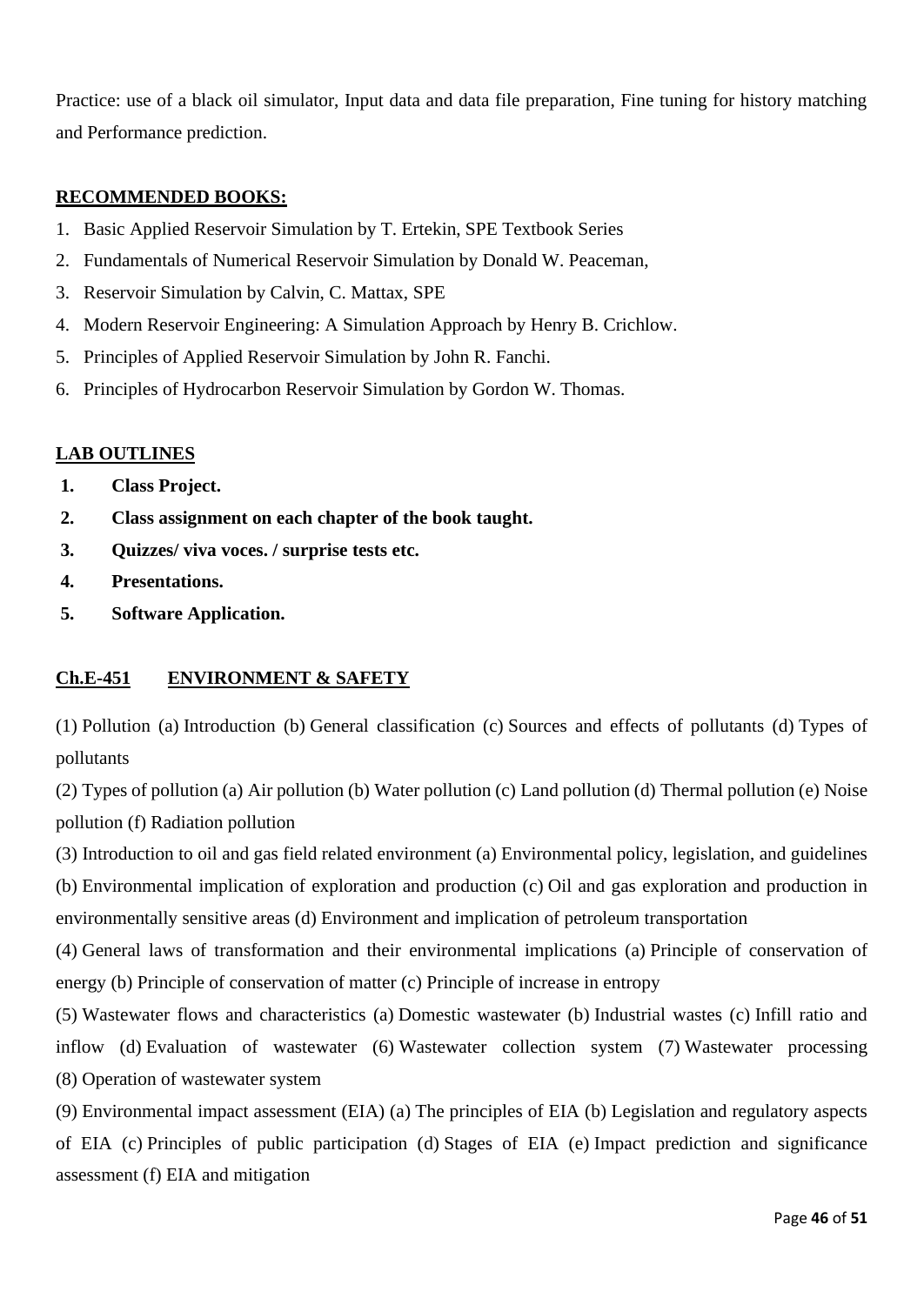Practice: use of a black oil simulator, Input data and data file preparation, Fine tuning for history matching and Performance prediction.

**RECOMMENDED BOOKS:**

1. Basic Applied Reservoir Simulation by T. Ertekin, SPE Textbook Series
2. Fundamentals of Numerical Reservoir Simulation by Donald W. Peaceman,
3. Reservoir Simulation by Calvin, C. Mattax, SPE
4. Modern Reservoir Engineering: A Simulation Approach by Henry B. Crichlow.
5. Principles of Applied Reservoir Simulation by John R. Fanchi.
6. Principles of Hydrocarbon Reservoir Simulation by Gordon W. Thomas.

**LAB OUTLINES**

1. **Class Project.**
2. **Class assignment on each chapter of the book taught.**
3. **Quizzes/ viva voces. / surprise tests etc.**
4. **Presentations.**
5. **Software Application.**

## Ch.E-451 ENVIRONMENT & SAFETY

(1) Pollution (a) Introduction (b) General classification (c) Sources and effects of pollutants (d) Types of pollutants

(2) Types of pollution (a) Air pollution (b) Water pollution (c) Land pollution (d) Thermal pollution (e) Noise pollution (f) Radiation pollution

(3) Introduction to oil and gas field related environment (a) Environmental policy, legislation, and guidelines (b) Environmental implication of exploration and production (c) Oil and gas exploration and production in environmentally sensitive areas (d) Environment and implication of petroleum transportation

(4) General laws of transformation and their environmental implications (a) Principle of conservation of energy (b) Principle of conservation of matter (c) Principle of increase in entropy

(5) Wastewater flows and characteristics (a) Domestic wastewater (b) Industrial wastes (c) Infill ratio and inflow (d) Evaluation of wastewater (6) Wastewater collection system (7) Wastewater processing (8) Operation of wastewater system

(9) Environmental impact assessment (EIA) (a) The principles of EIA (b) Legislation and regulatory aspects of EIA (c) Principles of public participation (d) Stages of EIA (e) Impact prediction and significance assessment (f) EIA and mitigation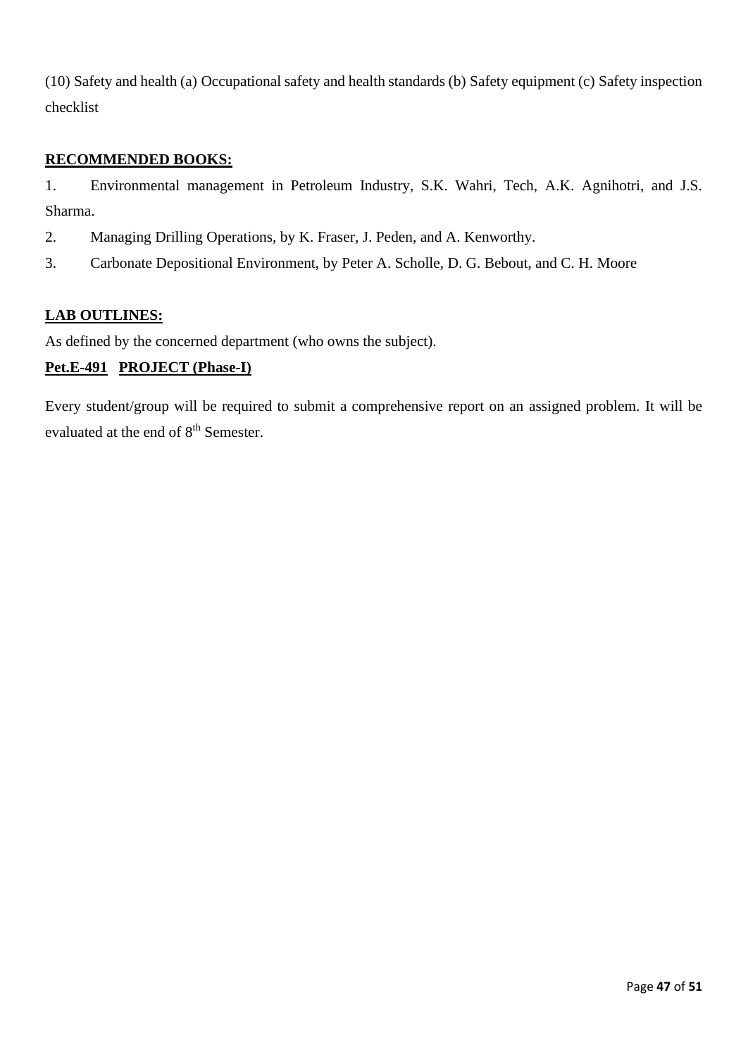(10) Safety and health (a) Occupational safety and health standards (b) Safety equipment (c) Safety inspection checklist

**RECOMMENDED BOOKS:**

1. Environmental management in Petroleum Industry, S.K. Wahri, Tech, A.K. Agnihotri, and J.S. Sharma.
2. Managing Drilling Operations, by K. Fraser, J. Peden, and A. Kenworthy.
3. Carbonate Depositional Environment, by Peter A. Scholle, D. G. Bebout, and C. H. Moore

**LAB OUTLINES:**

As defined by the concerned department (who owns the subject).

**Pet.E-491 PROJECT (Phase-I)**

Every student/group will be required to submit a comprehensive report on an assigned problem. It will be evaluated at the end of 8th Semester.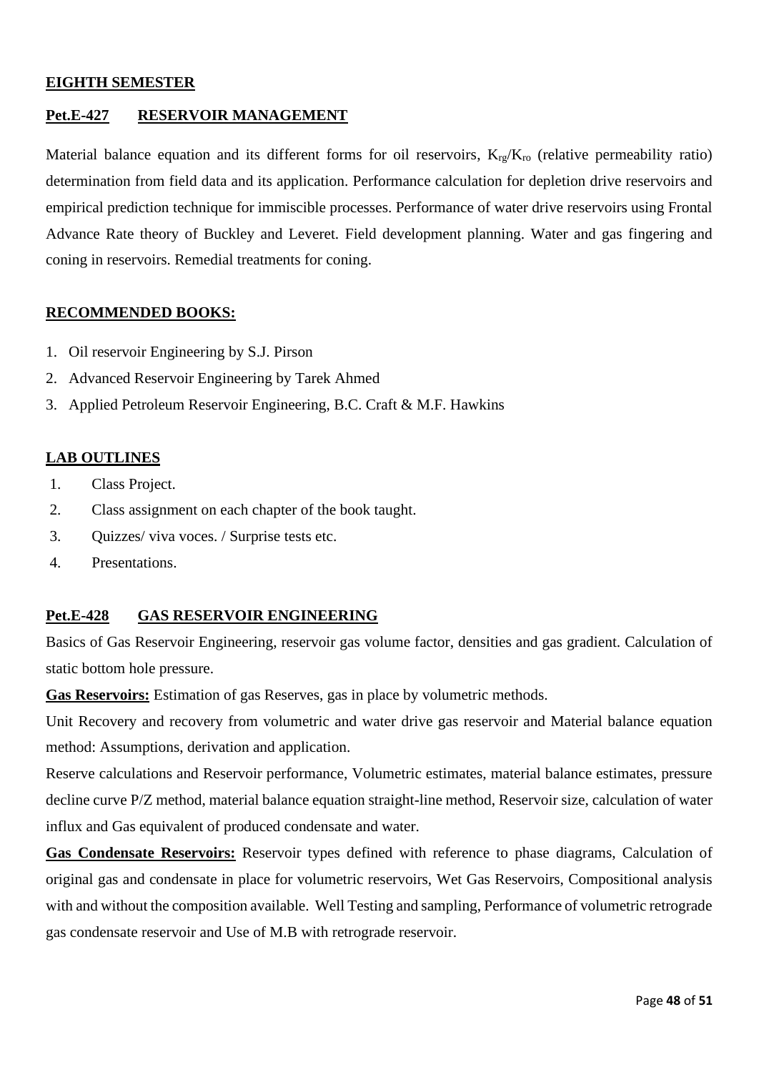## EIGHTH SEMESTER

### Pet.E-427 RESERVOIR MANAGEMENT

Material balance equation and its different forms for oil reservoirs, $K_{rg}/K_{ro}$ (relative permeability ratio) determination from field data and its application. Performance calculation for depletion drive reservoirs and empirical prediction technique for immiscible processes. Performance of water drive reservoirs using Frontal Advance Rate theory of Buckley and Leveret. Field development planning. Water and gas fingering and coning in reservoirs. Remedial treatments for coning.

**RECOMMENDED BOOKS:**

1. Oil reservoir Engineering by S.J. Pirson
2. Advanced Reservoir Engineering by Tarek Ahmed
3. Applied Petroleum Reservoir Engineering, B.C. Craft & M.F. Hawkins

**LAB OUTLINES**

1. Class Project.
2. Class assignment on each chapter of the book taught.
3. Quizzes/ viva voces. / Surprise tests etc.
4. Presentations.

### Pet.E-428 GAS RESERVOIR ENGINEERING

Basics of Gas Reservoir Engineering, reservoir gas volume factor, densities and gas gradient. Calculation of static bottom hole pressure.

**Gas Reservoirs:** Estimation of gas Reserves, gas in place by volumetric methods.

Unit Recovery and recovery from volumetric and water drive gas reservoir and Material balance equation method: Assumptions, derivation and application.

Reserve calculations and Reservoir performance, Volumetric estimates, material balance estimates, pressure decline curve P/Z method, material balance equation straight-line method, Reservoir size, calculation of water influx and Gas equivalent of produced condensate and water.

**Gas Condensate Reservoirs:** Reservoir types defined with reference to phase diagrams, Calculation of original gas and condensate in place for volumetric reservoirs, Wet Gas Reservoirs, Compositional analysis with and without the composition available. Well Testing and sampling, Performance of volumetric retrograde gas condensate reservoir and Use of M.B with retrograde reservoir.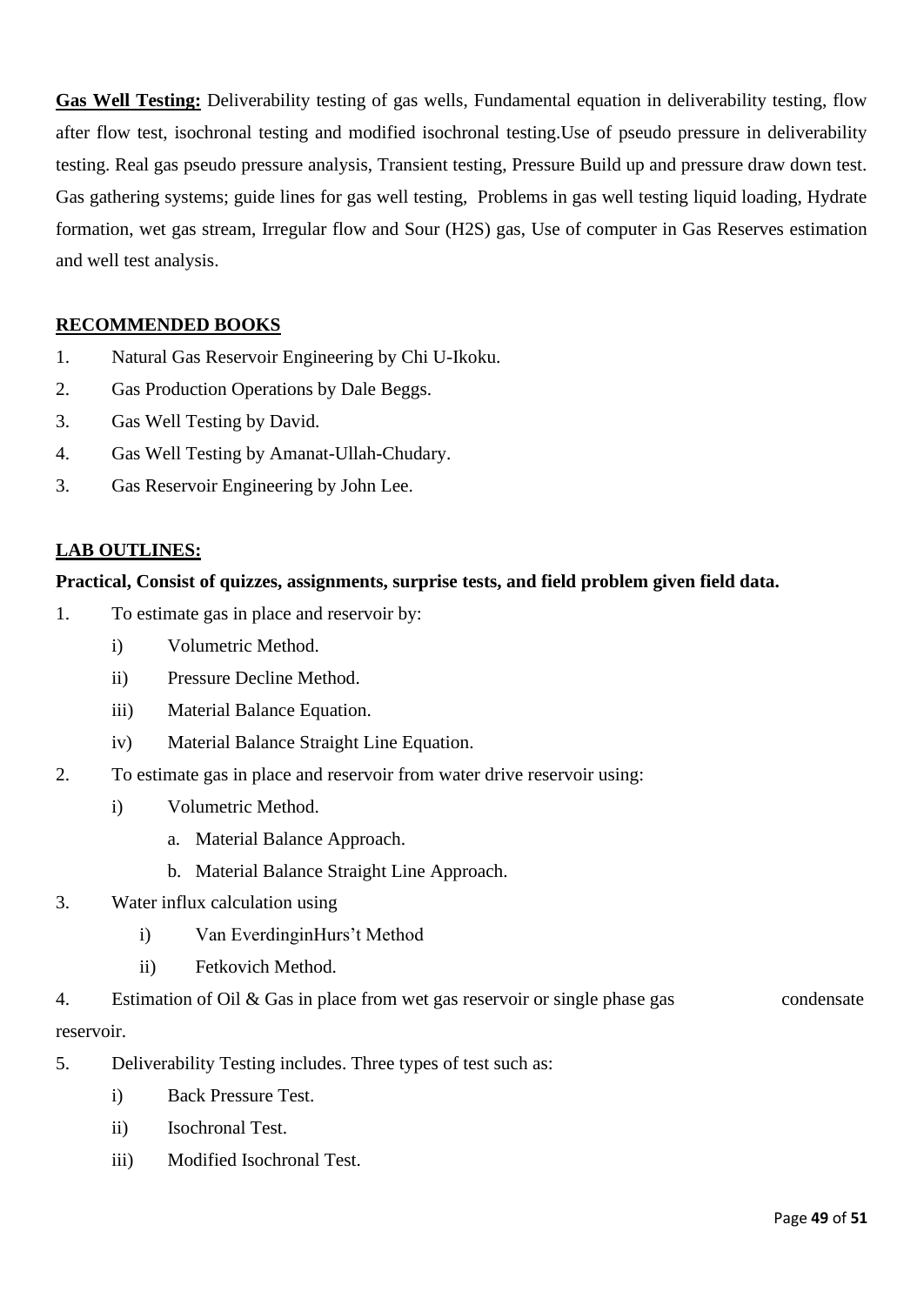**Gas Well Testing:** Deliverability testing of gas wells, Fundamental equation in deliverability testing, flow after flow test, isochronal testing and modified isochronal testing.Use of pseudo pressure in deliverability testing. Real gas pseudo pressure analysis, Transient testing, Pressure Build up and pressure draw down test. Gas gathering systems; guide lines for gas well testing, Problems in gas well testing liquid loading, Hydrate formation, wet gas stream, Irregular flow and Sour ($H_2S$) gas, Use of computer in Gas Reserves estimation and well test analysis.

## RECOMMENDED BOOKS

1. Natural Gas Reservoir Engineering by Chi U-Ikoku.
2. Gas Production Operations by Dale Beggs.
3. Gas Well Testing by David.
4. Gas Well Testing by Amanat-Ullah-Chudary.
3. Gas Reservoir Engineering by John Lee.

## LAB OUTLINES:

**Practical, Consist of quizzes, assignments, surprise tests, and field problem given field data.**

1. To estimate gas in place and reservoir by:
   - i) Volumetric Method.
   - ii) Pressure Decline Method.
   - iii) Material Balance Equation.
   - iv) Material Balance Straight Line Equation.
2. To estimate gas in place and reservoir from water drive reservoir using:
   - i) Volumetric Method.
     - a. Material Balance Approach.
     - b. Material Balance Straight Line Approach.
3. Water influx calculation using
   - i) Van EverdinginHurs't Method
   - ii) Fetkovich Method.
4. Estimation of Oil & Gas in place from wet gas reservoir or single phase gas condensate reservoir.
5. Deliverability Testing includes. Three types of test such as:
   - i) Back Pressure Test.
   - ii) Isochronal Test.
   - iii) Modified Isochronal Test.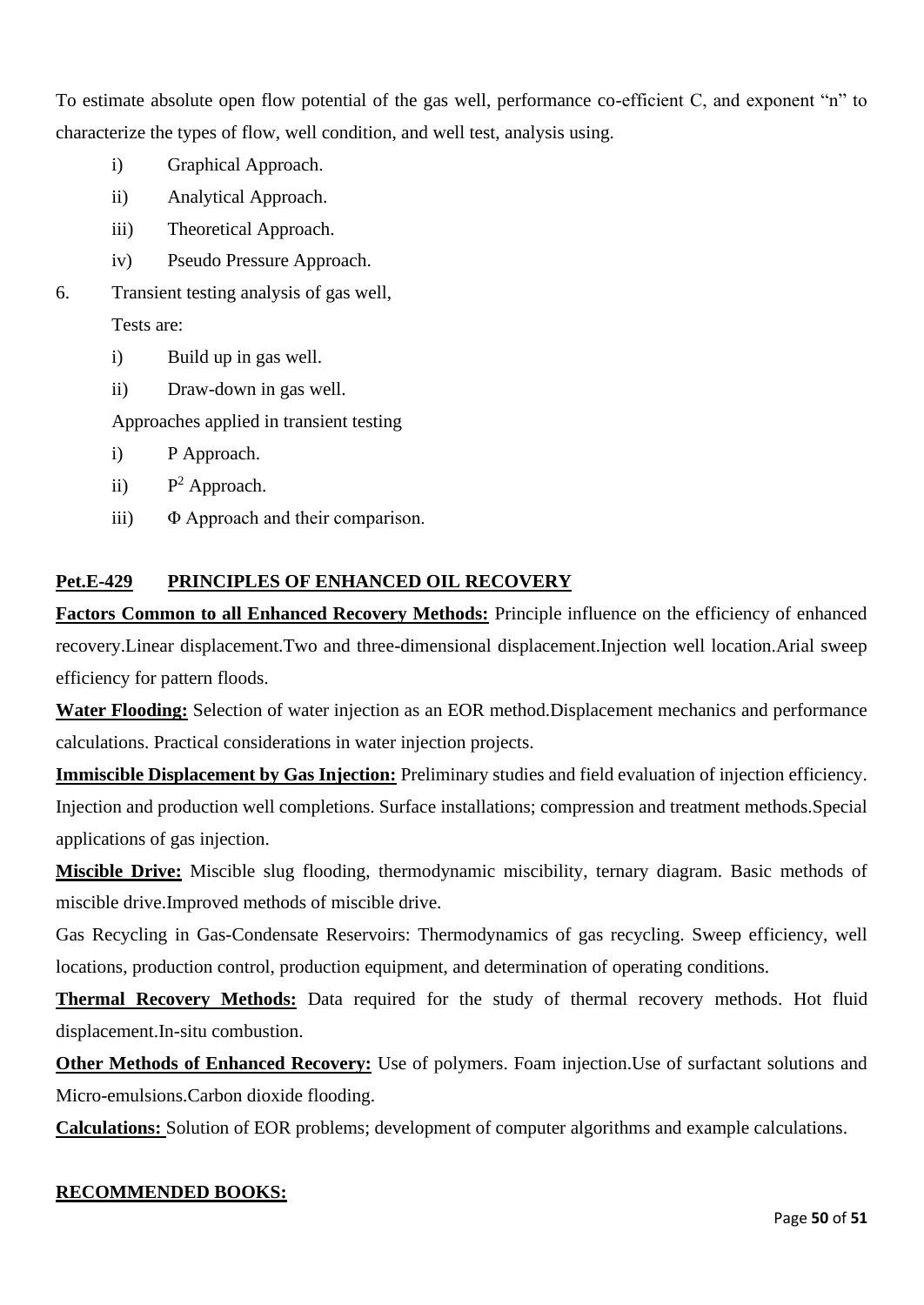To estimate absolute open flow potential of the gas well, performance co-efficient C, and exponent "n" to characterize the types of flow, well condition, and well test, analysis using.

- i) Graphical Approach.
- ii) Analytical Approach.
- iii) Theoretical Approach.
- iv) Pseudo Pressure Approach.

6. Transient testing analysis of gas well,

   Tests are:

   - i) Build up in gas well.
   - ii) Draw-down in gas well.

   Approaches applied in transient testing

   - i) P Approach.
   - ii) $P^2$ Approach.
   - iii) Φ Approach and their comparison.

## Pet.E-429 PRINCIPLES OF ENHANCED OIL RECOVERY

**Factors Common to all Enhanced Recovery Methods:** Principle influence on the efficiency of enhanced recovery.Linear displacement.Two and three-dimensional displacement.Injection well location.Arial sweep efficiency for pattern floods.

**Water Flooding:** Selection of water injection as an EOR method.Displacement mechanics and performance calculations. Practical considerations in water injection projects.

**Immiscible Displacement by Gas Injection:** Preliminary studies and field evaluation of injection efficiency. Injection and production well completions. Surface installations; compression and treatment methods.Special applications of gas injection.

**Miscible Drive:** Miscible slug flooding, thermodynamic miscibility, ternary diagram. Basic methods of miscible drive.Improved methods of miscible drive.

Gas Recycling in Gas-Condensate Reservoirs: Thermodynamics of gas recycling. Sweep efficiency, well locations, production control, production equipment, and determination of operating conditions.

**Thermal Recovery Methods:** Data required for the study of thermal recovery methods. Hot fluid displacement.In-situ combustion.

**Other Methods of Enhanced Recovery:** Use of polymers. Foam injection.Use of surfactant solutions and Micro-emulsions.Carbon dioxide flooding.

**Calculations:** Solution of EOR problems; development of computer algorithms and example calculations.

**RECOMMENDED BOOKS:**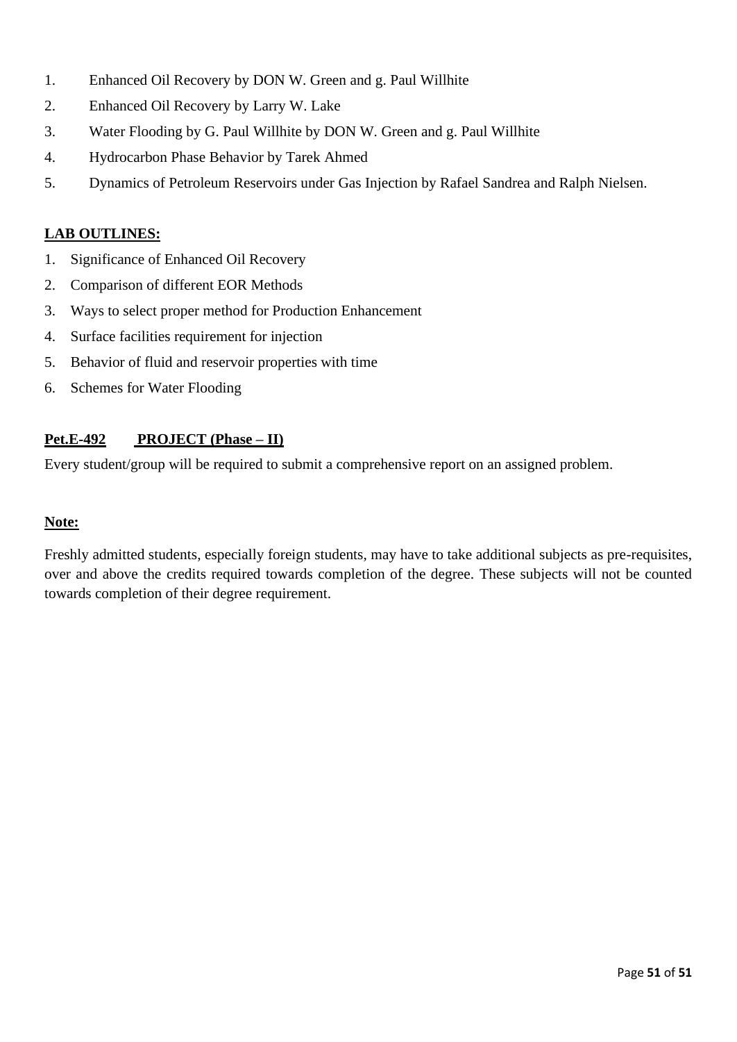1. Enhanced Oil Recovery by DON W. Green and g. Paul Willhite
2. Enhanced Oil Recovery by Larry W. Lake
3. Water Flooding by G. Paul Willhite by DON W. Green and g. Paul Willhite
4. Hydrocarbon Phase Behavior by Tarek Ahmed
5. Dynamics of Petroleum Reservoirs under Gas Injection by Rafael Sandrea and Ralph Nielsen.

**LAB OUTLINES:**

1. Significance of Enhanced Oil Recovery
2. Comparison of different EOR Methods
3. Ways to select proper method for Production Enhancement
4. Surface facilities requirement for injection
5. Behavior of fluid and reservoir properties with time
6. Schemes for Water Flooding

**Pet.E-492 PROJECT (Phase – II)**

Every student/group will be required to submit a comprehensive report on an assigned problem.

**Note:**

Freshly admitted students, especially foreign students, may have to take additional subjects as pre-requisites, over and above the credits required towards completion of the degree. These subjects will not be counted towards completion of their degree requirement.